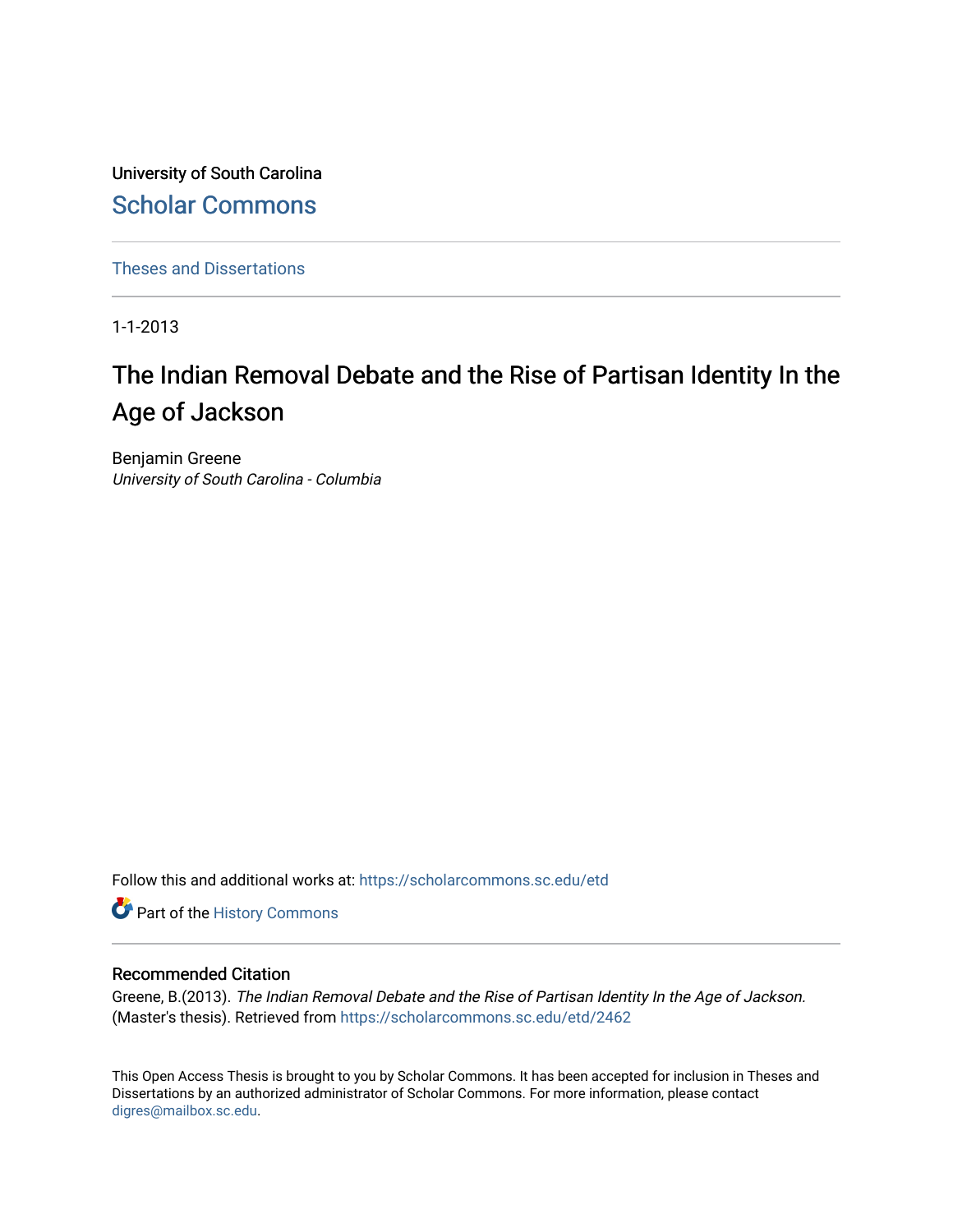University of South Carolina

Scholar Commons

Theses and Dissertations

1-1-2013

# The Indian Removal Debate and the Rise of Partisan Identity In the Age of Jackson

Benjamin Greene
*University of South Carolina - Columbia*

Follow this and additional works at: https://scholarcommons.sc.edu/etd

Part of the History Commons

## Recommended Citation

Greene, B.(2013). *The Indian Removal Debate and the Rise of Partisan Identity In the Age of Jackson.* (Master's thesis). Retrieved from https://scholarcommons.sc.edu/etd/2462

This Open Access Thesis is brought to you by Scholar Commons. It has been accepted for inclusion in Theses and Dissertations by an authorized administrator of Scholar Commons. For more information, please contact digres@mailbox.sc.edu.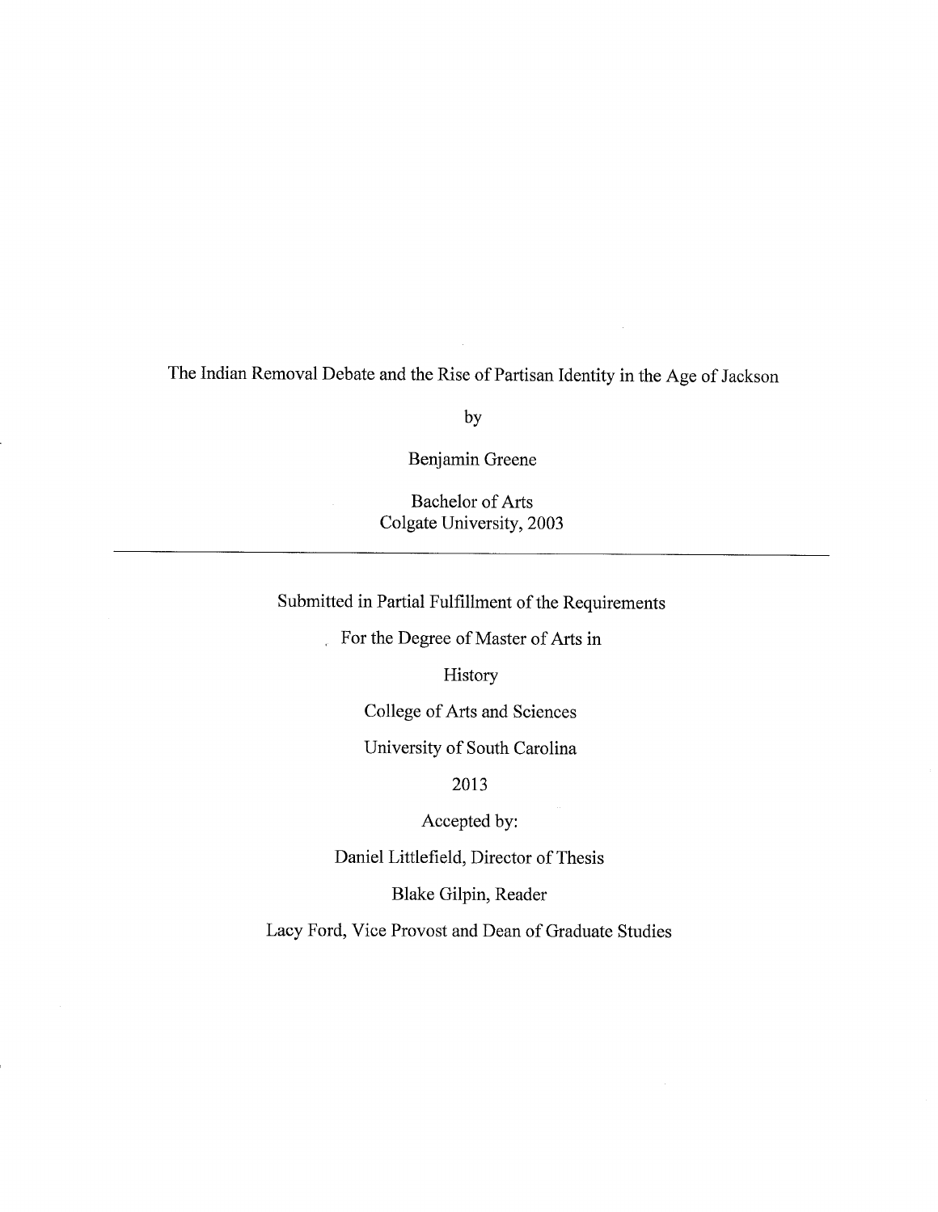# The Indian Removal Debate and the Rise of Partisan Identity in the Age of Jackson

by

Benjamin Greene

Bachelor of Arts
Colgate University, 2003

---

Submitted in Partial Fulfillment of the Requirements

For the Degree of Master of Arts in

History

College of Arts and Sciences

University of South Carolina

2013

Accepted by:

Daniel Littlefield, Director of Thesis

Blake Gilpin, Reader

Lacy Ford, Vice Provost and Dean of Graduate Studies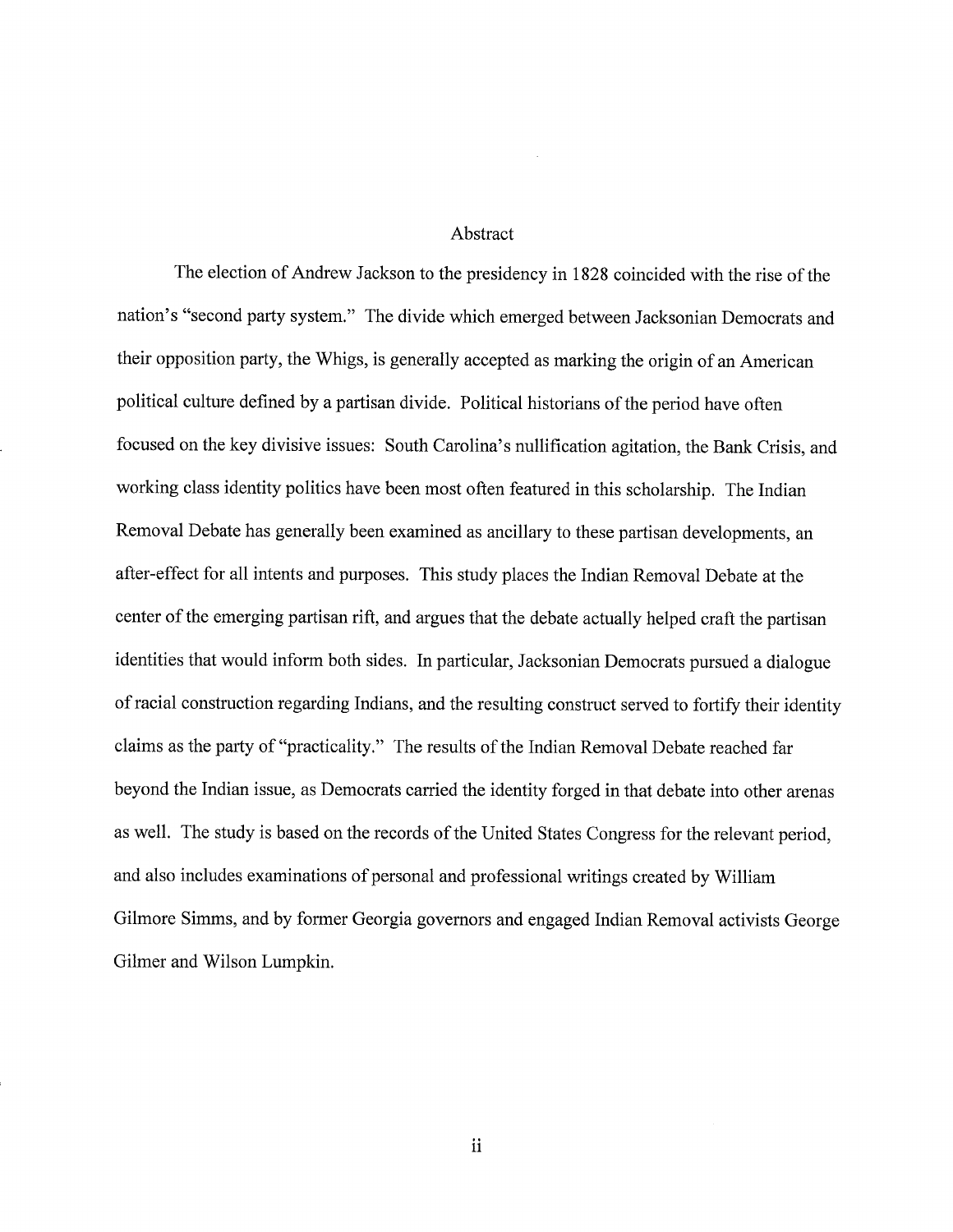# Abstract

The election of Andrew Jackson to the presidency in 1828 coincided with the rise of the nation's "second party system." The divide which emerged between Jacksonian Democrats and their opposition party, the Whigs, is generally accepted as marking the origin of an American political culture defined by a partisan divide. Political historians of the period have often focused on the key divisive issues: South Carolina's nullification agitation, the Bank Crisis, and working class identity politics have been most often featured in this scholarship. The Indian Removal Debate has generally been examined as ancillary to these partisan developments, an after-effect for all intents and purposes. This study places the Indian Removal Debate at the center of the emerging partisan rift, and argues that the debate actually helped craft the partisan identities that would inform both sides. In particular, Jacksonian Democrats pursued a dialogue of racial construction regarding Indians, and the resulting construct served to fortify their identity claims as the party of "practicality." The results of the Indian Removal Debate reached far beyond the Indian issue, as Democrats carried the identity forged in that debate into other arenas as well. The study is based on the records of the United States Congress for the relevant period, and also includes examinations of personal and professional writings created by William Gilmore Simms, and by former Georgia governors and engaged Indian Removal activists George Gilmer and Wilson Lumpkin.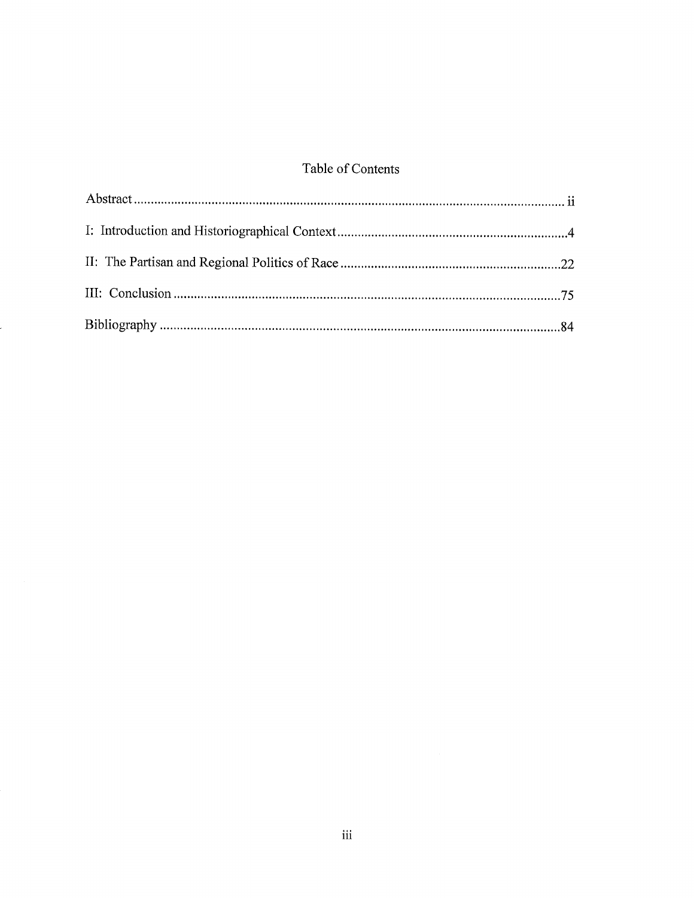# Table of Contents

| | |
|---|---|
| Abstract | ii |
| I: Introduction and Historiographical Context | 4 |
| II: The Partisan and Regional Politics of Race | 22 |
| III: Conclusion | 75 |
| Bibliography | 84 |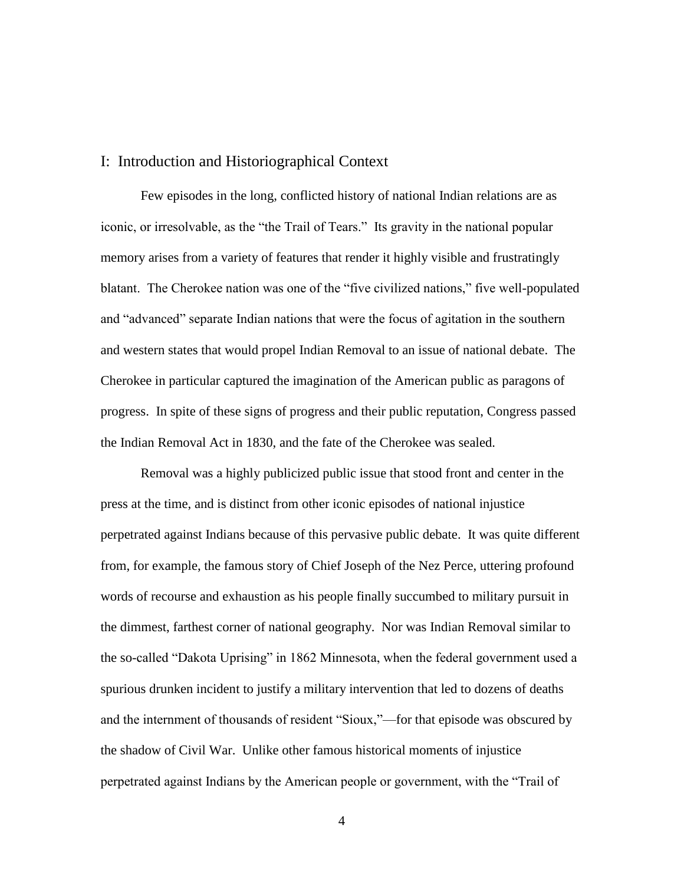## I: Introduction and Historiographical Context

Few episodes in the long, conflicted history of national Indian relations are as iconic, or irresolvable, as the "the Trail of Tears." Its gravity in the national popular memory arises from a variety of features that render it highly visible and frustratingly blatant. The Cherokee nation was one of the "five civilized nations," five well-populated and "advanced" separate Indian nations that were the focus of agitation in the southern and western states that would propel Indian Removal to an issue of national debate. The Cherokee in particular captured the imagination of the American public as paragons of progress. In spite of these signs of progress and their public reputation, Congress passed the Indian Removal Act in 1830, and the fate of the Cherokee was sealed.

Removal was a highly publicized public issue that stood front and center in the press at the time, and is distinct from other iconic episodes of national injustice perpetrated against Indians because of this pervasive public debate. It was quite different from, for example, the famous story of Chief Joseph of the Nez Perce, uttering profound words of recourse and exhaustion as his people finally succumbed to military pursuit in the dimmest, farthest corner of national geography. Nor was Indian Removal similar to the so-called "Dakota Uprising" in 1862 Minnesota, when the federal government used a spurious drunken incident to justify a military intervention that led to dozens of deaths and the internment of thousands of resident "Sioux,"—for that episode was obscured by the shadow of Civil War. Unlike other famous historical moments of injustice perpetrated against Indians by the American people or government, with the "Trail of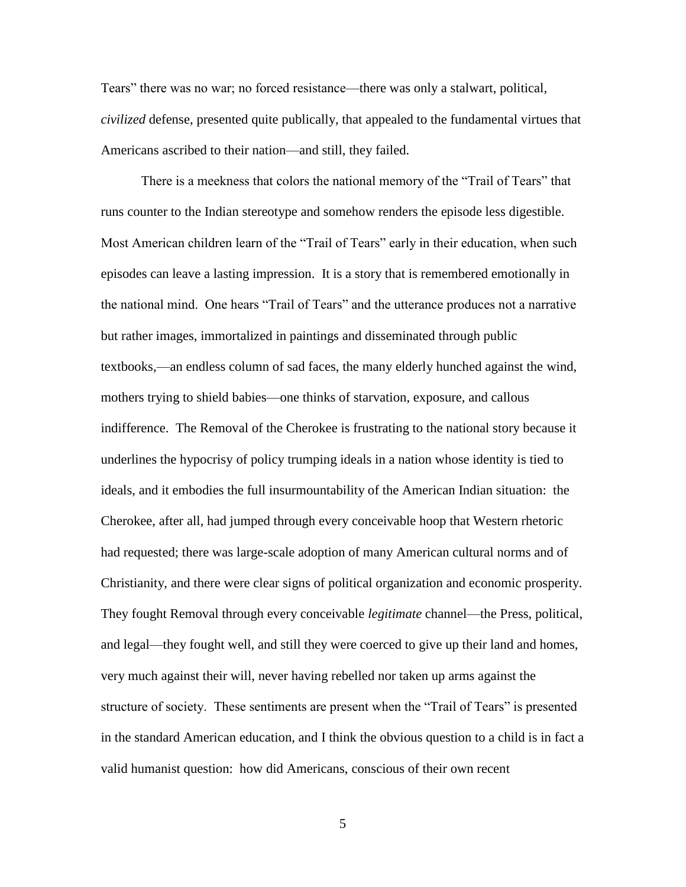Tears" there was no war; no forced resistance—there was only a stalwart, political, *civilized* defense, presented quite publically, that appealed to the fundamental virtues that Americans ascribed to their nation—and still, they failed.

There is a meekness that colors the national memory of the "Trail of Tears" that runs counter to the Indian stereotype and somehow renders the episode less digestible. Most American children learn of the "Trail of Tears" early in their education, when such episodes can leave a lasting impression. It is a story that is remembered emotionally in the national mind. One hears "Trail of Tears" and the utterance produces not a narrative but rather images, immortalized in paintings and disseminated through public textbooks,—an endless column of sad faces, the many elderly hunched against the wind, mothers trying to shield babies—one thinks of starvation, exposure, and callous indifference. The Removal of the Cherokee is frustrating to the national story because it underlines the hypocrisy of policy trumping ideals in a nation whose identity is tied to ideals, and it embodies the full insurmountability of the American Indian situation: the Cherokee, after all, had jumped through every conceivable hoop that Western rhetoric had requested; there was large-scale adoption of many American cultural norms and of Christianity, and there were clear signs of political organization and economic prosperity. They fought Removal through every conceivable *legitimate* channel—the Press, political, and legal—they fought well, and still they were coerced to give up their land and homes, very much against their will, never having rebelled nor taken up arms against the structure of society. These sentiments are present when the "Trail of Tears" is presented in the standard American education, and I think the obvious question to a child is in fact a valid humanist question: how did Americans, conscious of their own recent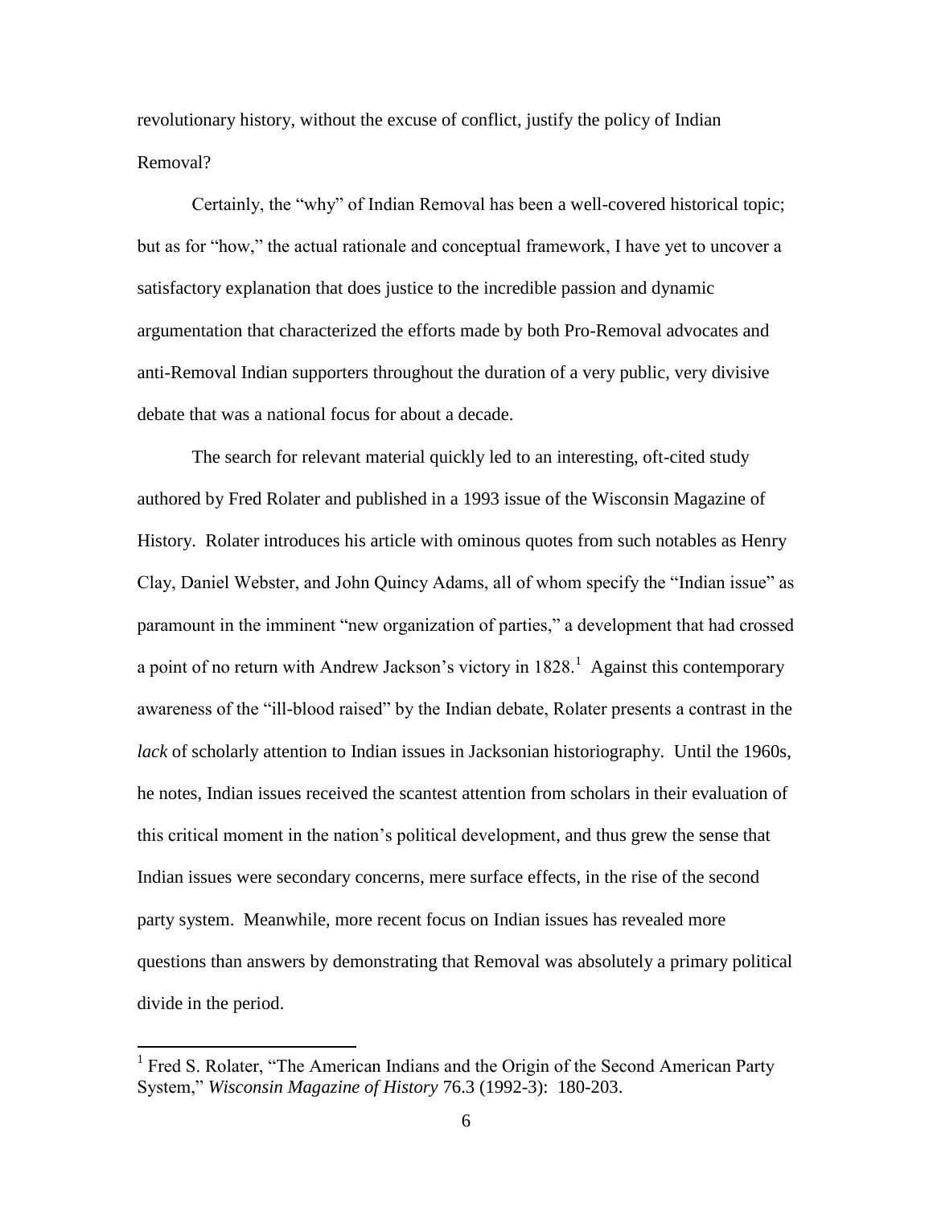revolutionary history, without the excuse of conflict, justify the policy of Indian Removal?

Certainly, the "why" of Indian Removal has been a well-covered historical topic; but as for "how," the actual rationale and conceptual framework, I have yet to uncover a satisfactory explanation that does justice to the incredible passion and dynamic argumentation that characterized the efforts made by both Pro-Removal advocates and anti-Removal Indian supporters throughout the duration of a very public, very divisive debate that was a national focus for about a decade.

The search for relevant material quickly led to an interesting, oft-cited study authored by Fred Rolater and published in a 1993 issue of the Wisconsin Magazine of History. Rolater introduces his article with ominous quotes from such notables as Henry Clay, Daniel Webster, and John Quincy Adams, all of whom specify the "Indian issue" as paramount in the imminent "new organization of parties," a development that had crossed a point of no return with Andrew Jackson's victory in 1828.[1] Against this contemporary awareness of the "ill-blood raised" by the Indian debate, Rolater presents a contrast in the *lack* of scholarly attention to Indian issues in Jacksonian historiography. Until the 1960s, he notes, Indian issues received the scantest attention from scholars in their evaluation of this critical moment in the nation's political development, and thus grew the sense that Indian issues were secondary concerns, mere surface effects, in the rise of the second party system. Meanwhile, more recent focus on Indian issues has revealed more questions than answers by demonstrating that Removal was absolutely a primary political divide in the period.

---

[1] Fred S. Rolater, "The American Indians and the Origin of the Second American Party System," *Wisconsin Magazine of History* 76.3 (1992-3): 180-203.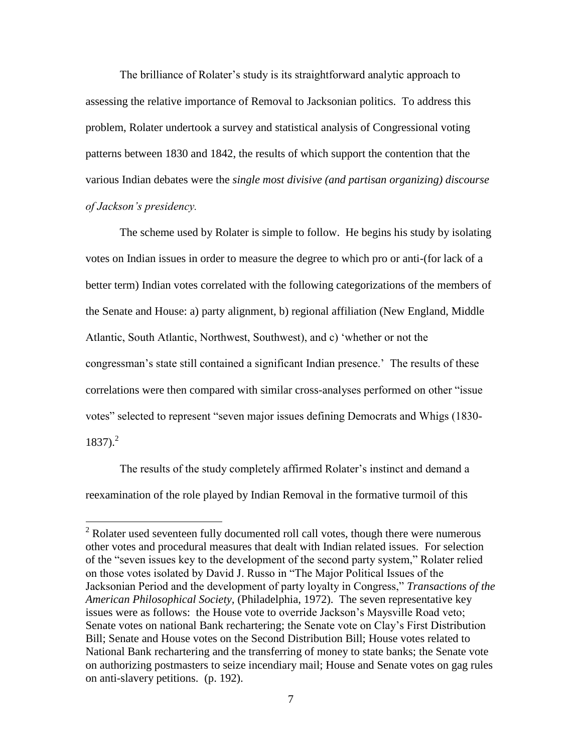The brilliance of Rolater's study is its straightforward analytic approach to assessing the relative importance of Removal to Jacksonian politics. To address this problem, Rolater undertook a survey and statistical analysis of Congressional voting patterns between 1830 and 1842, the results of which support the contention that the various Indian debates were the *single most divisive (and partisan organizing) discourse of Jackson's presidency.*

The scheme used by Rolater is simple to follow. He begins his study by isolating votes on Indian issues in order to measure the degree to which pro or anti-(for lack of a better term) Indian votes correlated with the following categorizations of the members of the Senate and House: a) party alignment, b) regional affiliation (New England, Middle Atlantic, South Atlantic, Northwest, Southwest), and c) 'whether or not the congressman's state still contained a significant Indian presence.' The results of these correlations were then compared with similar cross-analyses performed on other "issue votes" selected to represent "seven major issues defining Democrats and Whigs (1830-1837).[2]

The results of the study completely affirmed Rolater's instinct and demand a reexamination of the role played by Indian Removal in the formative turmoil of this

---

[2] Rolater used seventeen fully documented roll call votes, though there were numerous other votes and procedural measures that dealt with Indian related issues. For selection of the "seven issues key to the development of the second party system," Rolater relied on those votes isolated by David J. Russo in "The Major Political Issues of the Jacksonian Period and the development of party loyalty in Congress," *Transactions of the American Philosophical Society*, (Philadelphia, 1972). The seven representative key issues were as follows: the House vote to override Jackson's Maysville Road veto; Senate votes on national Bank rechartering; the Senate vote on Clay's First Distribution Bill; Senate and House votes on the Second Distribution Bill; House votes related to National Bank rechartering and the transferring of money to state banks; the Senate vote on authorizing postmasters to seize incendiary mail; House and Senate votes on gag rules on anti-slavery petitions. (p. 192).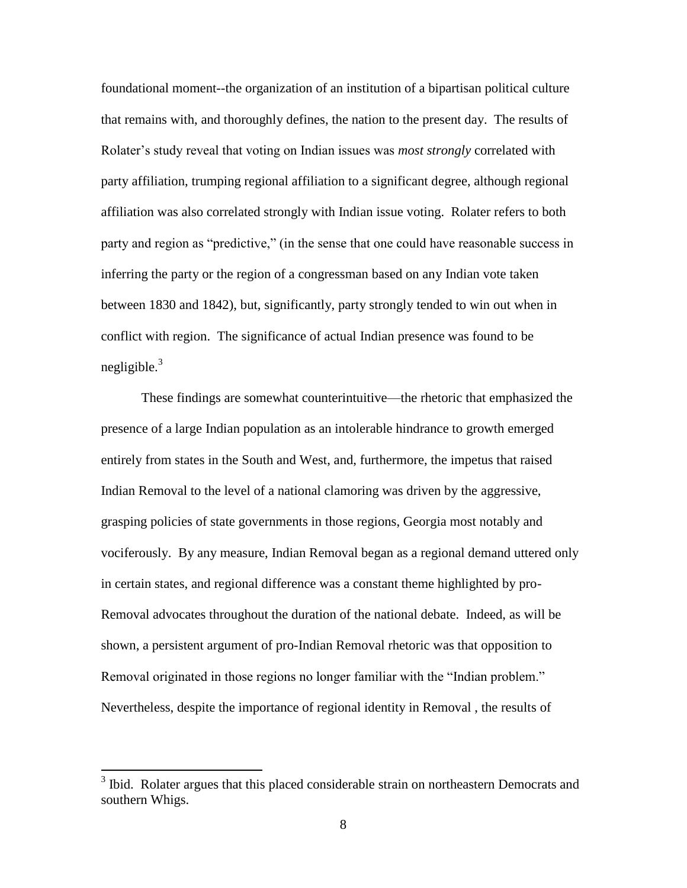foundational moment--the organization of an institution of a bipartisan political culture that remains with, and thoroughly defines, the nation to the present day. The results of Rolater's study reveal that voting on Indian issues was *most strongly* correlated with party affiliation, trumping regional affiliation to a significant degree, although regional affiliation was also correlated strongly with Indian issue voting. Rolater refers to both party and region as "predictive," (in the sense that one could have reasonable success in inferring the party or the region of a congressman based on any Indian vote taken between 1830 and 1842), but, significantly, party strongly tended to win out when in conflict with region. The significance of actual Indian presence was found to be negligible.[3]

These findings are somewhat counterintuitive—the rhetoric that emphasized the presence of a large Indian population as an intolerable hindrance to growth emerged entirely from states in the South and West, and, furthermore, the impetus that raised Indian Removal to the level of a national clamoring was driven by the aggressive, grasping policies of state governments in those regions, Georgia most notably and vociferously. By any measure, Indian Removal began as a regional demand uttered only in certain states, and regional difference was a constant theme highlighted by pro-Removal advocates throughout the duration of the national debate. Indeed, as will be shown, a persistent argument of pro-Indian Removal rhetoric was that opposition to Removal originated in those regions no longer familiar with the "Indian problem." Nevertheless, despite the importance of regional identity in Removal , the results of

[3] Ibid. Rolater argues that this placed considerable strain on northeastern Democrats and southern Whigs.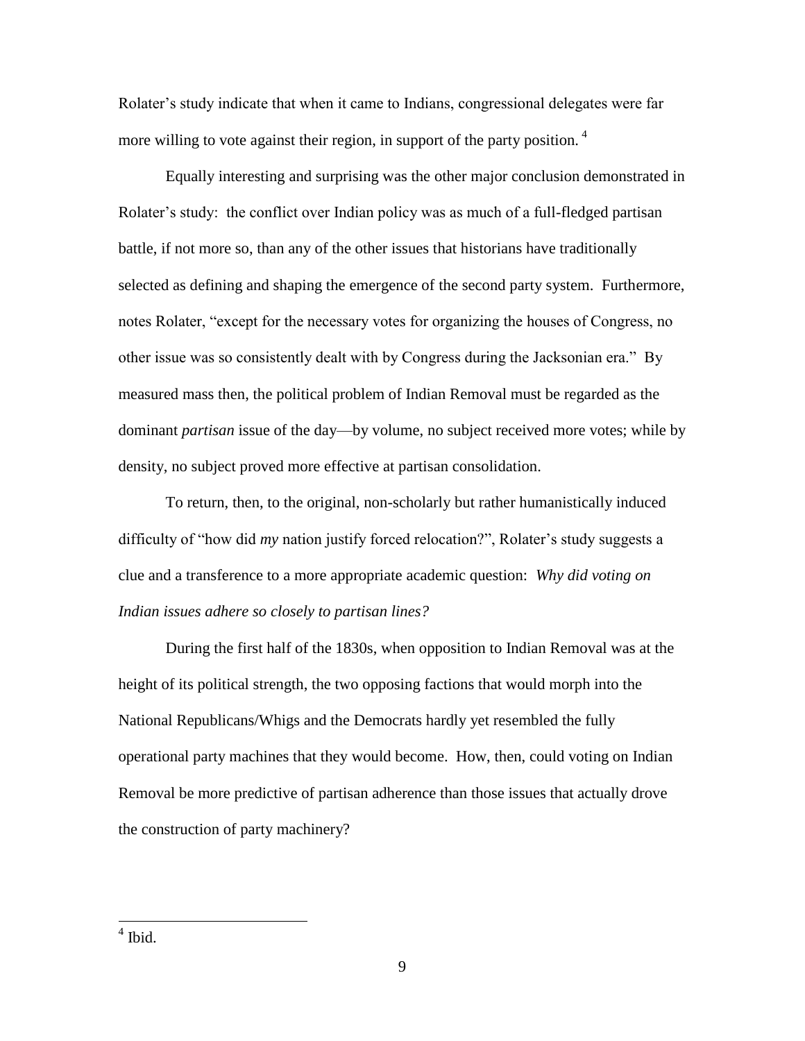Rolater's study indicate that when it came to Indians, congressional delegates were far more willing to vote against their region, in support of the party position.[4]

Equally interesting and surprising was the other major conclusion demonstrated in Rolater's study: the conflict over Indian policy was as much of a full-fledged partisan battle, if not more so, than any of the other issues that historians have traditionally selected as defining and shaping the emergence of the second party system. Furthermore, notes Rolater, "except for the necessary votes for organizing the houses of Congress, no other issue was so consistently dealt with by Congress during the Jacksonian era." By measured mass then, the political problem of Indian Removal must be regarded as the dominant *partisan* issue of the day—by volume, no subject received more votes; while by density, no subject proved more effective at partisan consolidation.

To return, then, to the original, non-scholarly but rather humanistically induced difficulty of "how did *my* nation justify forced relocation?", Rolater's study suggests a clue and a transference to a more appropriate academic question: *Why did voting on Indian issues adhere so closely to partisan lines?*

During the first half of the 1830s, when opposition to Indian Removal was at the height of its political strength, the two opposing factions that would morph into the National Republicans/Whigs and the Democrats hardly yet resembled the fully operational party machines that they would become. How, then, could voting on Indian Removal be more predictive of partisan adherence than those issues that actually drove the construction of party machinery?

---

[4] Ibid.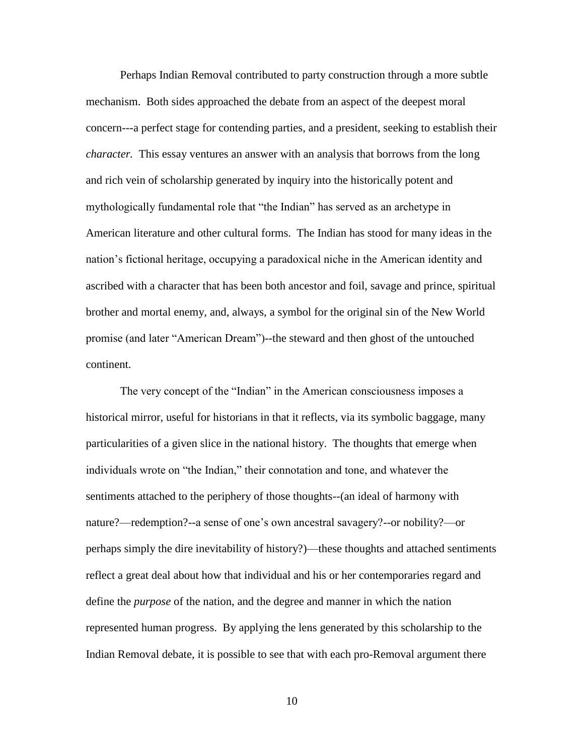Perhaps Indian Removal contributed to party construction through a more subtle mechanism. Both sides approached the debate from an aspect of the deepest moral concern---a perfect stage for contending parties, and a president, seeking to establish their *character.* This essay ventures an answer with an analysis that borrows from the long and rich vein of scholarship generated by inquiry into the historically potent and mythologically fundamental role that "the Indian" has served as an archetype in American literature and other cultural forms. The Indian has stood for many ideas in the nation's fictional heritage, occupying a paradoxical niche in the American identity and ascribed with a character that has been both ancestor and foil, savage and prince, spiritual brother and mortal enemy, and, always, a symbol for the original sin of the New World promise (and later "American Dream")--the steward and then ghost of the untouched continent.

The very concept of the "Indian" in the American consciousness imposes a historical mirror, useful for historians in that it reflects, via its symbolic baggage, many particularities of a given slice in the national history. The thoughts that emerge when individuals wrote on "the Indian," their connotation and tone, and whatever the sentiments attached to the periphery of those thoughts--(an ideal of harmony with nature?—redemption?--a sense of one's own ancestral savagery?--or nobility?—or perhaps simply the dire inevitability of history?)—these thoughts and attached sentiments reflect a great deal about how that individual and his or her contemporaries regard and define the *purpose* of the nation, and the degree and manner in which the nation represented human progress. By applying the lens generated by this scholarship to the Indian Removal debate, it is possible to see that with each pro-Removal argument there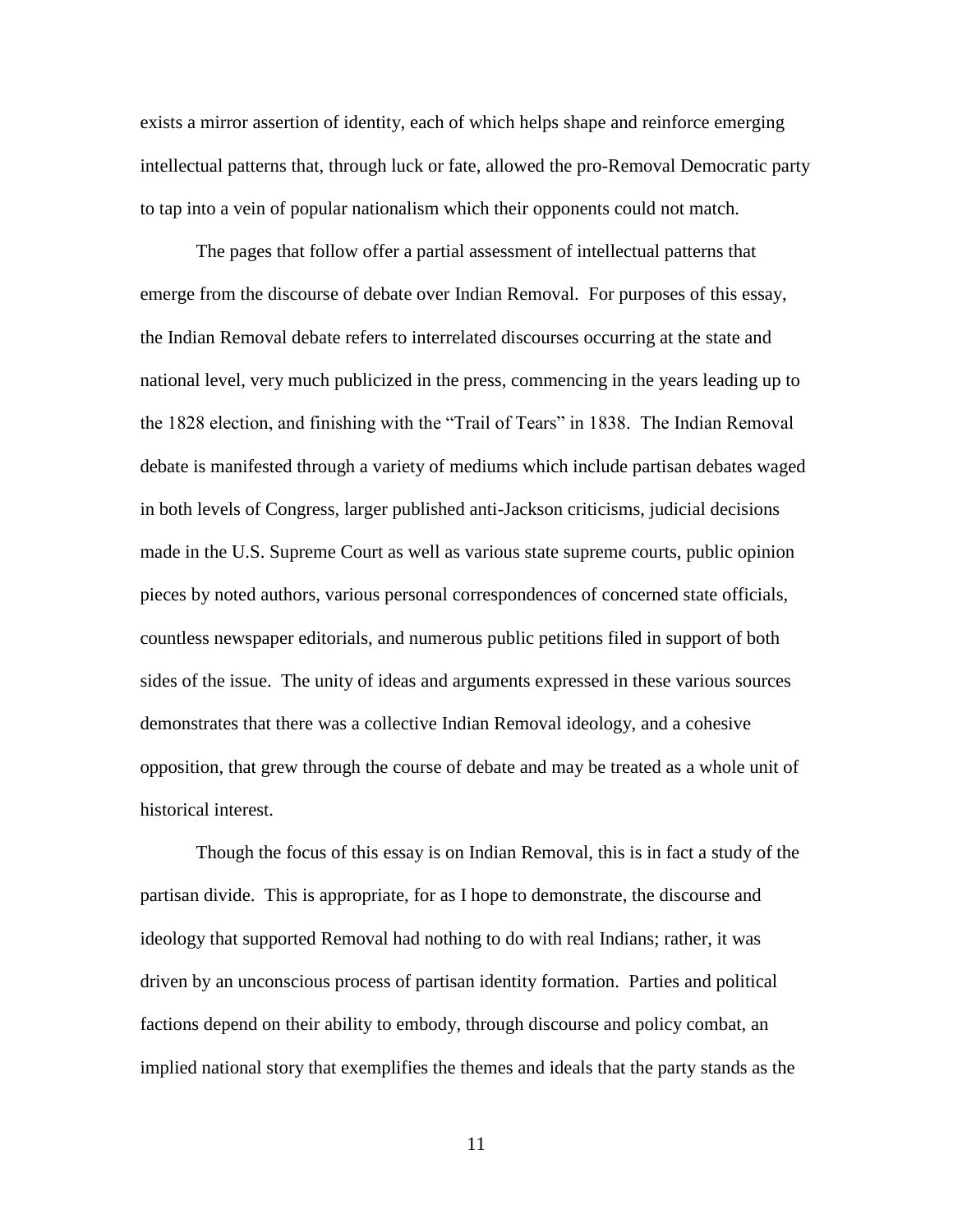exists a mirror assertion of identity, each of which helps shape and reinforce emerging intellectual patterns that, through luck or fate, allowed the pro-Removal Democratic party to tap into a vein of popular nationalism which their opponents could not match.

The pages that follow offer a partial assessment of intellectual patterns that emerge from the discourse of debate over Indian Removal. For purposes of this essay, the Indian Removal debate refers to interrelated discourses occurring at the state and national level, very much publicized in the press, commencing in the years leading up to the 1828 election, and finishing with the "Trail of Tears" in 1838. The Indian Removal debate is manifested through a variety of mediums which include partisan debates waged in both levels of Congress, larger published anti-Jackson criticisms, judicial decisions made in the U.S. Supreme Court as well as various state supreme courts, public opinion pieces by noted authors, various personal correspondences of concerned state officials, countless newspaper editorials, and numerous public petitions filed in support of both sides of the issue. The unity of ideas and arguments expressed in these various sources demonstrates that there was a collective Indian Removal ideology, and a cohesive opposition, that grew through the course of debate and may be treated as a whole unit of historical interest.

Though the focus of this essay is on Indian Removal, this is in fact a study of the partisan divide. This is appropriate, for as I hope to demonstrate, the discourse and ideology that supported Removal had nothing to do with real Indians; rather, it was driven by an unconscious process of partisan identity formation. Parties and political factions depend on their ability to embody, through discourse and policy combat, an implied national story that exemplifies the themes and ideals that the party stands as the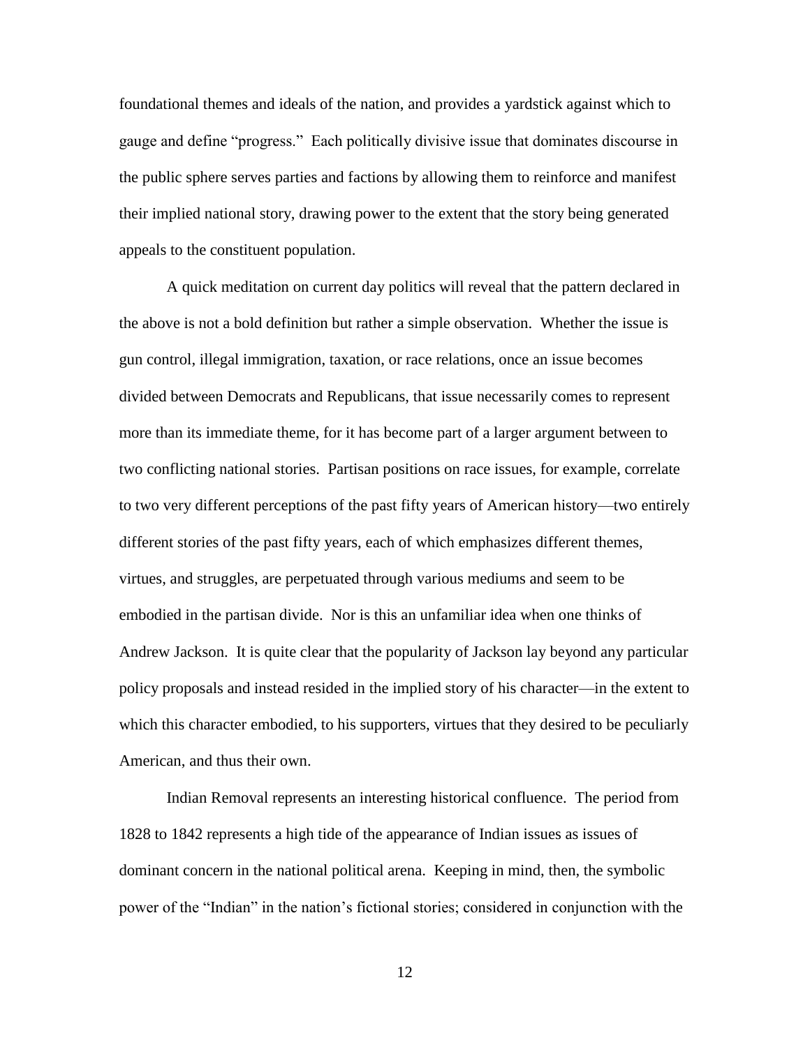foundational themes and ideals of the nation, and provides a yardstick against which to gauge and define "progress." Each politically divisive issue that dominates discourse in the public sphere serves parties and factions by allowing them to reinforce and manifest their implied national story, drawing power to the extent that the story being generated appeals to the constituent population.

A quick meditation on current day politics will reveal that the pattern declared in the above is not a bold definition but rather a simple observation. Whether the issue is gun control, illegal immigration, taxation, or race relations, once an issue becomes divided between Democrats and Republicans, that issue necessarily comes to represent more than its immediate theme, for it has become part of a larger argument between to two conflicting national stories. Partisan positions on race issues, for example, correlate to two very different perceptions of the past fifty years of American history—two entirely different stories of the past fifty years, each of which emphasizes different themes, virtues, and struggles, are perpetuated through various mediums and seem to be embodied in the partisan divide. Nor is this an unfamiliar idea when one thinks of Andrew Jackson. It is quite clear that the popularity of Jackson lay beyond any particular policy proposals and instead resided in the implied story of his character—in the extent to which this character embodied, to his supporters, virtues that they desired to be peculiarly American, and thus their own.

Indian Removal represents an interesting historical confluence. The period from 1828 to 1842 represents a high tide of the appearance of Indian issues as issues of dominant concern in the national political arena. Keeping in mind, then, the symbolic power of the "Indian" in the nation's fictional stories; considered in conjunction with the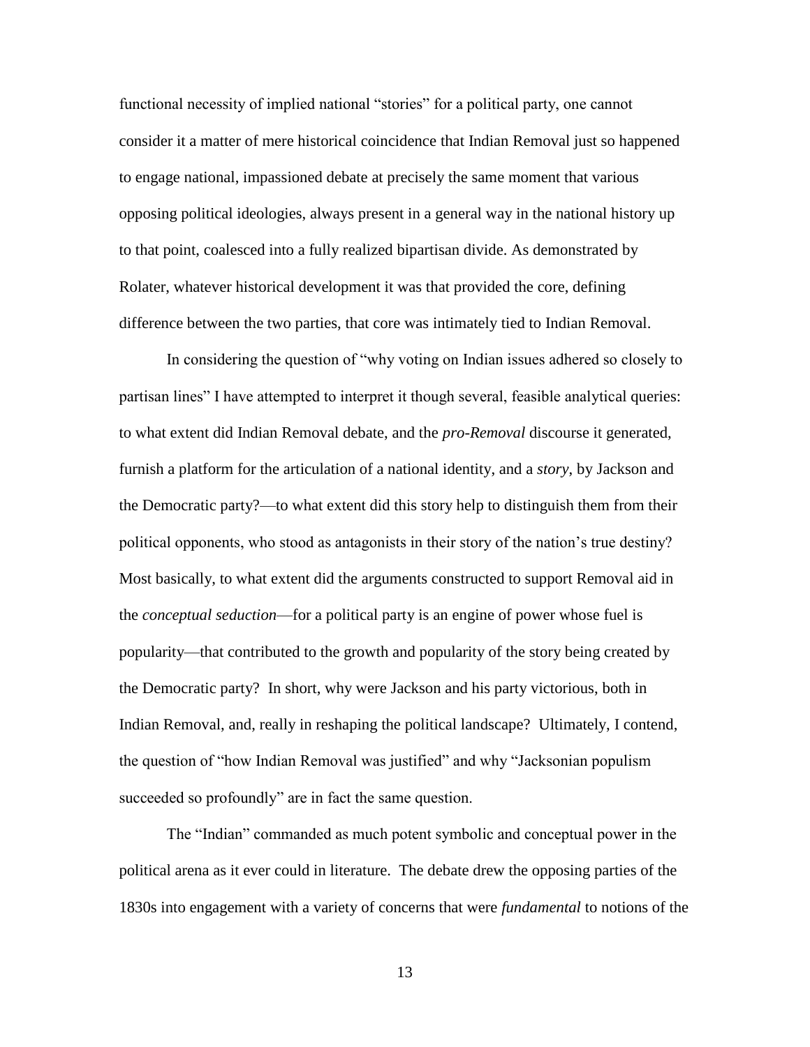functional necessity of implied national "stories" for a political party, one cannot consider it a matter of mere historical coincidence that Indian Removal just so happened to engage national, impassioned debate at precisely the same moment that various opposing political ideologies, always present in a general way in the national history up to that point, coalesced into a fully realized bipartisan divide. As demonstrated by Rolater, whatever historical development it was that provided the core, defining difference between the two parties, that core was intimately tied to Indian Removal.

In considering the question of "why voting on Indian issues adhered so closely to partisan lines" I have attempted to interpret it though several, feasible analytical queries: to what extent did Indian Removal debate, and the *pro-Removal* discourse it generated, furnish a platform for the articulation of a national identity, and a *story*, by Jackson and the Democratic party?—to what extent did this story help to distinguish them from their political opponents, who stood as antagonists in their story of the nation's true destiny? Most basically, to what extent did the arguments constructed to support Removal aid in the *conceptual seduction*—for a political party is an engine of power whose fuel is popularity—that contributed to the growth and popularity of the story being created by the Democratic party? In short, why were Jackson and his party victorious, both in Indian Removal, and, really in reshaping the political landscape? Ultimately, I contend, the question of "how Indian Removal was justified" and why "Jacksonian populism succeeded so profoundly" are in fact the same question.

The "Indian" commanded as much potent symbolic and conceptual power in the political arena as it ever could in literature. The debate drew the opposing parties of the 1830s into engagement with a variety of concerns that were *fundamental* to notions of the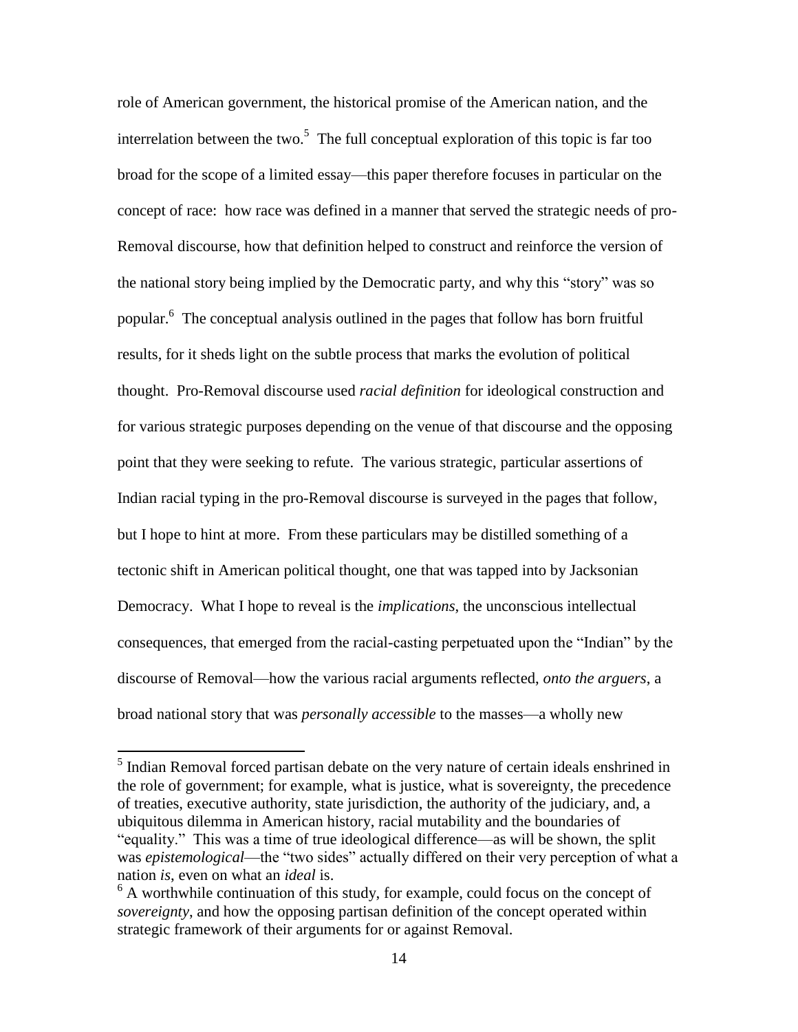role of American government, the historical promise of the American nation, and the interrelation between the two.[5] The full conceptual exploration of this topic is far too broad for the scope of a limited essay—this paper therefore focuses in particular on the concept of race: how race was defined in a manner that served the strategic needs of pro-Removal discourse, how that definition helped to construct and reinforce the version of the national story being implied by the Democratic party, and why this "story" was so popular.[6] The conceptual analysis outlined in the pages that follow has born fruitful results, for it sheds light on the subtle process that marks the evolution of political thought. Pro-Removal discourse used *racial definition* for ideological construction and for various strategic purposes depending on the venue of that discourse and the opposing point that they were seeking to refute. The various strategic, particular assertions of Indian racial typing in the pro-Removal discourse is surveyed in the pages that follow, but I hope to hint at more. From these particulars may be distilled something of a tectonic shift in American political thought, one that was tapped into by Jacksonian Democracy. What I hope to reveal is the *implications*, the unconscious intellectual consequences, that emerged from the racial-casting perpetuated upon the "Indian" by the discourse of Removal—how the various racial arguments reflected, *onto the arguers*, a broad national story that was *personally accessible* to the masses—a wholly new

[5] Indian Removal forced partisan debate on the very nature of certain ideals enshrined in the role of government; for example, what is justice, what is sovereignty, the precedence of treaties, executive authority, state jurisdiction, the authority of the judiciary, and, a ubiquitous dilemma in American history, racial mutability and the boundaries of "equality." This was a time of true ideological difference—as will be shown, the split was *epistemological*—the "two sides" actually differed on their very perception of what a nation *is*, even on what an *ideal* is.

[6] A worthwhile continuation of this study, for example, could focus on the concept of *sovereignty*, and how the opposing partisan definition of the concept operated within strategic framework of their arguments for or against Removal.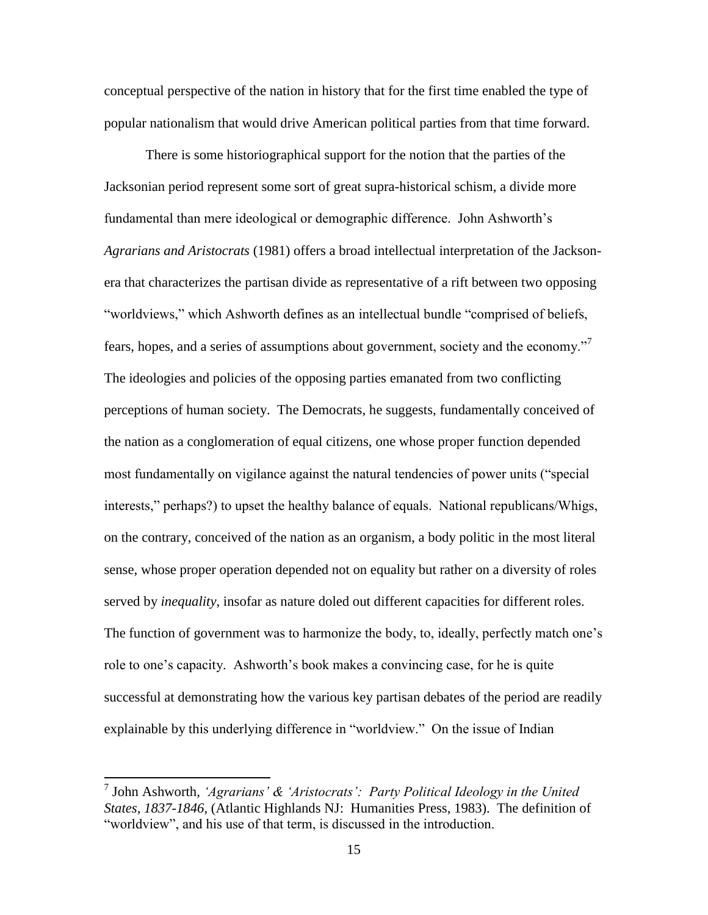conceptual perspective of the nation in history that for the first time enabled the type of popular nationalism that would drive American political parties from that time forward.

There is some historiographical support for the notion that the parties of the Jacksonian period represent some sort of great supra-historical schism, a divide more fundamental than mere ideological or demographic difference. John Ashworth's *Agrarians and Aristocrats* (1981) offers a broad intellectual interpretation of the Jackson-era that characterizes the partisan divide as representative of a rift between two opposing "worldviews," which Ashworth defines as an intellectual bundle "comprised of beliefs, fears, hopes, and a series of assumptions about government, society and the economy."[7] The ideologies and policies of the opposing parties emanated from two conflicting perceptions of human society. The Democrats, he suggests, fundamentally conceived of the nation as a conglomeration of equal citizens, one whose proper function depended most fundamentally on vigilance against the natural tendencies of power units ("special interests," perhaps?) to upset the healthy balance of equals. National republicans/Whigs, on the contrary, conceived of the nation as an organism, a body politic in the most literal sense, whose proper operation depended not on equality but rather on a diversity of roles served by *inequality*, insofar as nature doled out different capacities for different roles. The function of government was to harmonize the body, to, ideally, perfectly match one's role to one's capacity. Ashworth's book makes a convincing case, for he is quite successful at demonstrating how the various key partisan debates of the period are readily explainable by this underlying difference in "worldview." On the issue of Indian

[7] John Ashworth, *'Agrarians' & 'Aristocrats': Party Political Ideology in the United States, 1837-1846*, (Atlantic Highlands NJ: Humanities Press, 1983). The definition of "worldview", and his use of that term, is discussed in the introduction.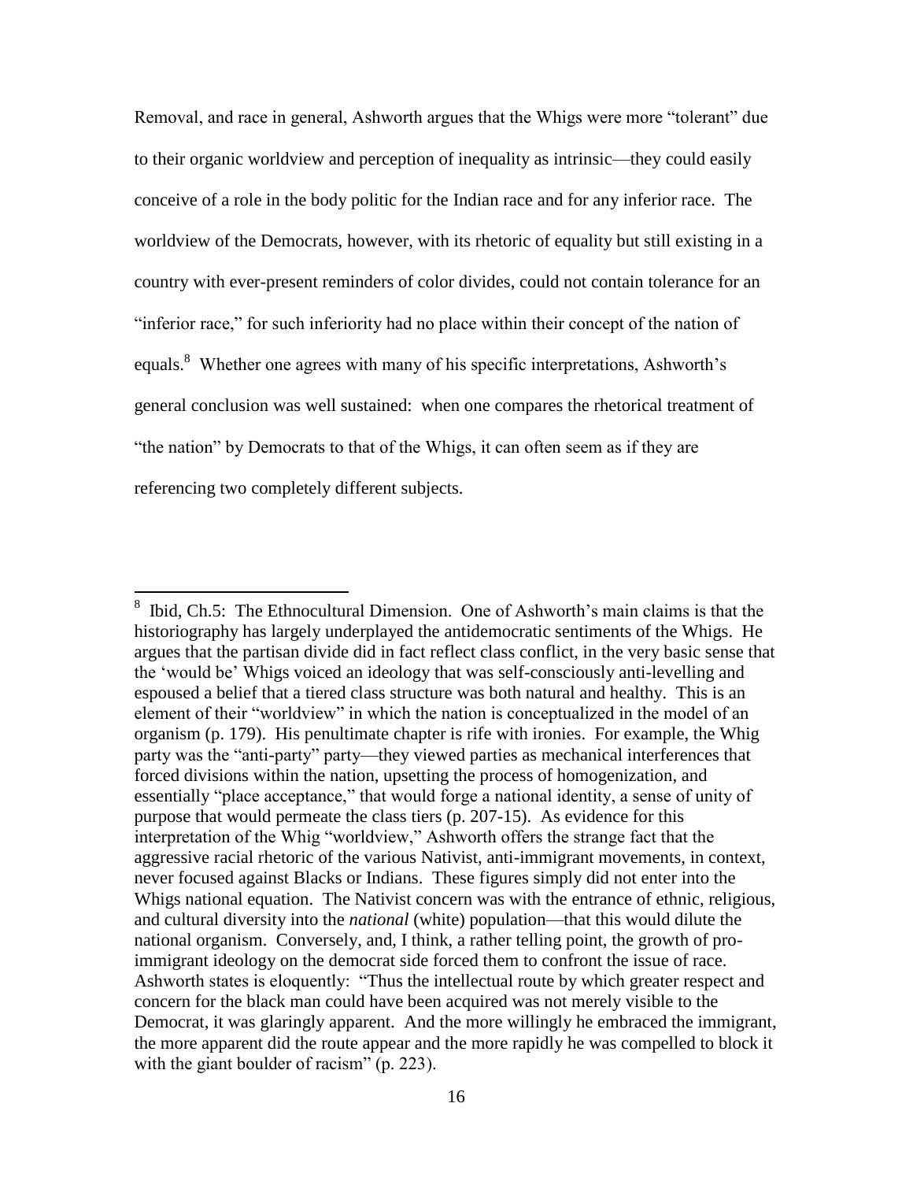Removal, and race in general, Ashworth argues that the Whigs were more "tolerant" due to their organic worldview and perception of inequality as intrinsic—they could easily conceive of a role in the body politic for the Indian race and for any inferior race. The worldview of the Democrats, however, with its rhetoric of equality but still existing in a country with ever-present reminders of color divides, could not contain tolerance for an "inferior race," for such inferiority had no place within their concept of the nation of equals.[8] Whether one agrees with many of his specific interpretations, Ashworth's general conclusion was well sustained: when one compares the rhetorical treatment of "the nation" by Democrats to that of the Whigs, it can often seem as if they are referencing two completely different subjects.

---

[8] Ibid, Ch.5: The Ethnocultural Dimension. One of Ashworth's main claims is that the historiography has largely underplayed the antidemocratic sentiments of the Whigs. He argues that the partisan divide did in fact reflect class conflict, in the very basic sense that the 'would be' Whigs voiced an ideology that was self-consciously anti-levelling and espoused a belief that a tiered class structure was both natural and healthy. This is an element of their "worldview" in which the nation is conceptualized in the model of an organism (p. 179). His penultimate chapter is rife with ironies. For example, the Whig party was the "anti-party" party—they viewed parties as mechanical interferences that forced divisions within the nation, upsetting the process of homogenization, and essentially "place acceptance," that would forge a national identity, a sense of unity of purpose that would permeate the class tiers (p. 207-15). As evidence for this interpretation of the Whig "worldview," Ashworth offers the strange fact that the aggressive racial rhetoric of the various Nativist, anti-immigrant movements, in context, never focused against Blacks or Indians. These figures simply did not enter into the Whigs national equation. The Nativist concern was with the entrance of ethnic, religious, and cultural diversity into the *national* (white) population—that this would dilute the national organism. Conversely, and, I think, a rather telling point, the growth of pro-immigrant ideology on the democrat side forced them to confront the issue of race. Ashworth states is eloquently: "Thus the intellectual route by which greater respect and concern for the black man could have been acquired was not merely visible to the Democrat, it was glaringly apparent. And the more willingly he embraced the immigrant, the more apparent did the route appear and the more rapidly he was compelled to block it with the giant boulder of racism" (p. 223).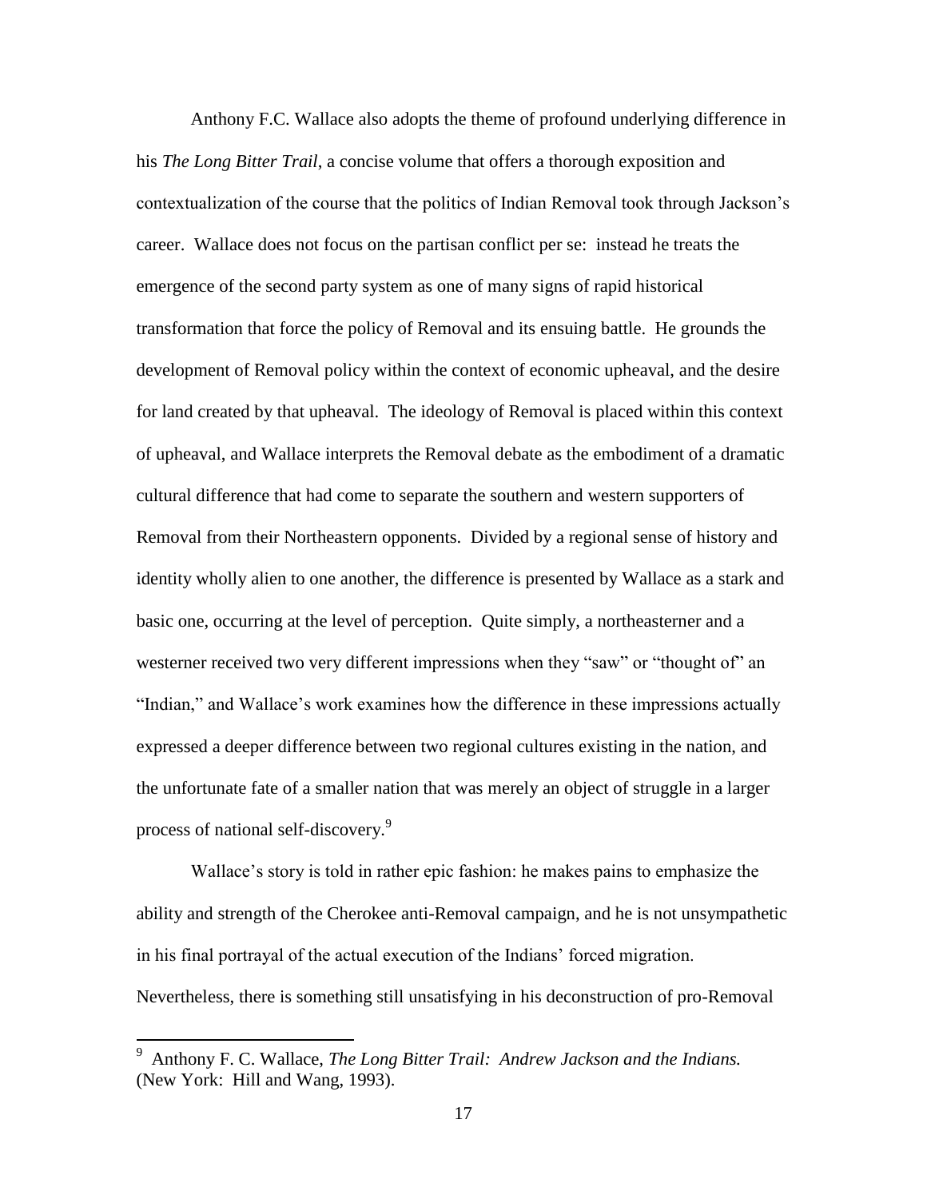Anthony F.C. Wallace also adopts the theme of profound underlying difference in his *The Long Bitter Trail*, a concise volume that offers a thorough exposition and contextualization of the course that the politics of Indian Removal took through Jackson's career. Wallace does not focus on the partisan conflict per se: instead he treats the emergence of the second party system as one of many signs of rapid historical transformation that force the policy of Removal and its ensuing battle. He grounds the development of Removal policy within the context of economic upheaval, and the desire for land created by that upheaval. The ideology of Removal is placed within this context of upheaval, and Wallace interprets the Removal debate as the embodiment of a dramatic cultural difference that had come to separate the southern and western supporters of Removal from their Northeastern opponents. Divided by a regional sense of history and identity wholly alien to one another, the difference is presented by Wallace as a stark and basic one, occurring at the level of perception. Quite simply, a northeasterner and a westerner received two very different impressions when they "saw" or "thought of" an "Indian," and Wallace's work examines how the difference in these impressions actually expressed a deeper difference between two regional cultures existing in the nation, and the unfortunate fate of a smaller nation that was merely an object of struggle in a larger process of national self-discovery.[9]

Wallace's story is told in rather epic fashion: he makes pains to emphasize the ability and strength of the Cherokee anti-Removal campaign, and he is not unsympathetic in his final portrayal of the actual execution of the Indians' forced migration. Nevertheless, there is something still unsatisfying in his deconstruction of pro-Removal

---

[9] Anthony F. C. Wallace, *The Long Bitter Trail: Andrew Jackson and the Indians.* (New York: Hill and Wang, 1993).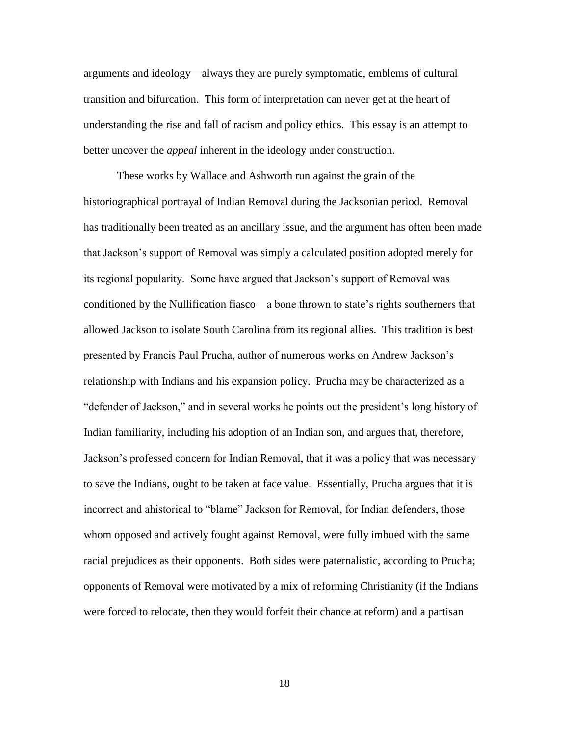arguments and ideology—always they are purely symptomatic, emblems of cultural transition and bifurcation. This form of interpretation can never get at the heart of understanding the rise and fall of racism and policy ethics. This essay is an attempt to better uncover the *appeal* inherent in the ideology under construction.

These works by Wallace and Ashworth run against the grain of the historiographical portrayal of Indian Removal during the Jacksonian period. Removal has traditionally been treated as an ancillary issue, and the argument has often been made that Jackson's support of Removal was simply a calculated position adopted merely for its regional popularity. Some have argued that Jackson's support of Removal was conditioned by the Nullification fiasco—a bone thrown to state's rights southerners that allowed Jackson to isolate South Carolina from its regional allies. This tradition is best presented by Francis Paul Prucha, author of numerous works on Andrew Jackson's relationship with Indians and his expansion policy. Prucha may be characterized as a "defender of Jackson," and in several works he points out the president's long history of Indian familiarity, including his adoption of an Indian son, and argues that, therefore, Jackson's professed concern for Indian Removal, that it was a policy that was necessary to save the Indians, ought to be taken at face value. Essentially, Prucha argues that it is incorrect and ahistorical to "blame" Jackson for Removal, for Indian defenders, those whom opposed and actively fought against Removal, were fully imbued with the same racial prejudices as their opponents. Both sides were paternalistic, according to Prucha; opponents of Removal were motivated by a mix of reforming Christianity (if the Indians were forced to relocate, then they would forfeit their chance at reform) and a partisan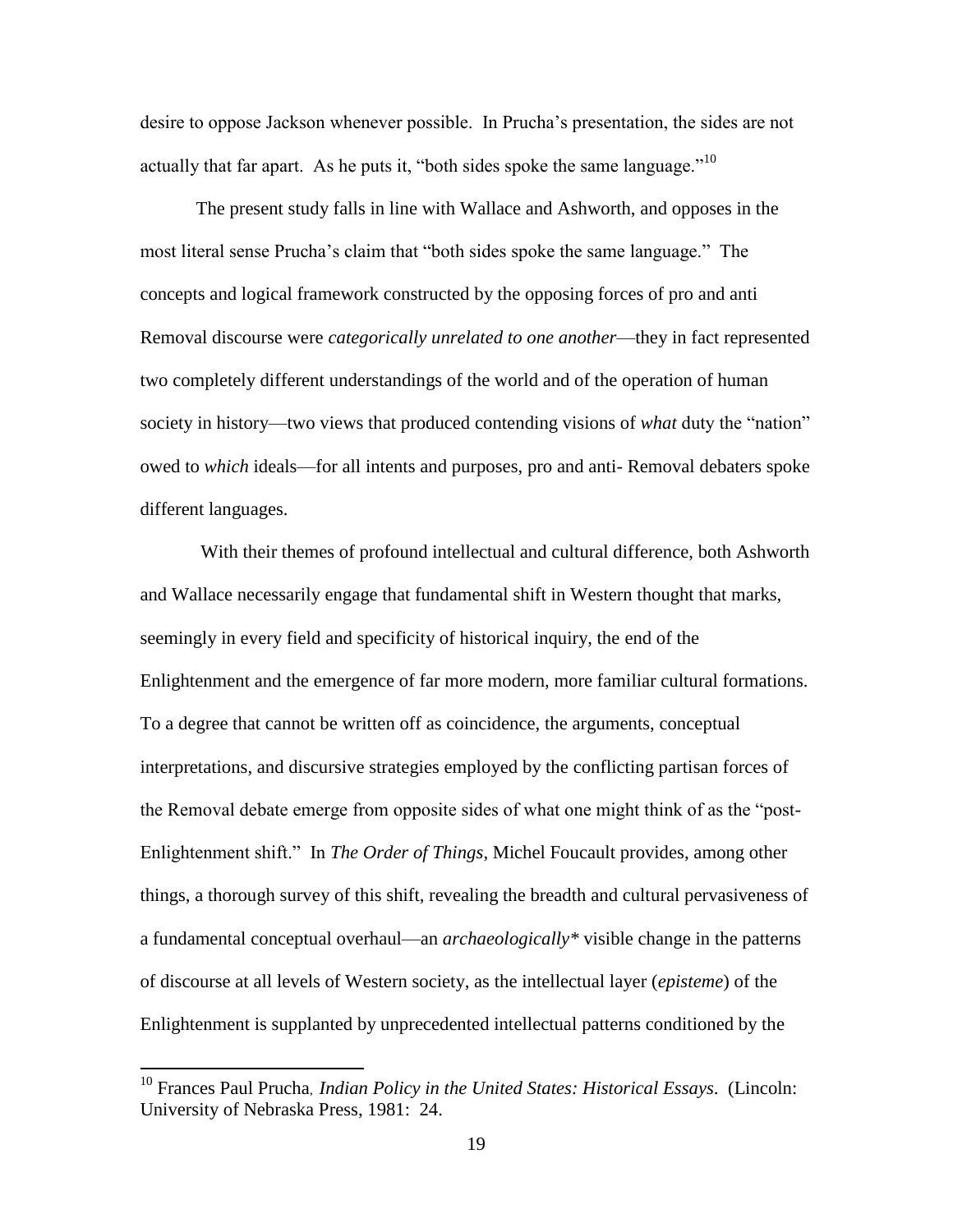desire to oppose Jackson whenever possible. In Prucha's presentation, the sides are not actually that far apart. As he puts it, "both sides spoke the same language."[10]

The present study falls in line with Wallace and Ashworth, and opposes in the most literal sense Prucha's claim that "both sides spoke the same language." The concepts and logical framework constructed by the opposing forces of pro and anti Removal discourse were *categorically unrelated to one another*—they in fact represented two completely different understandings of the world and of the operation of human society in history—two views that produced contending visions of *what* duty the "nation" owed to *which* ideals—for all intents and purposes, pro and anti- Removal debaters spoke different languages.

With their themes of profound intellectual and cultural difference, both Ashworth and Wallace necessarily engage that fundamental shift in Western thought that marks, seemingly in every field and specificity of historical inquiry, the end of the Enlightenment and the emergence of far more modern, more familiar cultural formations. To a degree that cannot be written off as coincidence, the arguments, conceptual interpretations, and discursive strategies employed by the conflicting partisan forces of the Removal debate emerge from opposite sides of what one might think of as the "post-Enlightenment shift." In *The Order of Things*, Michel Foucault provides, among other things, a thorough survey of this shift, revealing the breadth and cultural pervasiveness of a fundamental conceptual overhaul—an *archaeologically\** visible change in the patterns of discourse at all levels of Western society, as the intellectual layer (*episteme*) of the Enlightenment is supplanted by unprecedented intellectual patterns conditioned by the

---

[10] Frances Paul Prucha, *Indian Policy in the United States: Historical Essays*. (Lincoln: University of Nebraska Press, 1981: 24.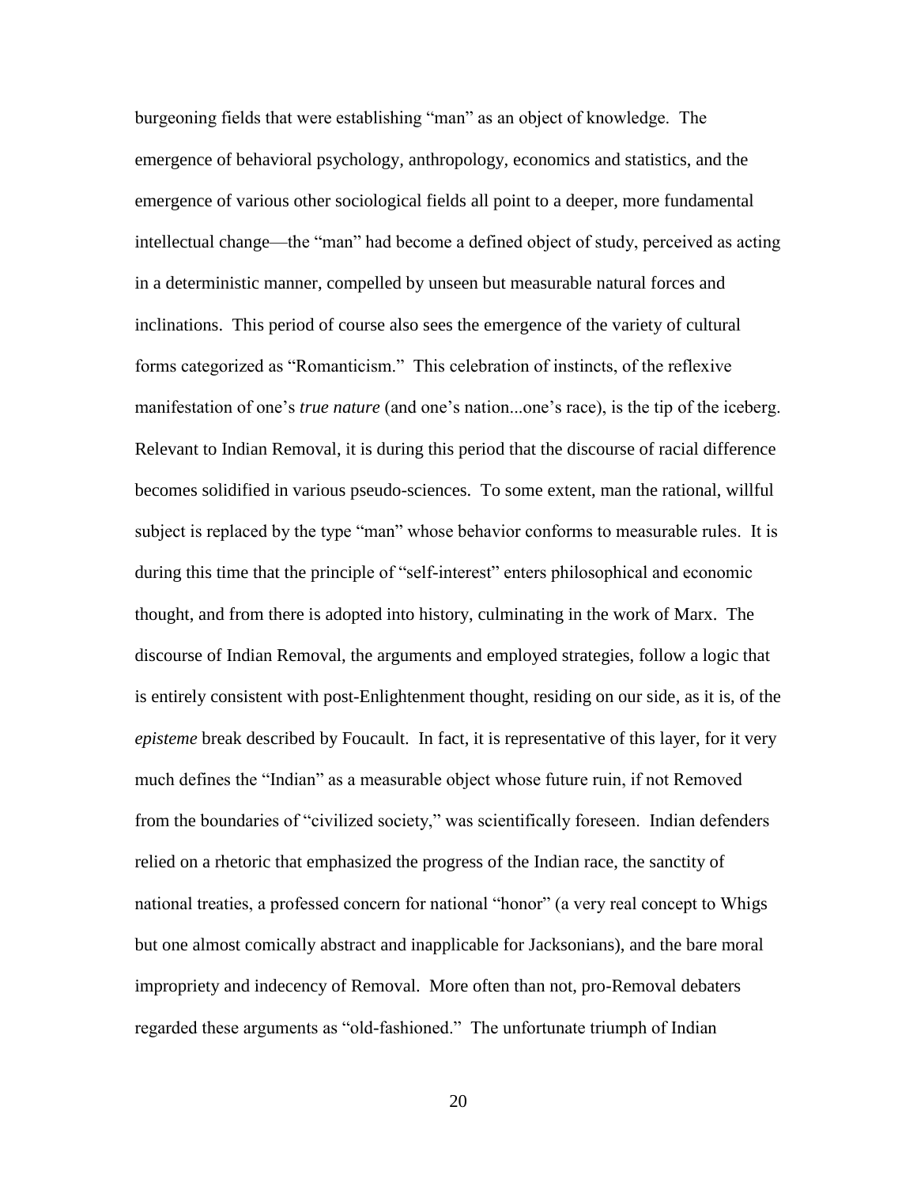burgeoning fields that were establishing "man" as an object of knowledge. The emergence of behavioral psychology, anthropology, economics and statistics, and the emergence of various other sociological fields all point to a deeper, more fundamental intellectual change—the "man" had become a defined object of study, perceived as acting in a deterministic manner, compelled by unseen but measurable natural forces and inclinations. This period of course also sees the emergence of the variety of cultural forms categorized as "Romanticism." This celebration of instincts, of the reflexive manifestation of one's *true nature* (and one's nation...one's race), is the tip of the iceberg. Relevant to Indian Removal, it is during this period that the discourse of racial difference becomes solidified in various pseudo-sciences. To some extent, man the rational, willful subject is replaced by the type "man" whose behavior conforms to measurable rules. It is during this time that the principle of "self-interest" enters philosophical and economic thought, and from there is adopted into history, culminating in the work of Marx. The discourse of Indian Removal, the arguments and employed strategies, follow a logic that is entirely consistent with post-Enlightenment thought, residing on our side, as it is, of the *episteme* break described by Foucault. In fact, it is representative of this layer, for it very much defines the "Indian" as a measurable object whose future ruin, if not Removed from the boundaries of "civilized society," was scientifically foreseen. Indian defenders relied on a rhetoric that emphasized the progress of the Indian race, the sanctity of national treaties, a professed concern for national "honor" (a very real concept to Whigs but one almost comically abstract and inapplicable for Jacksonians), and the bare moral impropriety and indecency of Removal. More often than not, pro-Removal debaters regarded these arguments as "old-fashioned." The unfortunate triumph of Indian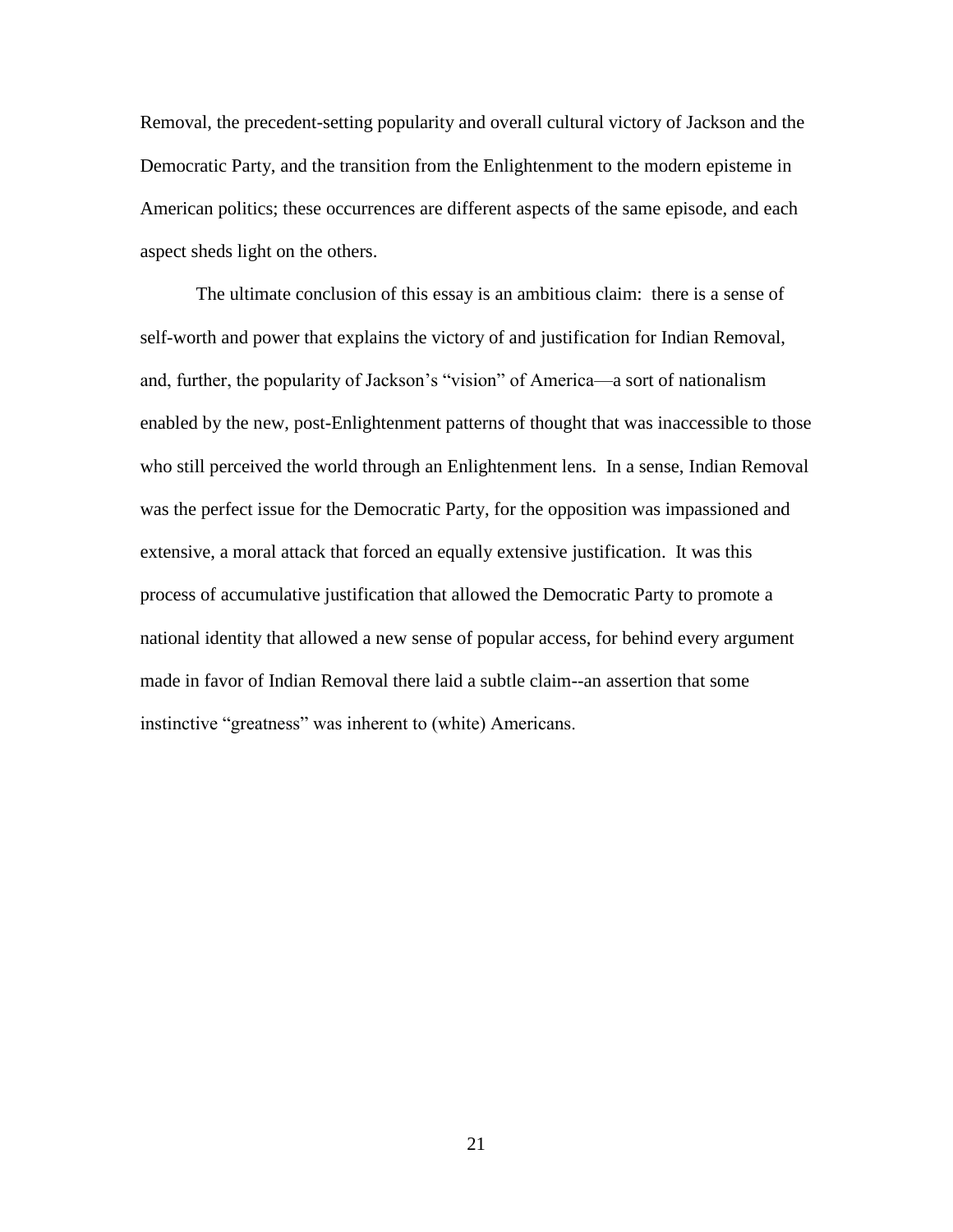Removal, the precedent-setting popularity and overall cultural victory of Jackson and the Democratic Party, and the transition from the Enlightenment to the modern episteme in American politics; these occurrences are different aspects of the same episode, and each aspect sheds light on the others.

The ultimate conclusion of this essay is an ambitious claim: there is a sense of self-worth and power that explains the victory of and justification for Indian Removal, and, further, the popularity of Jackson's "vision" of America—a sort of nationalism enabled by the new, post-Enlightenment patterns of thought that was inaccessible to those who still perceived the world through an Enlightenment lens. In a sense, Indian Removal was the perfect issue for the Democratic Party, for the opposition was impassioned and extensive, a moral attack that forced an equally extensive justification. It was this process of accumulative justification that allowed the Democratic Party to promote a national identity that allowed a new sense of popular access, for behind every argument made in favor of Indian Removal there laid a subtle claim--an assertion that some instinctive "greatness" was inherent to (white) Americans.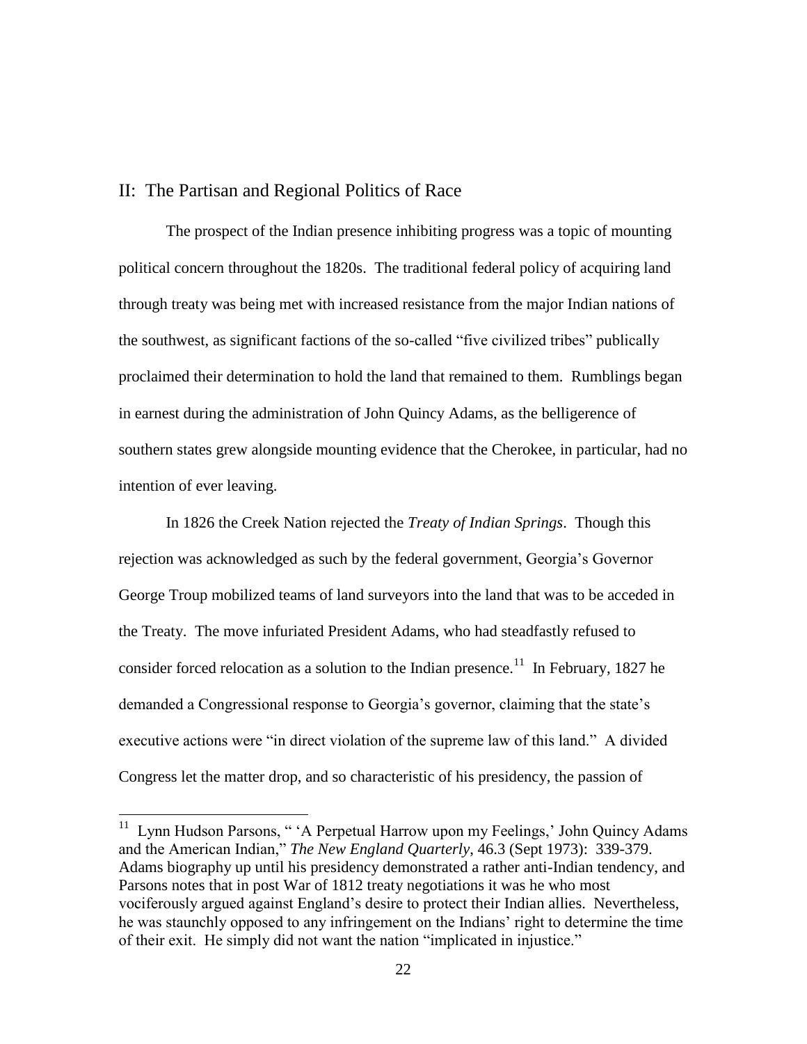## II: The Partisan and Regional Politics of Race

The prospect of the Indian presence inhibiting progress was a topic of mounting political concern throughout the 1820s. The traditional federal policy of acquiring land through treaty was being met with increased resistance from the major Indian nations of the southwest, as significant factions of the so-called "five civilized tribes" publically proclaimed their determination to hold the land that remained to them. Rumblings began in earnest during the administration of John Quincy Adams, as the belligerence of southern states grew alongside mounting evidence that the Cherokee, in particular, had no intention of ever leaving.

In 1826 the Creek Nation rejected the *Treaty of Indian Springs*. Though this rejection was acknowledged as such by the federal government, Georgia's Governor George Troup mobilized teams of land surveyors into the land that was to be acceded in the Treaty. The move infuriated President Adams, who had steadfastly refused to consider forced relocation as a solution to the Indian presence.[11] In February, 1827 he demanded a Congressional response to Georgia's governor, claiming that the state's executive actions were "in direct violation of the supreme law of this land." A divided Congress let the matter drop, and so characteristic of his presidency, the passion of

---

[11] Lynn Hudson Parsons, " 'A Perpetual Harrow upon my Feelings,' John Quincy Adams and the American Indian," *The New England Quarterly*, 46.3 (Sept 1973): 339-379. Adams biography up until his presidency demonstrated a rather anti-Indian tendency, and Parsons notes that in post War of 1812 treaty negotiations it was he who most vociferously argued against England's desire to protect their Indian allies. Nevertheless, he was staunchly opposed to any infringement on the Indians' right to determine the time of their exit. He simply did not want the nation "implicated in injustice."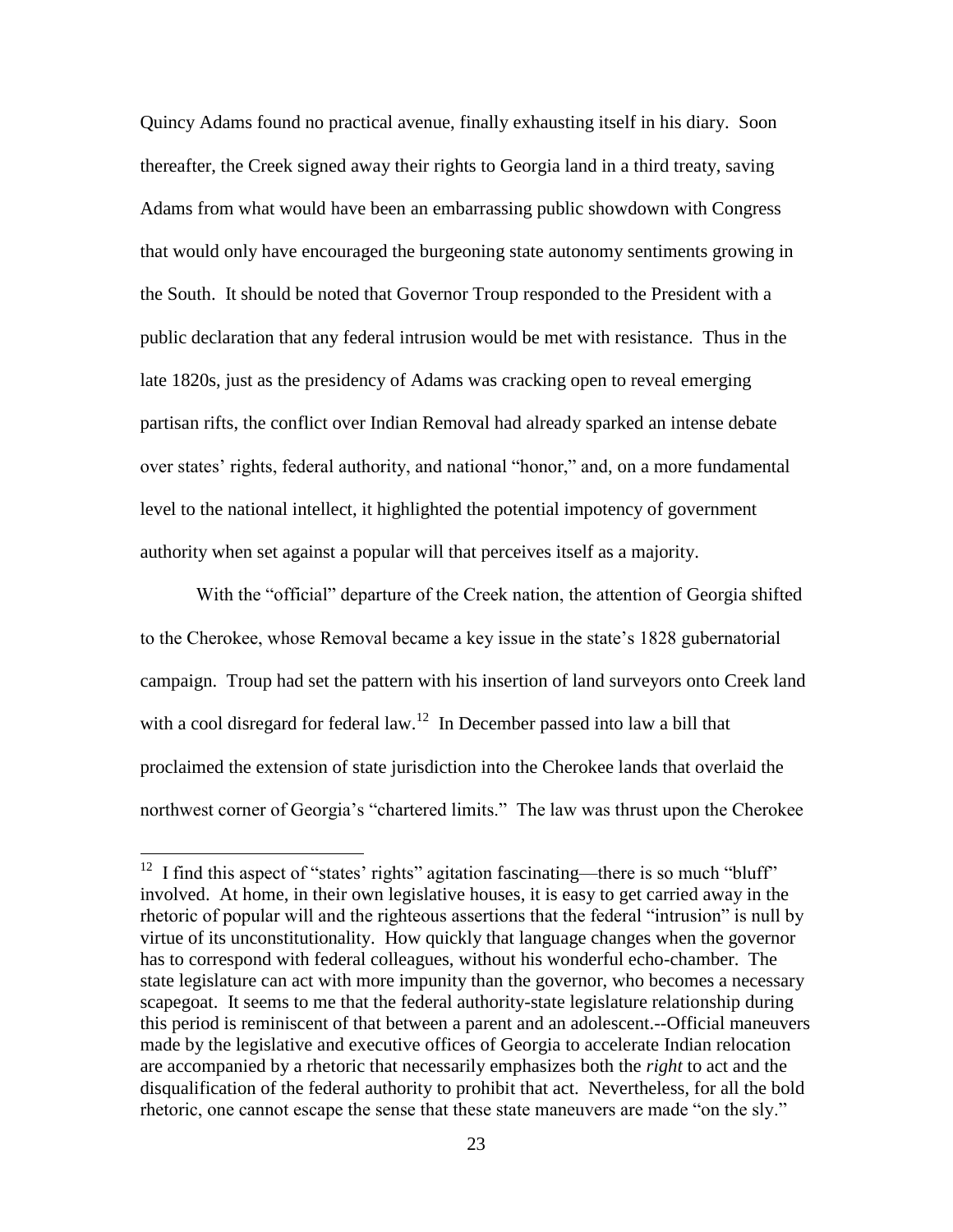Quincy Adams found no practical avenue, finally exhausting itself in his diary. Soon thereafter, the Creek signed away their rights to Georgia land in a third treaty, saving Adams from what would have been an embarrassing public showdown with Congress that would only have encouraged the burgeoning state autonomy sentiments growing in the South. It should be noted that Governor Troup responded to the President with a public declaration that any federal intrusion would be met with resistance. Thus in the late 1820s, just as the presidency of Adams was cracking open to reveal emerging partisan rifts, the conflict over Indian Removal had already sparked an intense debate over states' rights, federal authority, and national "honor," and, on a more fundamental level to the national intellect, it highlighted the potential impotency of government authority when set against a popular will that perceives itself as a majority.

With the "official" departure of the Creek nation, the attention of Georgia shifted to the Cherokee, whose Removal became a key issue in the state's 1828 gubernatorial campaign. Troup had set the pattern with his insertion of land surveyors onto Creek land with a cool disregard for federal law.[12] In December passed into law a bill that proclaimed the extension of state jurisdiction into the Cherokee lands that overlaid the northwest corner of Georgia's "chartered limits." The law was thrust upon the Cherokee

---

[12] I find this aspect of "states' rights" agitation fascinating—there is so much "bluff" involved. At home, in their own legislative houses, it is easy to get carried away in the rhetoric of popular will and the righteous assertions that the federal "intrusion" is null by virtue of its unconstitutionality. How quickly that language changes when the governor has to correspond with federal colleagues, without his wonderful echo-chamber. The state legislature can act with more impunity than the governor, who becomes a necessary scapegoat. It seems to me that the federal authority-state legislature relationship during this period is reminiscent of that between a parent and an adolescent.--Official maneuvers made by the legislative and executive offices of Georgia to accelerate Indian relocation are accompanied by a rhetoric that necessarily emphasizes both the *right* to act and the disqualification of the federal authority to prohibit that act. Nevertheless, for all the bold rhetoric, one cannot escape the sense that these state maneuvers are made "on the sly."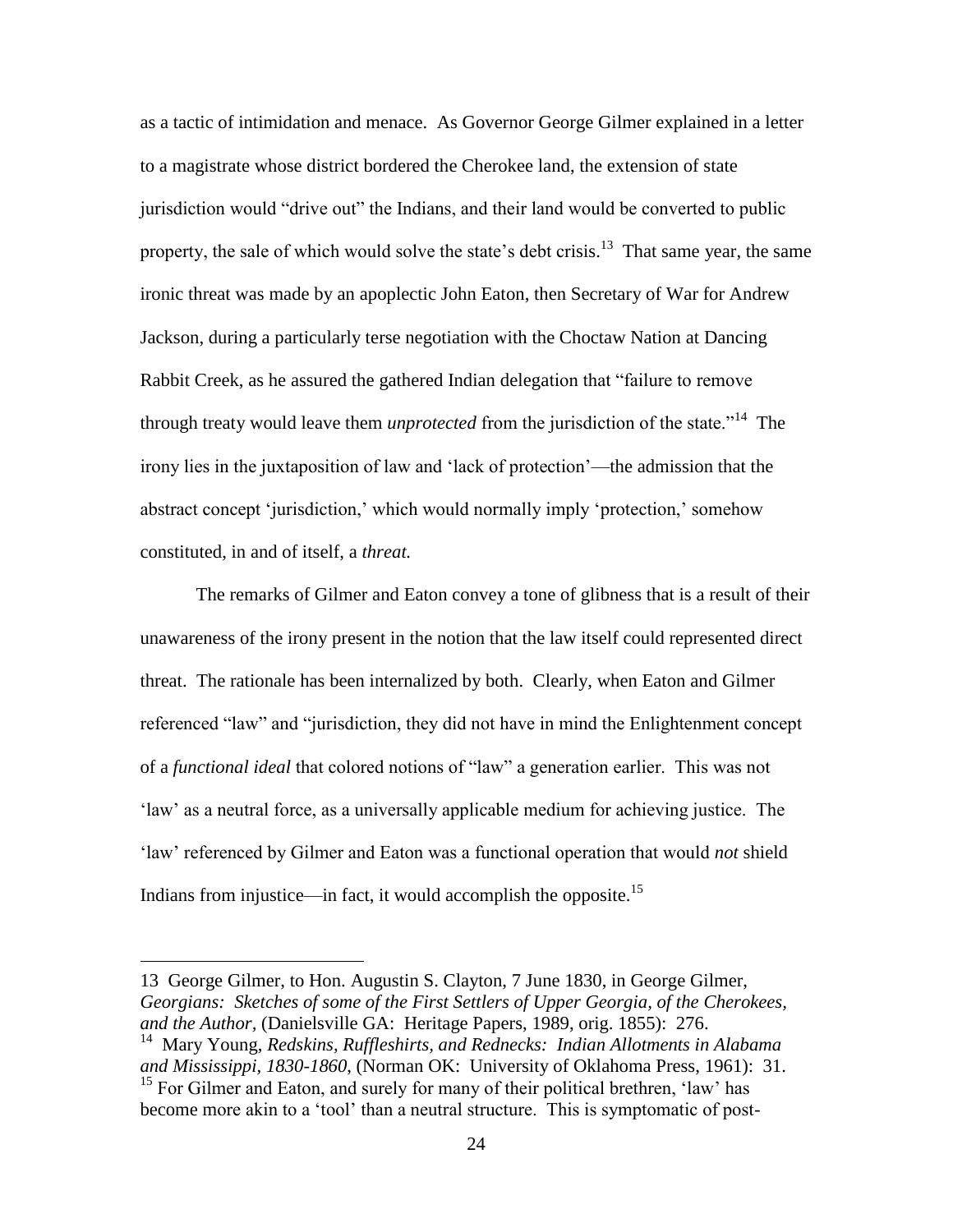as a tactic of intimidation and menace. As Governor George Gilmer explained in a letter to a magistrate whose district bordered the Cherokee land, the extension of state jurisdiction would "drive out" the Indians, and their land would be converted to public property, the sale of which would solve the state's debt crisis.[13] That same year, the same ironic threat was made by an apoplectic John Eaton, then Secretary of War for Andrew Jackson, during a particularly terse negotiation with the Choctaw Nation at Dancing Rabbit Creek, as he assured the gathered Indian delegation that "failure to remove through treaty would leave them *unprotected* from the jurisdiction of the state."[14] The irony lies in the juxtaposition of law and 'lack of protection'—the admission that the abstract concept 'jurisdiction,' which would normally imply 'protection,' somehow constituted, in and of itself, a *threat.*

The remarks of Gilmer and Eaton convey a tone of glibness that is a result of their unawareness of the irony present in the notion that the law itself could represented direct threat. The rationale has been internalized by both. Clearly, when Eaton and Gilmer referenced "law" and "jurisdiction, they did not have in mind the Enlightenment concept of a *functional ideal* that colored notions of "law" a generation earlier. This was not 'law' as a neutral force, as a universally applicable medium for achieving justice. The 'law' referenced by Gilmer and Eaton was a functional operation that would *not* shield Indians from injustice—in fact, it would accomplish the opposite.[15]

---

13 George Gilmer, to Hon. Augustin S. Clayton, 7 June 1830, in George Gilmer, *Georgians: Sketches of some of the First Settlers of Upper Georgia, of the Cherokees, and the Author,* (Danielsville GA: Heritage Papers, 1989, orig. 1855): 276.

14 Mary Young, *Redskins, Ruffleshirts, and Rednecks: Indian Allotments in Alabama and Mississippi, 1830-1860*, (Norman OK: University of Oklahoma Press, 1961): 31.

15 For Gilmer and Eaton, and surely for many of their political brethren, 'law' has become more akin to a 'tool' than a neutral structure. This is symptomatic of post-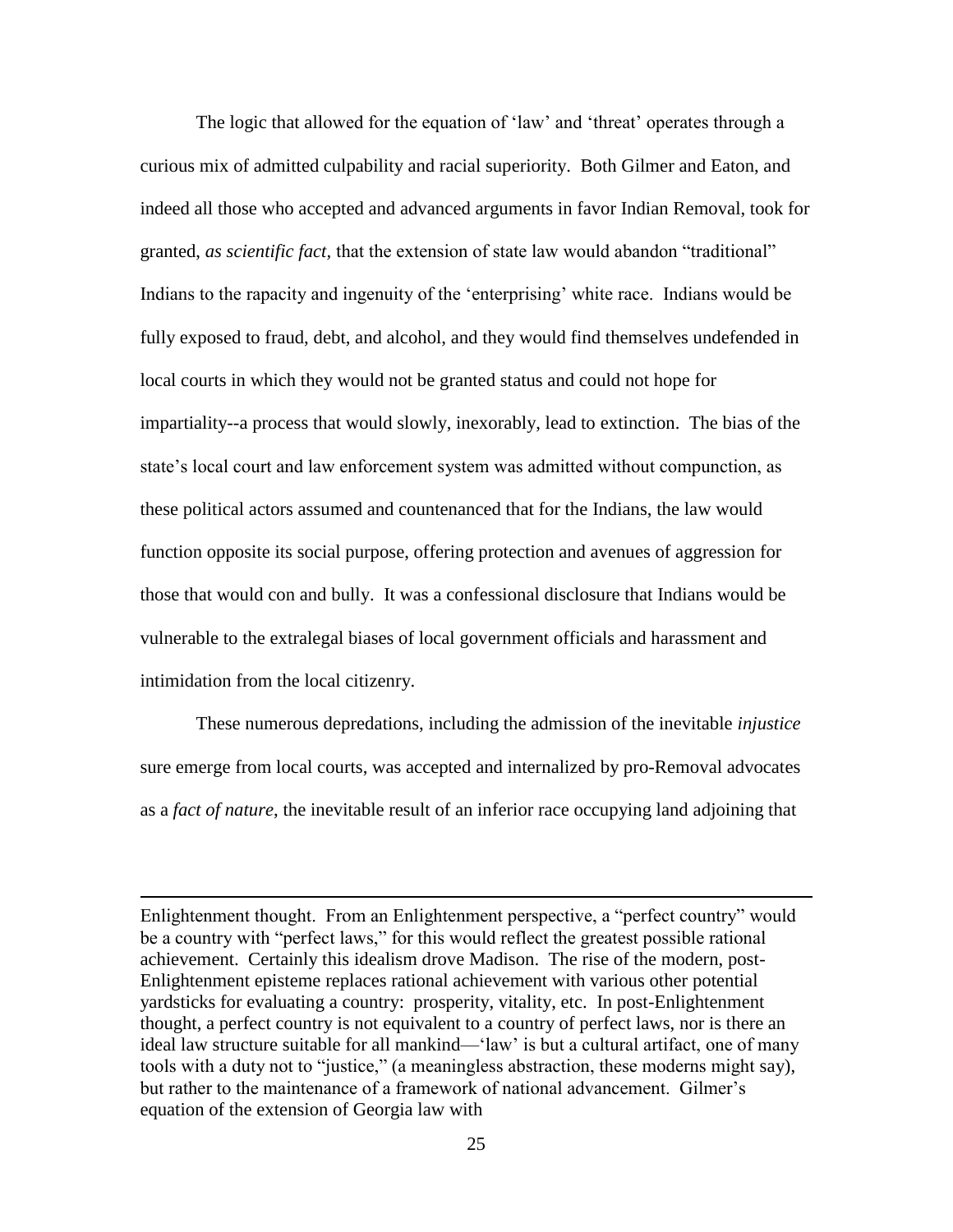The logic that allowed for the equation of 'law' and 'threat' operates through a curious mix of admitted culpability and racial superiority. Both Gilmer and Eaton, and indeed all those who accepted and advanced arguments in favor Indian Removal, took for granted, *as scientific fact*, that the extension of state law would abandon "traditional" Indians to the rapacity and ingenuity of the 'enterprising' white race. Indians would be fully exposed to fraud, debt, and alcohol, and they would find themselves undefended in local courts in which they would not be granted status and could not hope for impartiality--a process that would slowly, inexorably, lead to extinction. The bias of the state's local court and law enforcement system was admitted without compunction, as these political actors assumed and countenanced that for the Indians, the law would function opposite its social purpose, offering protection and avenues of aggression for those that would con and bully. It was a confessional disclosure that Indians would be vulnerable to the extralegal biases of local government officials and harassment and intimidation from the local citizenry.

These numerous depredations, including the admission of the inevitable *injustice* sure emerge from local courts, was accepted and internalized by pro-Removal advocates as a *fact of nature*, the inevitable result of an inferior race occupying land adjoining that

---

Enlightenment thought. From an Enlightenment perspective, a "perfect country" would be a country with "perfect laws," for this would reflect the greatest possible rational achievement. Certainly this idealism drove Madison. The rise of the modern, post-Enlightenment episteme replaces rational achievement with various other potential yardsticks for evaluating a country: prosperity, vitality, etc. In post-Enlightenment thought, a perfect country is not equivalent to a country of perfect laws, nor is there an ideal law structure suitable for all mankind—'law' is but a cultural artifact, one of many tools with a duty not to "justice," (a meaningless abstraction, these moderns might say), but rather to the maintenance of a framework of national advancement. Gilmer's equation of the extension of Georgia law with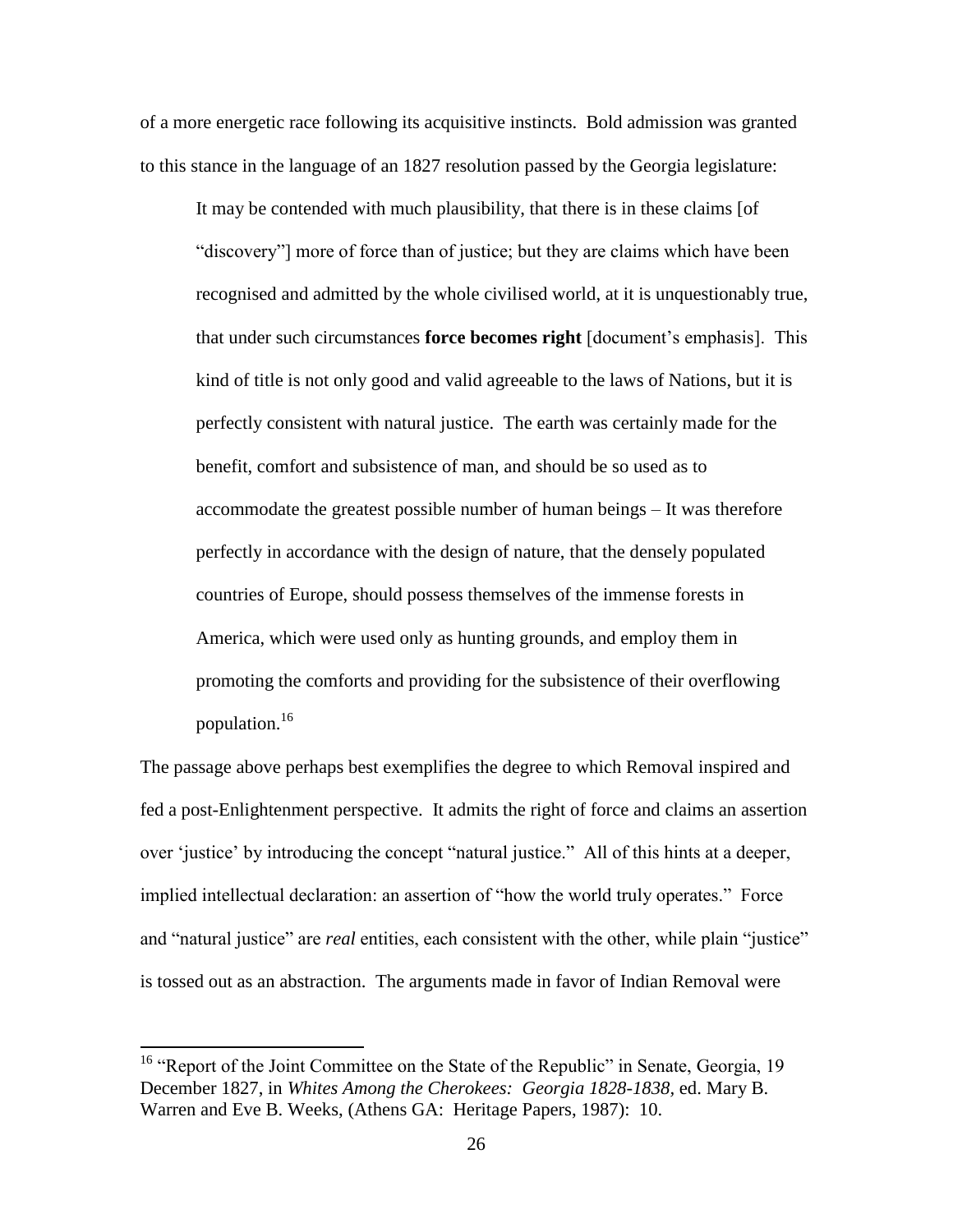of a more energetic race following its acquisitive instincts. Bold admission was granted to this stance in the language of an 1827 resolution passed by the Georgia legislature:

> It may be contended with much plausibility, that there is in these claims [of "discovery"] more of force than of justice; but they are claims which have been recognised and admitted by the whole civilised world, at it is unquestionably true, that under such circumstances **force becomes right** [document's emphasis]. This kind of title is not only good and valid agreeable to the laws of Nations, but it is perfectly consistent with natural justice. The earth was certainly made for the benefit, comfort and subsistence of man, and should be so used as to accommodate the greatest possible number of human beings – It was therefore perfectly in accordance with the design of nature, that the densely populated countries of Europe, should possess themselves of the immense forests in America, which were used only as hunting grounds, and employ them in promoting the comforts and providing for the subsistence of their overflowing population.[16]

The passage above perhaps best exemplifies the degree to which Removal inspired and fed a post-Enlightenment perspective. It admits the right of force and claims an assertion over 'justice' by introducing the concept "natural justice." All of this hints at a deeper, implied intellectual declaration: an assertion of "how the world truly operates." Force and "natural justice" are *real* entities, each consistent with the other, while plain "justice" is tossed out as an abstraction. The arguments made in favor of Indian Removal were

---

[16] "Report of the Joint Committee on the State of the Republic" in Senate, Georgia, 19 December 1827, in *Whites Among the Cherokees: Georgia 1828-1838*, ed. Mary B. Warren and Eve B. Weeks, (Athens GA: Heritage Papers, 1987): 10.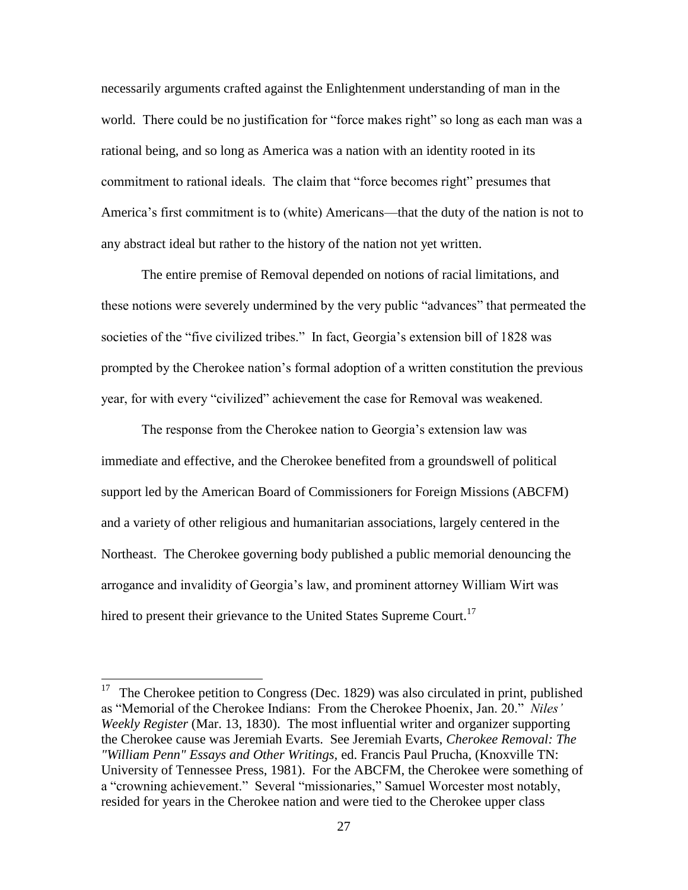necessarily arguments crafted against the Enlightenment understanding of man in the world. There could be no justification for "force makes right" so long as each man was a rational being, and so long as America was a nation with an identity rooted in its commitment to rational ideals. The claim that "force becomes right" presumes that America's first commitment is to (white) Americans—that the duty of the nation is not to any abstract ideal but rather to the history of the nation not yet written.

The entire premise of Removal depended on notions of racial limitations, and these notions were severely undermined by the very public "advances" that permeated the societies of the "five civilized tribes." In fact, Georgia's extension bill of 1828 was prompted by the Cherokee nation's formal adoption of a written constitution the previous year, for with every "civilized" achievement the case for Removal was weakened.

The response from the Cherokee nation to Georgia's extension law was immediate and effective, and the Cherokee benefited from a groundswell of political support led by the American Board of Commissioners for Foreign Missions (ABCFM) and a variety of other religious and humanitarian associations, largely centered in the Northeast. The Cherokee governing body published a public memorial denouncing the arrogance and invalidity of Georgia's law, and prominent attorney William Wirt was hired to present their grievance to the United States Supreme Court.[17]

---

[17] The Cherokee petition to Congress (Dec. 1829) was also circulated in print, published as "Memorial of the Cherokee Indians: From the Cherokee Phoenix, Jan. 20." *Niles' Weekly Register* (Mar. 13, 1830). The most influential writer and organizer supporting the Cherokee cause was Jeremiah Evarts. See Jeremiah Evarts, *Cherokee Removal: The "William Penn" Essays and Other Writings*, ed. Francis Paul Prucha, (Knoxville TN: University of Tennessee Press, 1981). For the ABCFM, the Cherokee were something of a "crowning achievement." Several "missionaries," Samuel Worcester most notably, resided for years in the Cherokee nation and were tied to the Cherokee upper class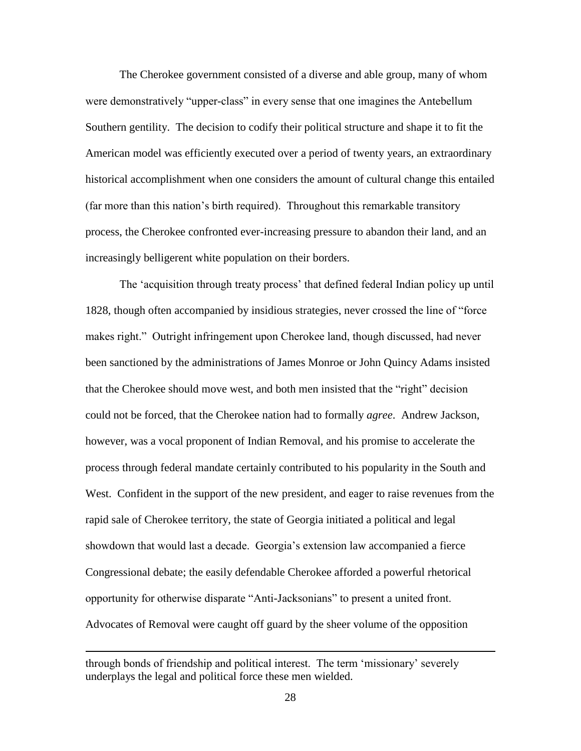The Cherokee government consisted of a diverse and able group, many of whom were demonstratively "upper-class" in every sense that one imagines the Antebellum Southern gentility. The decision to codify their political structure and shape it to fit the American model was efficiently executed over a period of twenty years, an extraordinary historical accomplishment when one considers the amount of cultural change this entailed (far more than this nation's birth required). Throughout this remarkable transitory process, the Cherokee confronted ever-increasing pressure to abandon their land, and an increasingly belligerent white population on their borders.

The 'acquisition through treaty process' that defined federal Indian policy up until 1828, though often accompanied by insidious strategies, never crossed the line of "force makes right." Outright infringement upon Cherokee land, though discussed, had never been sanctioned by the administrations of James Monroe or John Quincy Adams insisted that the Cherokee should move west, and both men insisted that the "right" decision could not be forced, that the Cherokee nation had to formally *agree*. Andrew Jackson, however, was a vocal proponent of Indian Removal, and his promise to accelerate the process through federal mandate certainly contributed to his popularity in the South and West. Confident in the support of the new president, and eager to raise revenues from the rapid sale of Cherokee territory, the state of Georgia initiated a political and legal showdown that would last a decade. Georgia's extension law accompanied a fierce Congressional debate; the easily defendable Cherokee afforded a powerful rhetorical opportunity for otherwise disparate "Anti-Jacksonians" to present a united front. Advocates of Removal were caught off guard by the sheer volume of the opposition

---

through bonds of friendship and political interest. The term 'missionary' severely underplays the legal and political force these men wielded.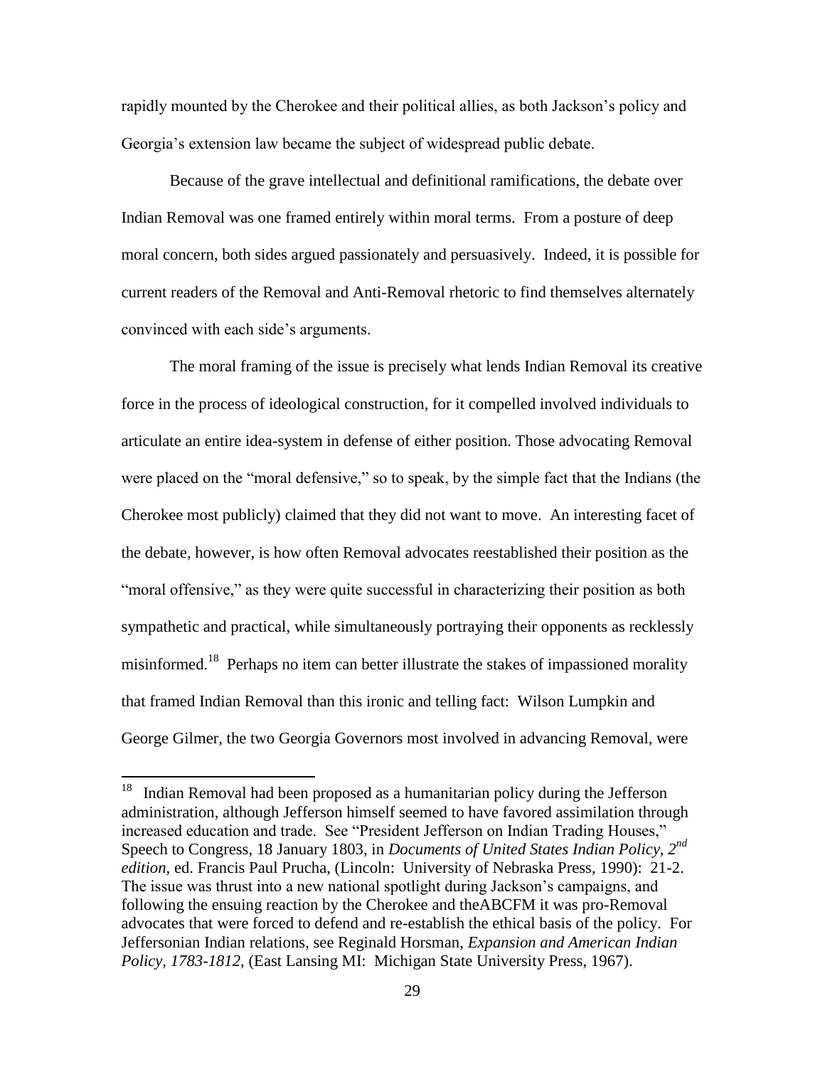rapidly mounted by the Cherokee and their political allies, as both Jackson's policy and Georgia's extension law became the subject of widespread public debate.

Because of the grave intellectual and definitional ramifications, the debate over Indian Removal was one framed entirely within moral terms. From a posture of deep moral concern, both sides argued passionately and persuasively. Indeed, it is possible for current readers of the Removal and Anti-Removal rhetoric to find themselves alternately convinced with each side's arguments.

The moral framing of the issue is precisely what lends Indian Removal its creative force in the process of ideological construction, for it compelled involved individuals to articulate an entire idea-system in defense of either position. Those advocating Removal were placed on the "moral defensive," so to speak, by the simple fact that the Indians (the Cherokee most publicly) claimed that they did not want to move. An interesting facet of the debate, however, is how often Removal advocates reestablished their position as the "moral offensive," as they were quite successful in characterizing their position as both sympathetic and practical, while simultaneously portraying their opponents as recklessly misinformed.[18] Perhaps no item can better illustrate the stakes of impassioned morality that framed Indian Removal than this ironic and telling fact: Wilson Lumpkin and George Gilmer, the two Georgia Governors most involved in advancing Removal, were

---

[18] Indian Removal had been proposed as a humanitarian policy during the Jefferson administration, although Jefferson himself seemed to have favored assimilation through increased education and trade. See "President Jefferson on Indian Trading Houses," Speech to Congress, 18 January 1803, in *Documents of United States Indian Policy, 2nd edition,* ed. Francis Paul Prucha, (Lincoln: University of Nebraska Press, 1990): 21-2. The issue was thrust into a new national spotlight during Jackson's campaigns, and following the ensuing reaction by the Cherokee and theABCFM it was pro-Removal advocates that were forced to defend and re-establish the ethical basis of the policy. For Jeffersonian Indian relations, see Reginald Horsman, *Expansion and American Indian Policy, 1783-1812*, (East Lansing MI: Michigan State University Press, 1967).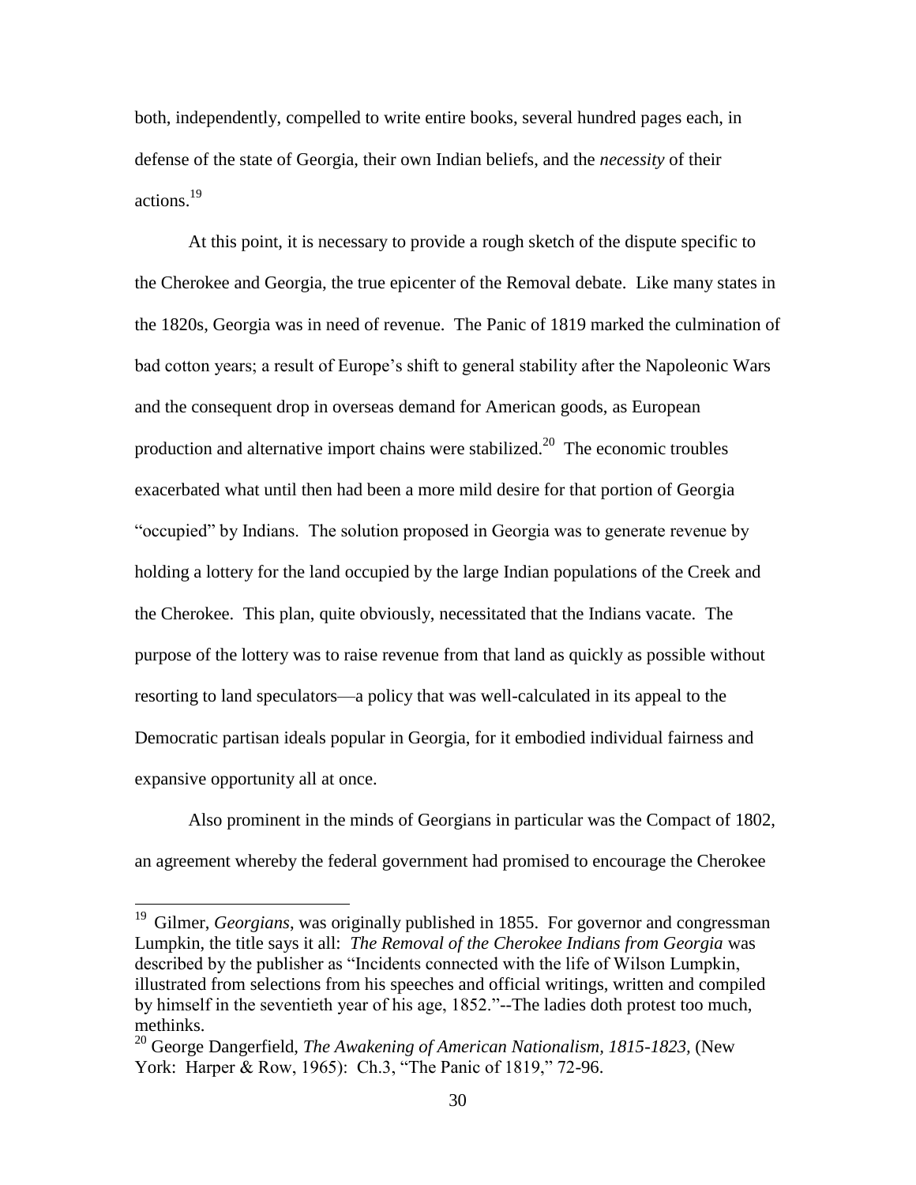both, independently, compelled to write entire books, several hundred pages each, in defense of the state of Georgia, their own Indian beliefs, and the *necessity* of their actions.[19]

At this point, it is necessary to provide a rough sketch of the dispute specific to the Cherokee and Georgia, the true epicenter of the Removal debate. Like many states in the 1820s, Georgia was in need of revenue. The Panic of 1819 marked the culmination of bad cotton years; a result of Europe's shift to general stability after the Napoleonic Wars and the consequent drop in overseas demand for American goods, as European production and alternative import chains were stabilized.[20] The economic troubles exacerbated what until then had been a more mild desire for that portion of Georgia "occupied" by Indians. The solution proposed in Georgia was to generate revenue by holding a lottery for the land occupied by the large Indian populations of the Creek and the Cherokee. This plan, quite obviously, necessitated that the Indians vacate. The purpose of the lottery was to raise revenue from that land as quickly as possible without resorting to land speculators—a policy that was well-calculated in its appeal to the Democratic partisan ideals popular in Georgia, for it embodied individual fairness and expansive opportunity all at once.

Also prominent in the minds of Georgians in particular was the Compact of 1802, an agreement whereby the federal government had promised to encourage the Cherokee

---

[19] Gilmer, *Georgians*, was originally published in 1855. For governor and congressman Lumpkin, the title says it all: *The Removal of the Cherokee Indians from Georgia* was described by the publisher as "Incidents connected with the life of Wilson Lumpkin, illustrated from selections from his speeches and official writings, written and compiled by himself in the seventieth year of his age, 1852."--The ladies doth protest too much, methinks.

[20] George Dangerfield, *The Awakening of American Nationalism, 1815-1823,* (New York: Harper & Row, 1965): Ch.3, "The Panic of 1819," 72-96.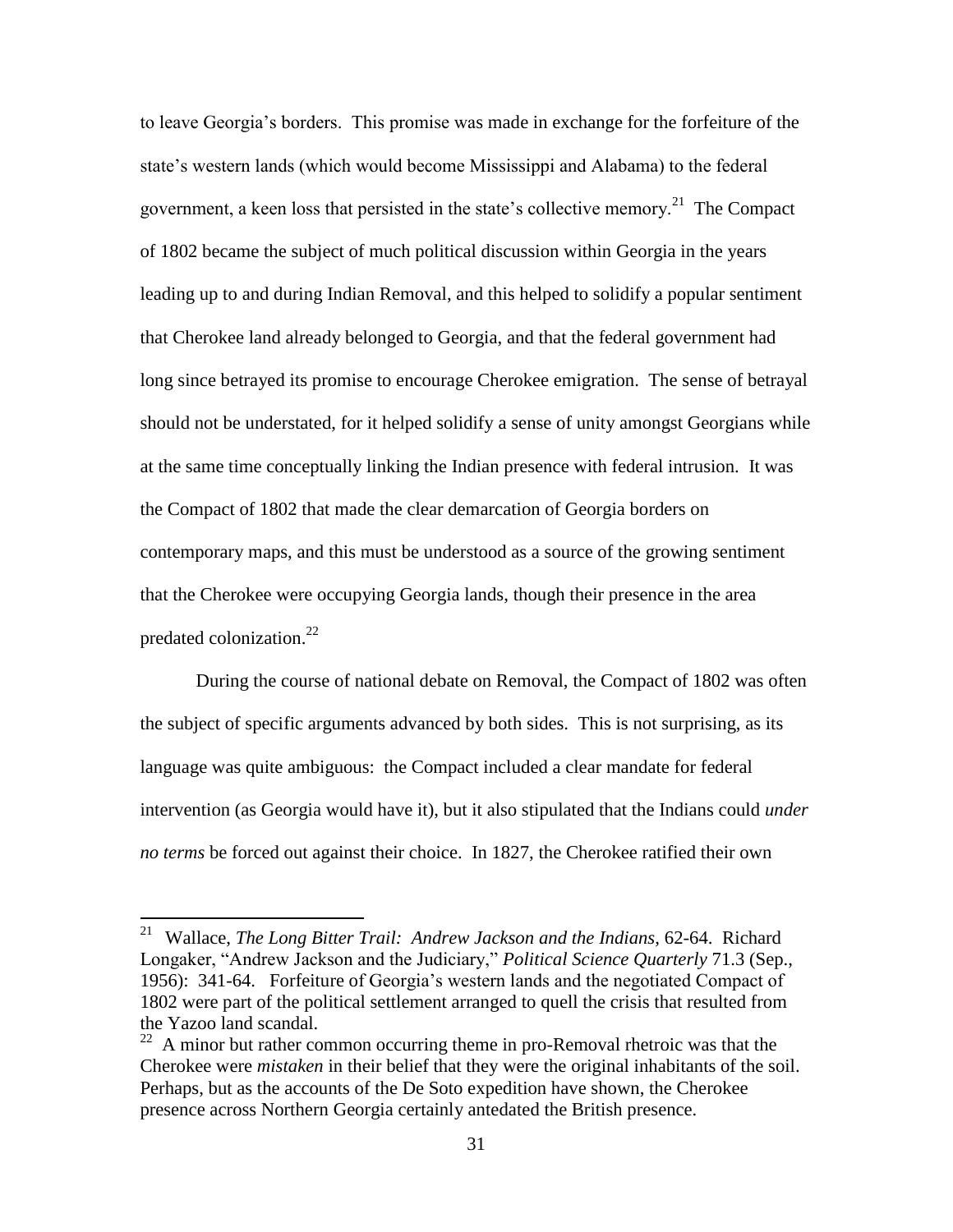to leave Georgia's borders. This promise was made in exchange for the forfeiture of the state's western lands (which would become Mississippi and Alabama) to the federal government, a keen loss that persisted in the state's collective memory.[21] The Compact of 1802 became the subject of much political discussion within Georgia in the years leading up to and during Indian Removal, and this helped to solidify a popular sentiment that Cherokee land already belonged to Georgia, and that the federal government had long since betrayed its promise to encourage Cherokee emigration. The sense of betrayal should not be understated, for it helped solidify a sense of unity amongst Georgians while at the same time conceptually linking the Indian presence with federal intrusion. It was the Compact of 1802 that made the clear demarcation of Georgia borders on contemporary maps, and this must be understood as a source of the growing sentiment that the Cherokee were occupying Georgia lands, though their presence in the area predated colonization.[22]

During the course of national debate on Removal, the Compact of 1802 was often the subject of specific arguments advanced by both sides. This is not surprising, as its language was quite ambiguous: the Compact included a clear mandate for federal intervention (as Georgia would have it), but it also stipulated that the Indians could *under no terms* be forced out against their choice. In 1827, the Cherokee ratified their own

---

[21] Wallace, *The Long Bitter Trail: Andrew Jackson and the Indians,* 62-64. Richard Longaker, "Andrew Jackson and the Judiciary," *Political Science Quarterly* 71.3 (Sep., 1956): 341-64. Forfeiture of Georgia's western lands and the negotiated Compact of 1802 were part of the political settlement arranged to quell the crisis that resulted from the Yazoo land scandal.

[22] A minor but rather common occurring theme in pro-Removal rhetroic was that the Cherokee were *mistaken* in their belief that they were the original inhabitants of the soil. Perhaps, but as the accounts of the De Soto expedition have shown, the Cherokee presence across Northern Georgia certainly antedated the British presence.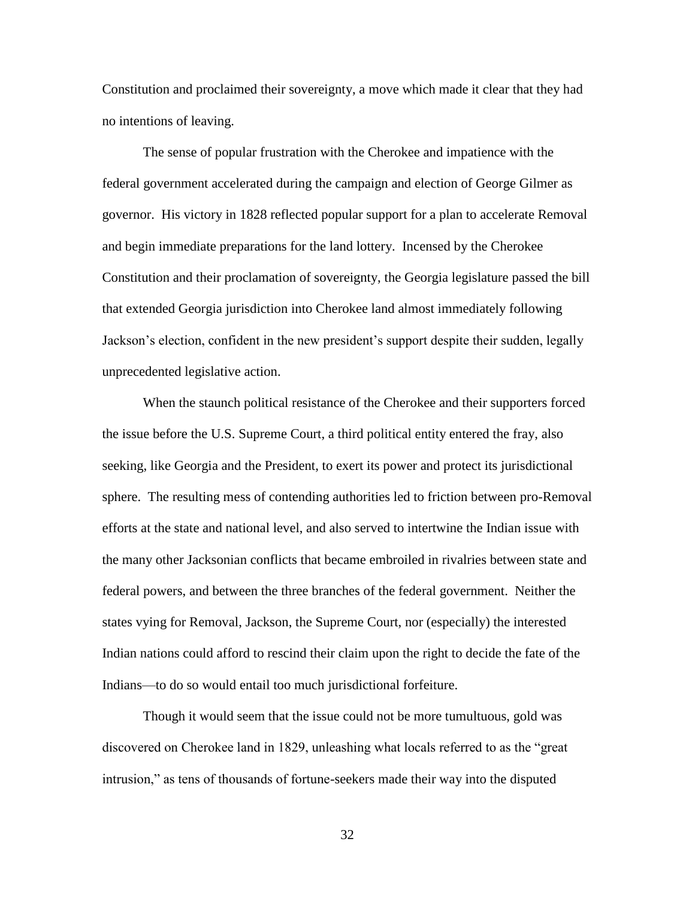Constitution and proclaimed their sovereignty, a move which made it clear that they had no intentions of leaving.

The sense of popular frustration with the Cherokee and impatience with the federal government accelerated during the campaign and election of George Gilmer as governor. His victory in 1828 reflected popular support for a plan to accelerate Removal and begin immediate preparations for the land lottery. Incensed by the Cherokee Constitution and their proclamation of sovereignty, the Georgia legislature passed the bill that extended Georgia jurisdiction into Cherokee land almost immediately following Jackson's election, confident in the new president's support despite their sudden, legally unprecedented legislative action.

When the staunch political resistance of the Cherokee and their supporters forced the issue before the U.S. Supreme Court, a third political entity entered the fray, also seeking, like Georgia and the President, to exert its power and protect its jurisdictional sphere. The resulting mess of contending authorities led to friction between pro-Removal efforts at the state and national level, and also served to intertwine the Indian issue with the many other Jacksonian conflicts that became embroiled in rivalries between state and federal powers, and between the three branches of the federal government. Neither the states vying for Removal, Jackson, the Supreme Court, nor (especially) the interested Indian nations could afford to rescind their claim upon the right to decide the fate of the Indians—to do so would entail too much jurisdictional forfeiture.

Though it would seem that the issue could not be more tumultuous, gold was discovered on Cherokee land in 1829, unleashing what locals referred to as the "great intrusion," as tens of thousands of fortune-seekers made their way into the disputed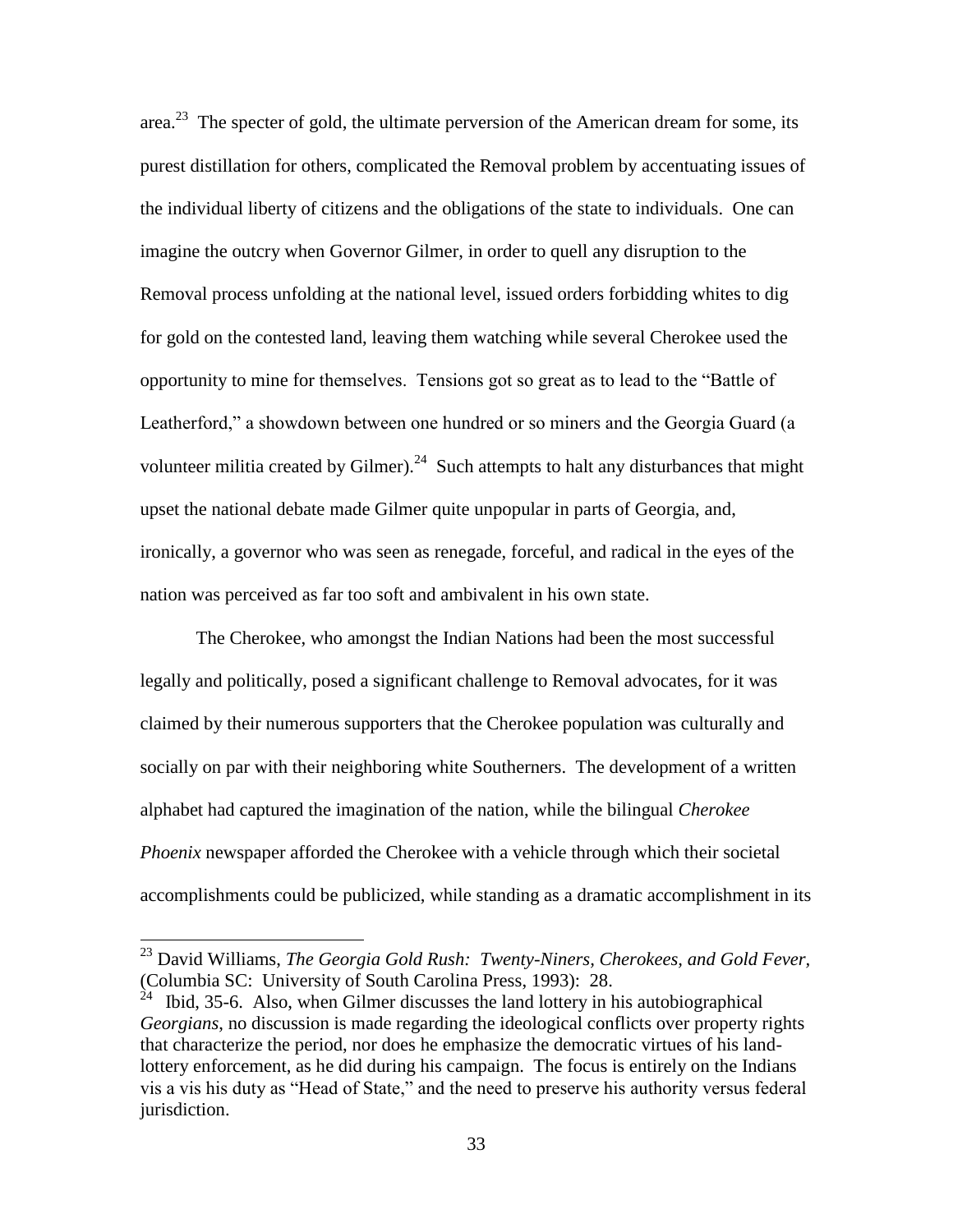area.[23] The specter of gold, the ultimate perversion of the American dream for some, its purest distillation for others, complicated the Removal problem by accentuating issues of the individual liberty of citizens and the obligations of the state to individuals. One can imagine the outcry when Governor Gilmer, in order to quell any disruption to the Removal process unfolding at the national level, issued orders forbidding whites to dig for gold on the contested land, leaving them watching while several Cherokee used the opportunity to mine for themselves. Tensions got so great as to lead to the "Battle of Leatherford," a showdown between one hundred or so miners and the Georgia Guard (a volunteer militia created by Gilmer).[24] Such attempts to halt any disturbances that might upset the national debate made Gilmer quite unpopular in parts of Georgia, and, ironically, a governor who was seen as renegade, forceful, and radical in the eyes of the nation was perceived as far too soft and ambivalent in his own state.

The Cherokee, who amongst the Indian Nations had been the most successful legally and politically, posed a significant challenge to Removal advocates, for it was claimed by their numerous supporters that the Cherokee population was culturally and socially on par with their neighboring white Southerners. The development of a written alphabet had captured the imagination of the nation, while the bilingual *Cherokee Phoenix* newspaper afforded the Cherokee with a vehicle through which their societal accomplishments could be publicized, while standing as a dramatic accomplishment in its

---

[23] David Williams, *The Georgia Gold Rush: Twenty-Niners, Cherokees, and Gold Fever,* (Columbia SC: University of South Carolina Press, 1993): 28.

[24] Ibid, 35-6. Also, when Gilmer discusses the land lottery in his autobiographical *Georgians*, no discussion is made regarding the ideological conflicts over property rights that characterize the period, nor does he emphasize the democratic virtues of his land-lottery enforcement, as he did during his campaign. The focus is entirely on the Indians vis a vis his duty as "Head of State," and the need to preserve his authority versus federal jurisdiction.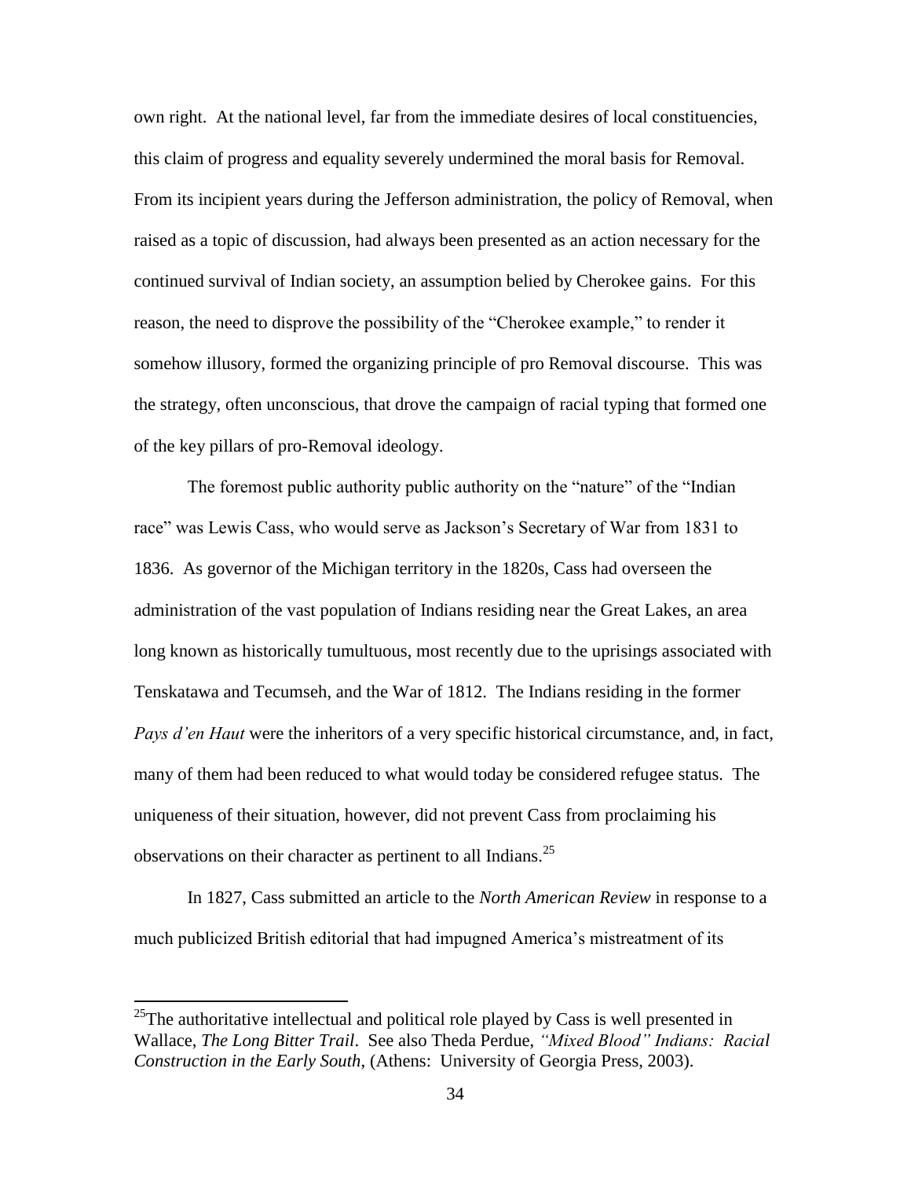own right. At the national level, far from the immediate desires of local constituencies, this claim of progress and equality severely undermined the moral basis for Removal. From its incipient years during the Jefferson administration, the policy of Removal, when raised as a topic of discussion, had always been presented as an action necessary for the continued survival of Indian society, an assumption belied by Cherokee gains. For this reason, the need to disprove the possibility of the "Cherokee example," to render it somehow illusory, formed the organizing principle of pro Removal discourse. This was the strategy, often unconscious, that drove the campaign of racial typing that formed one of the key pillars of pro-Removal ideology.

The foremost public authority public authority on the "nature" of the "Indian race" was Lewis Cass, who would serve as Jackson's Secretary of War from 1831 to 1836. As governor of the Michigan territory in the 1820s, Cass had overseen the administration of the vast population of Indians residing near the Great Lakes, an area long known as historically tumultuous, most recently due to the uprisings associated with Tenskatawa and Tecumseh, and the War of 1812. The Indians residing in the former *Pays d'en Haut* were the inheritors of a very specific historical circumstance, and, in fact, many of them had been reduced to what would today be considered refugee status. The uniqueness of their situation, however, did not prevent Cass from proclaiming his observations on their character as pertinent to all Indians.[25]

In 1827, Cass submitted an article to the *North American Review* in response to a much publicized British editorial that had impugned America's mistreatment of its

---

[25] The authoritative intellectual and political role played by Cass is well presented in Wallace, *The Long Bitter Trail*. See also Theda Perdue, *"Mixed Blood" Indians: Racial Construction in the Early South*, (Athens: University of Georgia Press, 2003).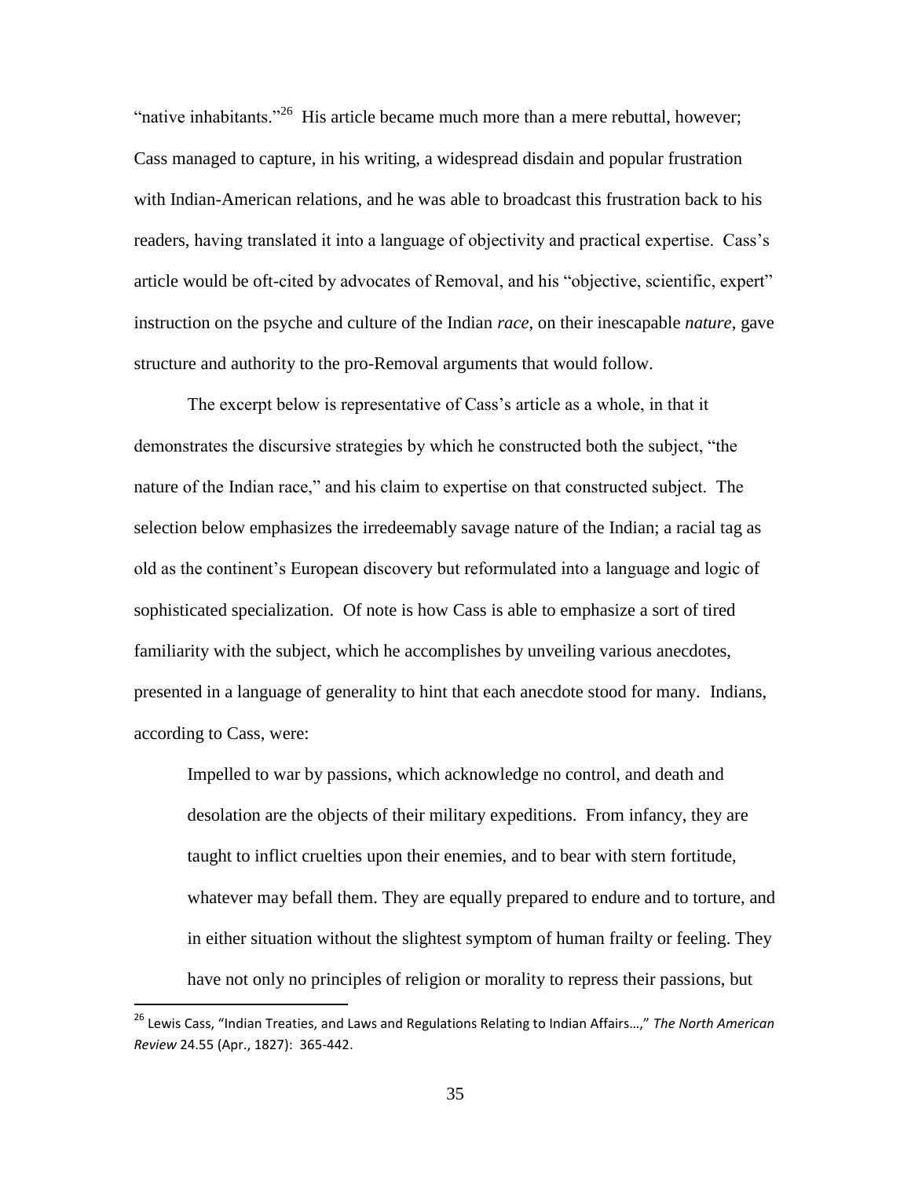"native inhabitants."[26] His article became much more than a mere rebuttal, however; Cass managed to capture, in his writing, a widespread disdain and popular frustration with Indian-American relations, and he was able to broadcast this frustration back to his readers, having translated it into a language of objectivity and practical expertise. Cass's article would be oft-cited by advocates of Removal, and his "objective, scientific, expert" instruction on the psyche and culture of the Indian *race*, on their inescapable *nature*, gave structure and authority to the pro-Removal arguments that would follow.

The excerpt below is representative of Cass's article as a whole, in that it demonstrates the discursive strategies by which he constructed both the subject, "the nature of the Indian race," and his claim to expertise on that constructed subject. The selection below emphasizes the irredeemably savage nature of the Indian; a racial tag as old as the continent's European discovery but reformulated into a language and logic of sophisticated specialization. Of note is how Cass is able to emphasize a sort of tired familiarity with the subject, which he accomplishes by unveiling various anecdotes, presented in a language of generality to hint that each anecdote stood for many. Indians, according to Cass, were:

> Impelled to war by passions, which acknowledge no control, and death and desolation are the objects of their military expeditions. From infancy, they are taught to inflict cruelties upon their enemies, and to bear with stern fortitude, whatever may befall them. They are equally prepared to endure and to torture, and in either situation without the slightest symptom of human frailty or feeling. They have not only no principles of religion or morality to repress their passions, but

[26] Lewis Cass, "Indian Treaties, and Laws and Regulations Relating to Indian Affairs…," *The North American Review* 24.55 (Apr., 1827): 365-442.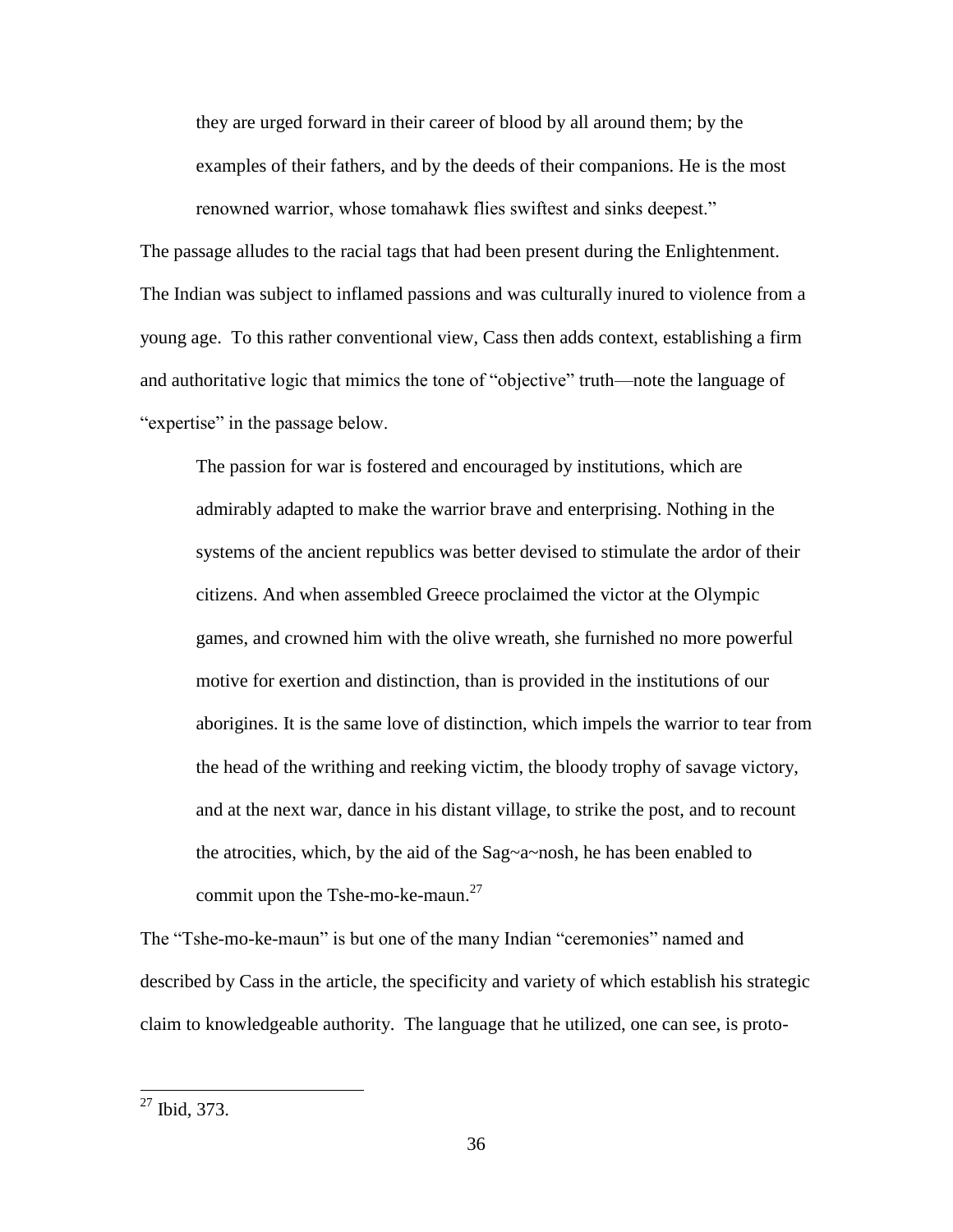> they are urged forward in their career of blood by all around them; by the examples of their fathers, and by the deeds of their companions. He is the most renowned warrior, whose tomahawk flies swiftest and sinks deepest."

The passage alludes to the racial tags that had been present during the Enlightenment. The Indian was subject to inflamed passions and was culturally inured to violence from a young age. To this rather conventional view, Cass then adds context, establishing a firm and authoritative logic that mimics the tone of "objective" truth—note the language of "expertise" in the passage below.

> The passion for war is fostered and encouraged by institutions, which are admirably adapted to make the warrior brave and enterprising. Nothing in the systems of the ancient republics was better devised to stimulate the ardor of their citizens. And when assembled Greece proclaimed the victor at the Olympic games, and crowned him with the olive wreath, she furnished no more powerful motive for exertion and distinction, than is provided in the institutions of our aborigines. It is the same love of distinction, which impels the warrior to tear from the head of the writhing and reeking victim, the bloody trophy of savage victory, and at the next war, dance in his distant village, to strike the post, and to recount the atrocities, which, by the aid of the Sag~a~nosh, he has been enabled to commit upon the Tshe-mo-ke-maun.[27]

The "Tshe-mo-ke-maun" is but one of the many Indian "ceremonies" named and described by Cass in the article, the specificity and variety of which establish his strategic claim to knowledgeable authority. The language that he utilized, one can see, is proto-

---

[27] Ibid, 373.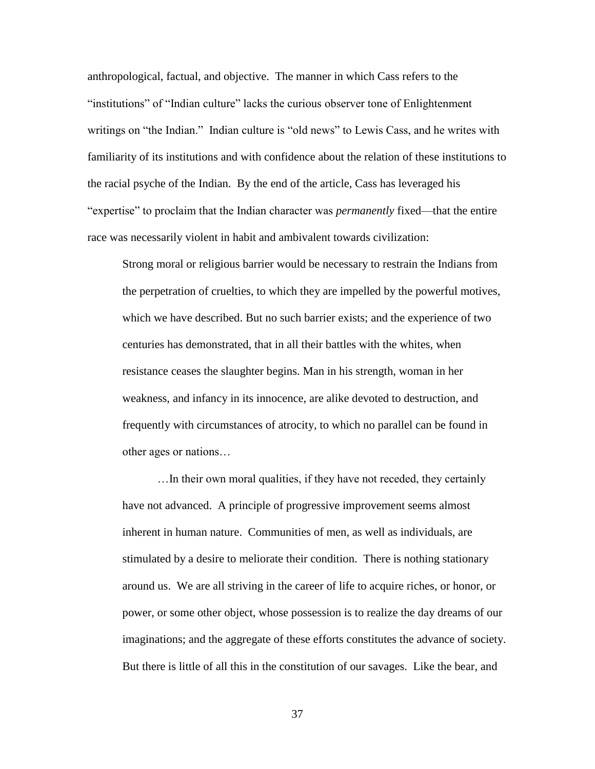anthropological, factual, and objective. The manner in which Cass refers to the "institutions" of "Indian culture" lacks the curious observer tone of Enlightenment writings on "the Indian." Indian culture is "old news" to Lewis Cass, and he writes with familiarity of its institutions and with confidence about the relation of these institutions to the racial psyche of the Indian. By the end of the article, Cass has leveraged his "expertise" to proclaim that the Indian character was *permanently* fixed—that the entire race was necessarily violent in habit and ambivalent towards civilization:

> Strong moral or religious barrier would be necessary to restrain the Indians from the perpetration of cruelties, to which they are impelled by the powerful motives, which we have described. But no such barrier exists; and the experience of two centuries has demonstrated, that in all their battles with the whites, when resistance ceases the slaughter begins. Man in his strength, woman in her weakness, and infancy in its innocence, are alike devoted to destruction, and frequently with circumstances of atrocity, to which no parallel can be found in other ages or nations…
>
> …In their own moral qualities, if they have not receded, they certainly have not advanced. A principle of progressive improvement seems almost inherent in human nature. Communities of men, as well as individuals, are stimulated by a desire to meliorate their condition. There is nothing stationary around us. We are all striving in the career of life to acquire riches, or honor, or power, or some other object, whose possession is to realize the day dreams of our imaginations; and the aggregate of these efforts constitutes the advance of society. But there is little of all this in the constitution of our savages. Like the bear, and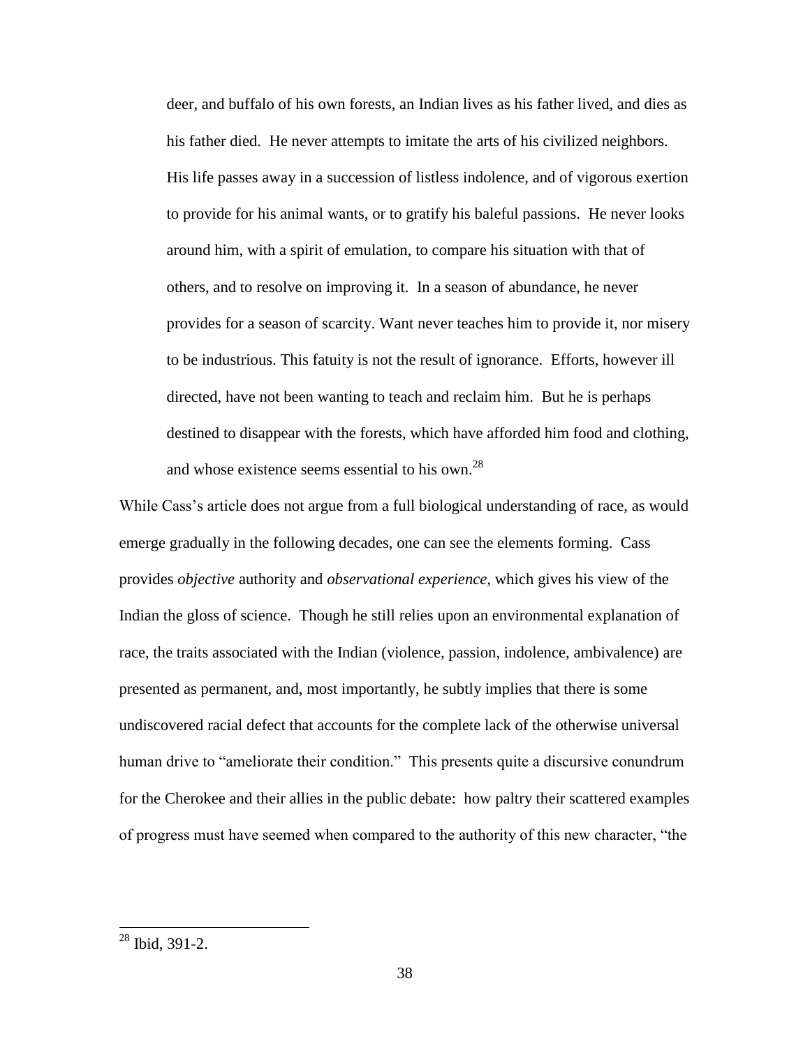> deer, and buffalo of his own forests, an Indian lives as his father lived, and dies as his father died. He never attempts to imitate the arts of his civilized neighbors. His life passes away in a succession of listless indolence, and of vigorous exertion to provide for his animal wants, or to gratify his baleful passions. He never looks around him, with a spirit of emulation, to compare his situation with that of others, and to resolve on improving it. In a season of abundance, he never provides for a season of scarcity. Want never teaches him to provide it, nor misery to be industrious. This fatuity is not the result of ignorance. Efforts, however ill directed, have not been wanting to teach and reclaim him. But he is perhaps destined to disappear with the forests, which have afforded him food and clothing, and whose existence seems essential to his own.[28]

While Cass's article does not argue from a full biological understanding of race, as would emerge gradually in the following decades, one can see the elements forming. Cass provides *objective* authority and *observational experience*, which gives his view of the Indian the gloss of science. Though he still relies upon an environmental explanation of race, the traits associated with the Indian (violence, passion, indolence, ambivalence) are presented as permanent, and, most importantly, he subtly implies that there is some undiscovered racial defect that accounts for the complete lack of the otherwise universal human drive to "ameliorate their condition." This presents quite a discursive conundrum for the Cherokee and their allies in the public debate: how paltry their scattered examples of progress must have seemed when compared to the authority of this new character, "the

[28] Ibid, 391-2.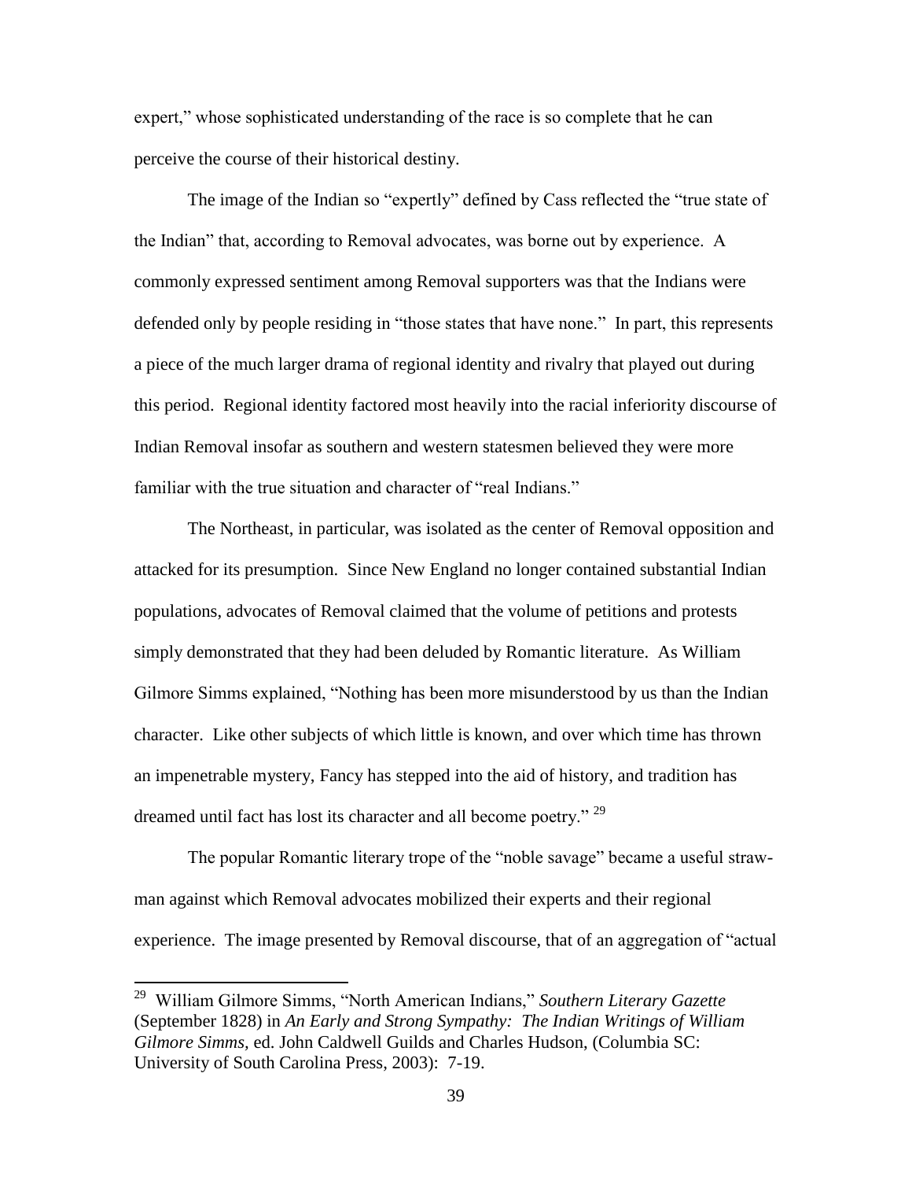expert," whose sophisticated understanding of the race is so complete that he can perceive the course of their historical destiny.

The image of the Indian so "expertly" defined by Cass reflected the "true state of the Indian" that, according to Removal advocates, was borne out by experience. A commonly expressed sentiment among Removal supporters was that the Indians were defended only by people residing in "those states that have none." In part, this represents a piece of the much larger drama of regional identity and rivalry that played out during this period. Regional identity factored most heavily into the racial inferiority discourse of Indian Removal insofar as southern and western statesmen believed they were more familiar with the true situation and character of "real Indians."

The Northeast, in particular, was isolated as the center of Removal opposition and attacked for its presumption. Since New England no longer contained substantial Indian populations, advocates of Removal claimed that the volume of petitions and protests simply demonstrated that they had been deluded by Romantic literature. As William Gilmore Simms explained, "Nothing has been more misunderstood by us than the Indian character. Like other subjects of which little is known, and over which time has thrown an impenetrable mystery, Fancy has stepped into the aid of history, and tradition has dreamed until fact has lost its character and all become poetry." [29]

The popular Romantic literary trope of the "noble savage" became a useful straw-man against which Removal advocates mobilized their experts and their regional experience. The image presented by Removal discourse, that of an aggregation of "actual

---

[29] William Gilmore Simms, "North American Indians," *Southern Literary Gazette* (September 1828) in *An Early and Strong Sympathy: The Indian Writings of William Gilmore Simms*, ed. John Caldwell Guilds and Charles Hudson, (Columbia SC: University of South Carolina Press, 2003): 7-19.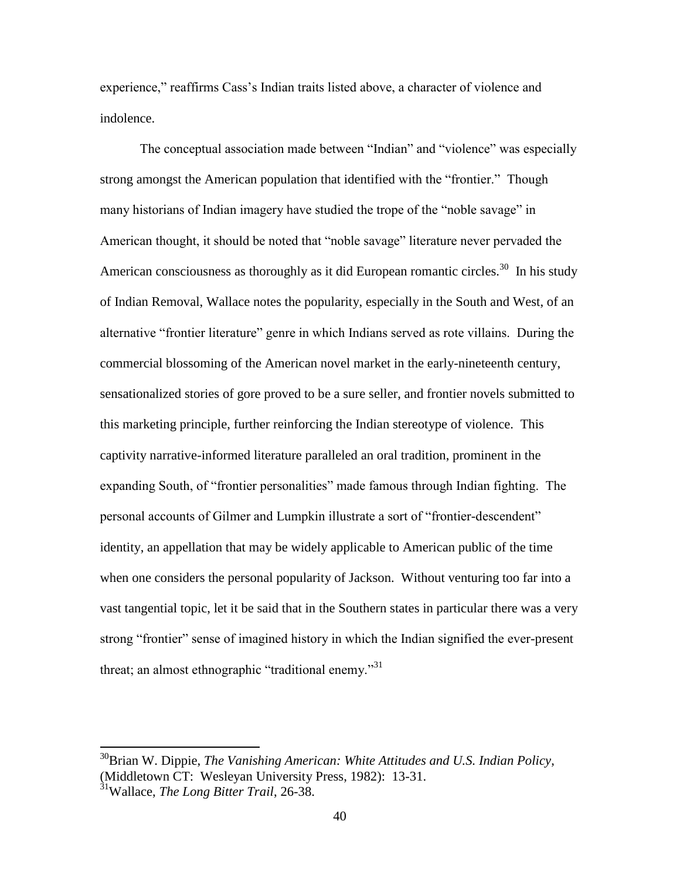experience," reaffirms Cass's Indian traits listed above, a character of violence and indolence.

The conceptual association made between "Indian" and "violence" was especially strong amongst the American population that identified with the "frontier." Though many historians of Indian imagery have studied the trope of the "noble savage" in American thought, it should be noted that "noble savage" literature never pervaded the American consciousness as thoroughly as it did European romantic circles.[30] In his study of Indian Removal, Wallace notes the popularity, especially in the South and West, of an alternative "frontier literature" genre in which Indians served as rote villains. During the commercial blossoming of the American novel market in the early-nineteenth century, sensationalized stories of gore proved to be a sure seller, and frontier novels submitted to this marketing principle, further reinforcing the Indian stereotype of violence. This captivity narrative-informed literature paralleled an oral tradition, prominent in the expanding South, of "frontier personalities" made famous through Indian fighting. The personal accounts of Gilmer and Lumpkin illustrate a sort of "frontier-descendent" identity, an appellation that may be widely applicable to American public of the time when one considers the personal popularity of Jackson. Without venturing too far into a vast tangential topic, let it be said that in the Southern states in particular there was a very strong "frontier" sense of imagined history in which the Indian signified the ever-present threat; an almost ethnographic "traditional enemy."[31]

---

[30]Brian W. Dippie, *The Vanishing American: White Attitudes and U.S. Indian Policy*, (Middletown CT: Wesleyan University Press, 1982): 13-31.

[31]Wallace, *The Long Bitter Trail*, 26-38.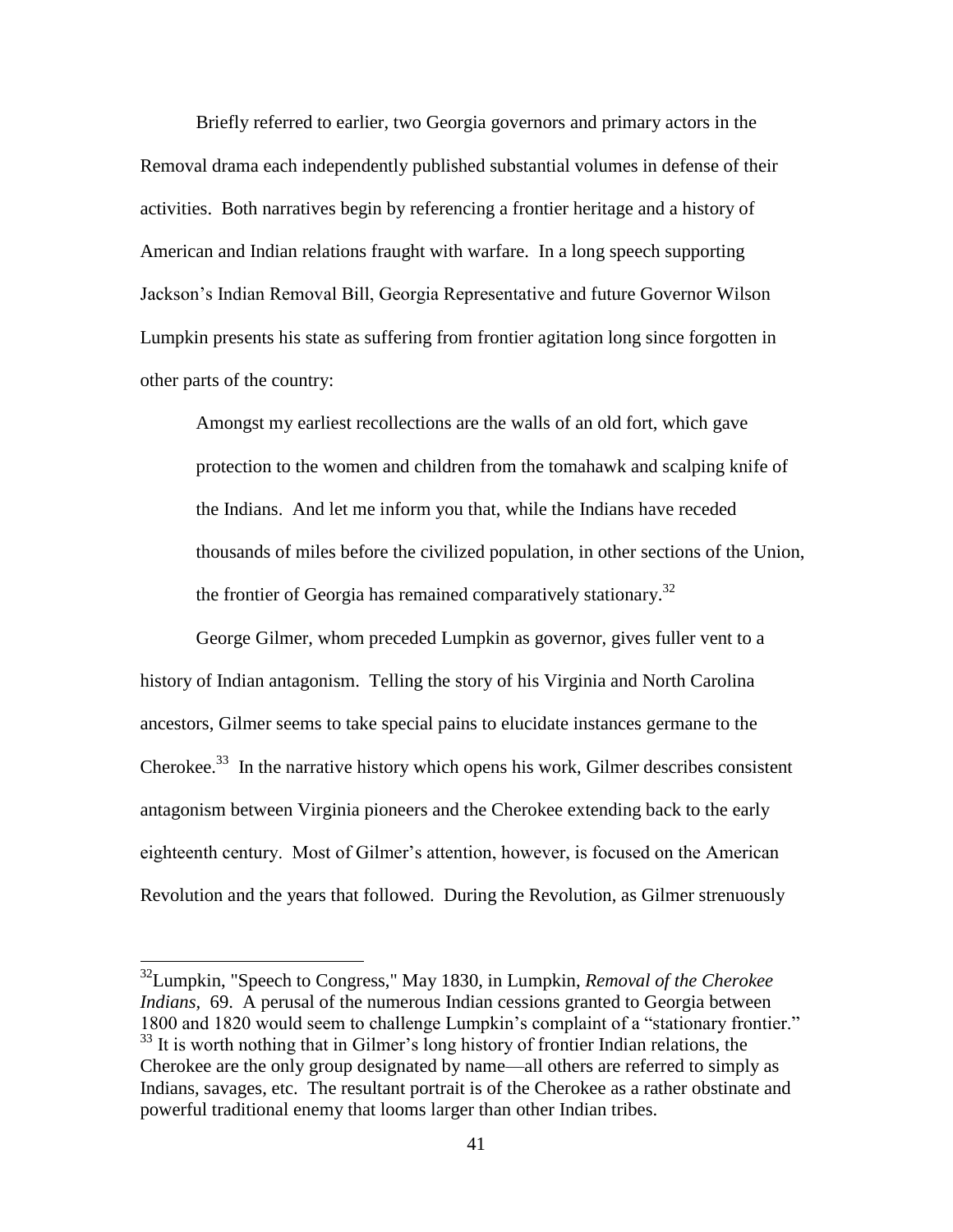Briefly referred to earlier, two Georgia governors and primary actors in the Removal drama each independently published substantial volumes in defense of their activities. Both narratives begin by referencing a frontier heritage and a history of American and Indian relations fraught with warfare. In a long speech supporting Jackson's Indian Removal Bill, Georgia Representative and future Governor Wilson Lumpkin presents his state as suffering from frontier agitation long since forgotten in other parts of the country:

> Amongst my earliest recollections are the walls of an old fort, which gave protection to the women and children from the tomahawk and scalping knife of the Indians. And let me inform you that, while the Indians have receded thousands of miles before the civilized population, in other sections of the Union, the frontier of Georgia has remained comparatively stationary.[32]

George Gilmer, whom preceded Lumpkin as governor, gives fuller vent to a history of Indian antagonism. Telling the story of his Virginia and North Carolina ancestors, Gilmer seems to take special pains to elucidate instances germane to the Cherokee.[33] In the narrative history which opens his work, Gilmer describes consistent antagonism between Virginia pioneers and the Cherokee extending back to the early eighteenth century. Most of Gilmer's attention, however, is focused on the American Revolution and the years that followed. During the Revolution, as Gilmer strenuously

---

[32] Lumpkin, "Speech to Congress," May 1830, in Lumpkin, *Removal of the Cherokee Indians*, 69. A perusal of the numerous Indian cessions granted to Georgia between 1800 and 1820 would seem to challenge Lumpkin's complaint of a "stationary frontier."

[33] It is worth nothing that in Gilmer's long history of frontier Indian relations, the Cherokee are the only group designated by name—all others are referred to simply as Indians, savages, etc. The resultant portrait is of the Cherokee as a rather obstinate and powerful traditional enemy that looms larger than other Indian tribes.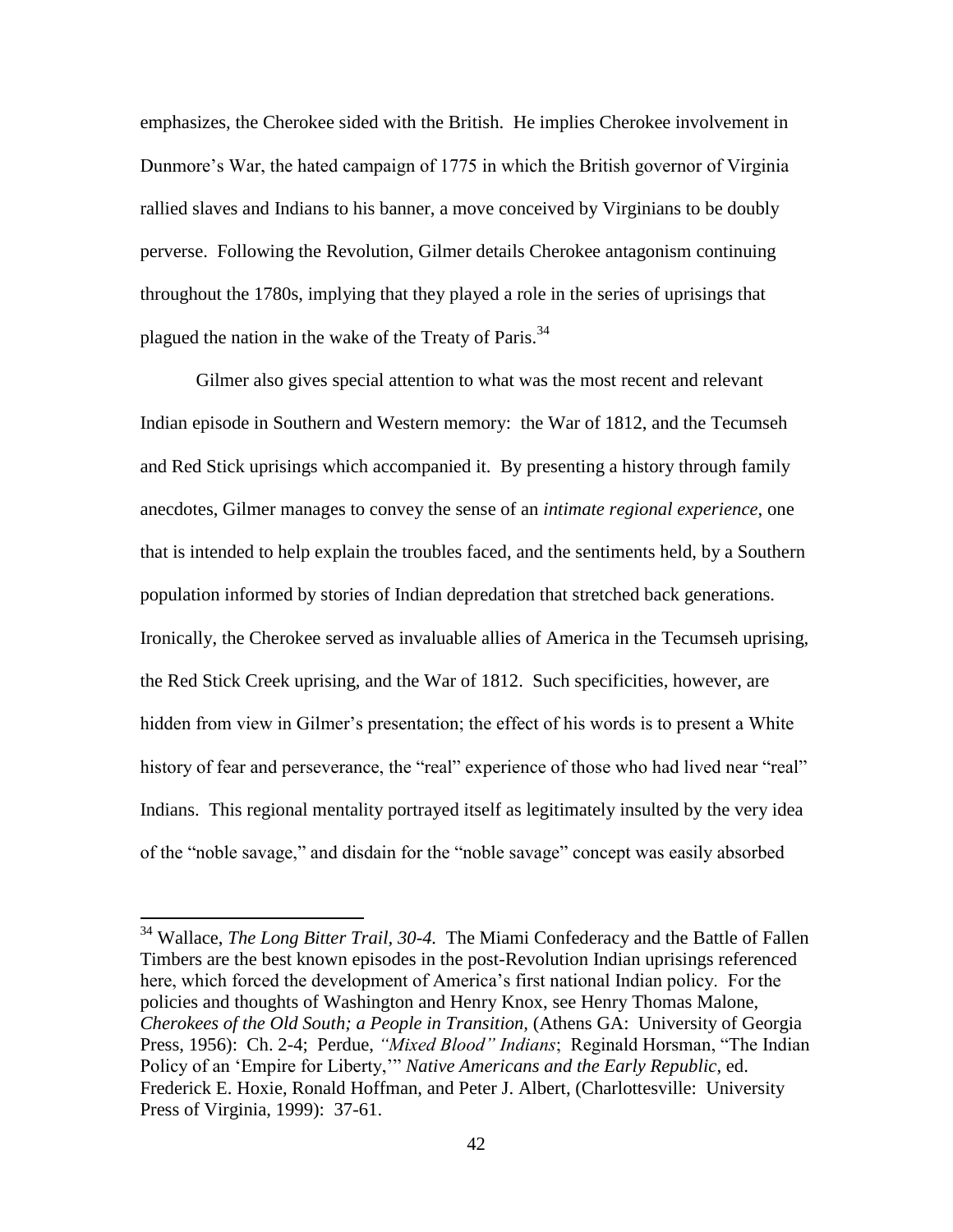emphasizes, the Cherokee sided with the British. He implies Cherokee involvement in Dunmore's War, the hated campaign of 1775 in which the British governor of Virginia rallied slaves and Indians to his banner, a move conceived by Virginians to be doubly perverse. Following the Revolution, Gilmer details Cherokee antagonism continuing throughout the 1780s, implying that they played a role in the series of uprisings that plagued the nation in the wake of the Treaty of Paris.[34]

Gilmer also gives special attention to what was the most recent and relevant Indian episode in Southern and Western memory: the War of 1812, and the Tecumseh and Red Stick uprisings which accompanied it. By presenting a history through family anecdotes, Gilmer manages to convey the sense of an *intimate regional experience*, one that is intended to help explain the troubles faced, and the sentiments held, by a Southern population informed by stories of Indian depredation that stretched back generations. Ironically, the Cherokee served as invaluable allies of America in the Tecumseh uprising, the Red Stick Creek uprising, and the War of 1812. Such specificities, however, are hidden from view in Gilmer's presentation; the effect of his words is to present a White history of fear and perseverance, the "real" experience of those who had lived near "real" Indians. This regional mentality portrayed itself as legitimately insulted by the very idea of the "noble savage," and disdain for the "noble savage" concept was easily absorbed

---

[34] Wallace, *The Long Bitter Trail, 30-4.* The Miami Confederacy and the Battle of Fallen Timbers are the best known episodes in the post-Revolution Indian uprisings referenced here, which forced the development of America's first national Indian policy. For the policies and thoughts of Washington and Henry Knox, see Henry Thomas Malone, *Cherokees of the Old South; a People in Transition,* (Athens GA: University of Georgia Press, 1956): Ch. 2-4; Perdue, *"Mixed Blood" Indians*; Reginald Horsman, "The Indian Policy of an 'Empire for Liberty,'" *Native Americans and the Early Republic*, ed. Frederick E. Hoxie, Ronald Hoffman, and Peter J. Albert, (Charlottesville: University Press of Virginia, 1999): 37-61.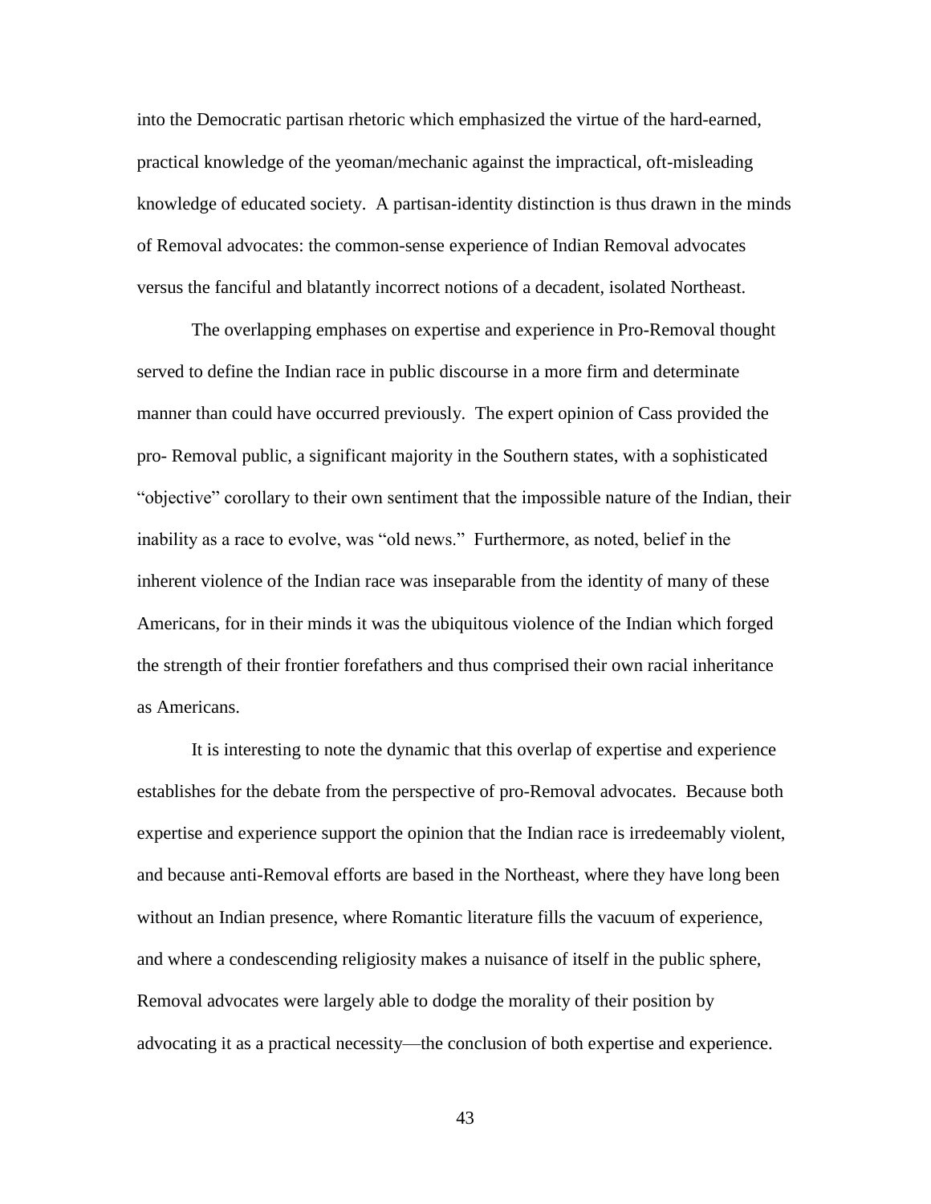into the Democratic partisan rhetoric which emphasized the virtue of the hard-earned, practical knowledge of the yeoman/mechanic against the impractical, oft-misleading knowledge of educated society. A partisan-identity distinction is thus drawn in the minds of Removal advocates: the common-sense experience of Indian Removal advocates versus the fanciful and blatantly incorrect notions of a decadent, isolated Northeast.

The overlapping emphases on expertise and experience in Pro-Removal thought served to define the Indian race in public discourse in a more firm and determinate manner than could have occurred previously. The expert opinion of Cass provided the pro- Removal public, a significant majority in the Southern states, with a sophisticated "objective" corollary to their own sentiment that the impossible nature of the Indian, their inability as a race to evolve, was "old news." Furthermore, as noted, belief in the inherent violence of the Indian race was inseparable from the identity of many of these Americans, for in their minds it was the ubiquitous violence of the Indian which forged the strength of their frontier forefathers and thus comprised their own racial inheritance as Americans.

It is interesting to note the dynamic that this overlap of expertise and experience establishes for the debate from the perspective of pro-Removal advocates. Because both expertise and experience support the opinion that the Indian race is irredeemably violent, and because anti-Removal efforts are based in the Northeast, where they have long been without an Indian presence, where Romantic literature fills the vacuum of experience, and where a condescending religiosity makes a nuisance of itself in the public sphere, Removal advocates were largely able to dodge the morality of their position by advocating it as a practical necessity—the conclusion of both expertise and experience.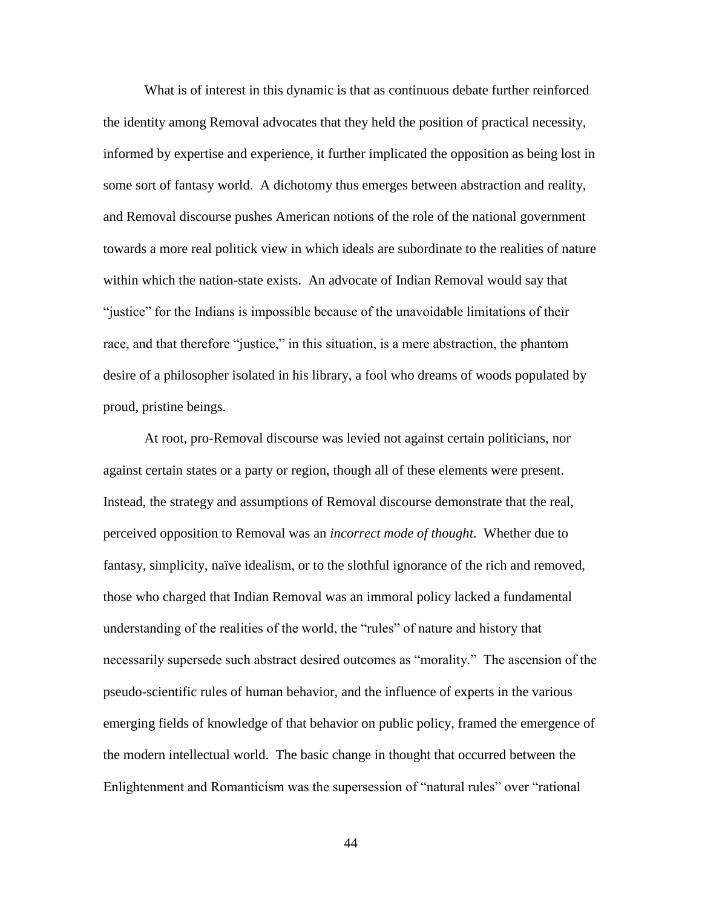What is of interest in this dynamic is that as continuous debate further reinforced the identity among Removal advocates that they held the position of practical necessity, informed by expertise and experience, it further implicated the opposition as being lost in some sort of fantasy world. A dichotomy thus emerges between abstraction and reality, and Removal discourse pushes American notions of the role of the national government towards a more real politick view in which ideals are subordinate to the realities of nature within which the nation-state exists. An advocate of Indian Removal would say that "justice" for the Indians is impossible because of the unavoidable limitations of their race, and that therefore "justice," in this situation, is a mere abstraction, the phantom desire of a philosopher isolated in his library, a fool who dreams of woods populated by proud, pristine beings.

At root, pro-Removal discourse was levied not against certain politicians, nor against certain states or a party or region, though all of these elements were present. Instead, the strategy and assumptions of Removal discourse demonstrate that the real, perceived opposition to Removal was an *incorrect mode of thought*. Whether due to fantasy, simplicity, naïve idealism, or to the slothful ignorance of the rich and removed, those who charged that Indian Removal was an immoral policy lacked a fundamental understanding of the realities of the world, the "rules" of nature and history that necessarily supersede such abstract desired outcomes as "morality." The ascension of the pseudo-scientific rules of human behavior, and the influence of experts in the various emerging fields of knowledge of that behavior on public policy, framed the emergence of the modern intellectual world. The basic change in thought that occurred between the Enlightenment and Romanticism was the supersession of "natural rules" over "rational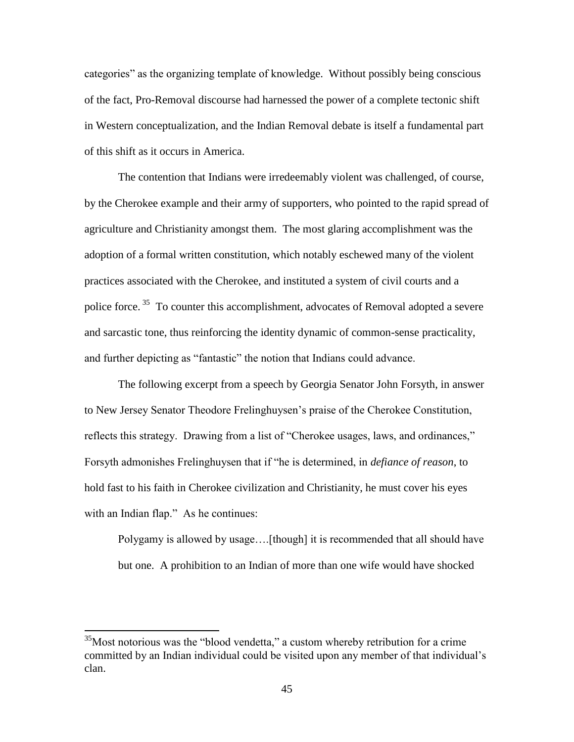categories" as the organizing template of knowledge. Without possibly being conscious of the fact, Pro-Removal discourse had harnessed the power of a complete tectonic shift in Western conceptualization, and the Indian Removal debate is itself a fundamental part of this shift as it occurs in America.

The contention that Indians were irredeemably violent was challenged, of course, by the Cherokee example and their army of supporters, who pointed to the rapid spread of agriculture and Christianity amongst them. The most glaring accomplishment was the adoption of a formal written constitution, which notably eschewed many of the violent practices associated with the Cherokee, and instituted a system of civil courts and a police force.[35] To counter this accomplishment, advocates of Removal adopted a severe and sarcastic tone, thus reinforcing the identity dynamic of common-sense practicality, and further depicting as "fantastic" the notion that Indians could advance.

The following excerpt from a speech by Georgia Senator John Forsyth, in answer to New Jersey Senator Theodore Frelinghuysen's praise of the Cherokee Constitution, reflects this strategy. Drawing from a list of "Cherokee usages, laws, and ordinances," Forsyth admonishes Frelinghuysen that if "he is determined, in *defiance of reason*, to hold fast to his faith in Cherokee civilization and Christianity, he must cover his eyes with an Indian flap." As he continues:

> Polygamy is allowed by usage….[though] it is recommended that all should have but one. A prohibition to an Indian of more than one wife would have shocked

[35]Most notorious was the "blood vendetta," a custom whereby retribution for a crime committed by an Indian individual could be visited upon any member of that individual's clan.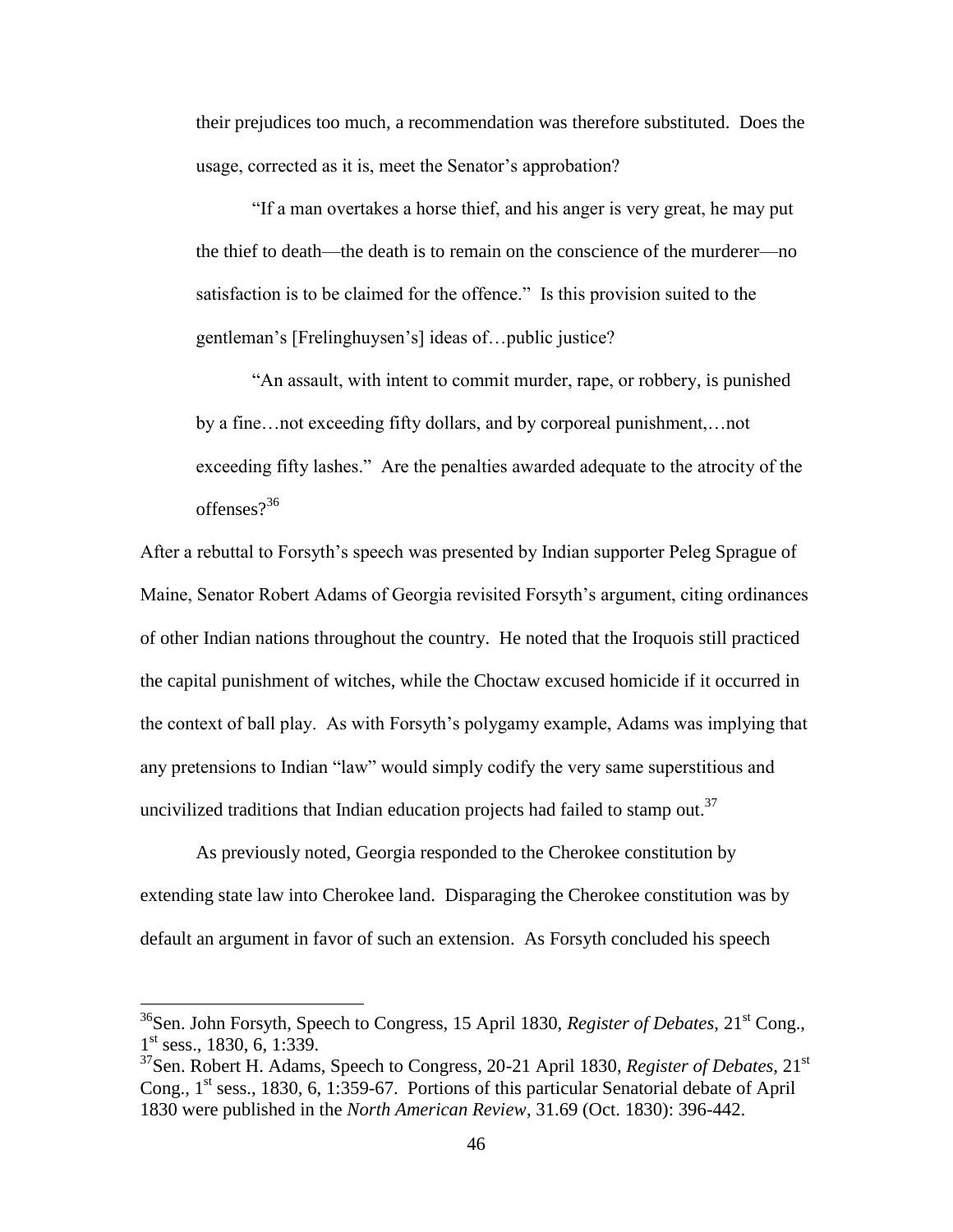their prejudices too much, a recommendation was therefore substituted. Does the usage, corrected as it is, meet the Senator's approbation?

> "If a man overtakes a horse thief, and his anger is very great, he may put the thief to death—the death is to remain on the conscience of the murderer—no satisfaction is to be claimed for the offence." Is this provision suited to the gentleman's [Frelinghuysen's] ideas of…public justice?
>
> "An assault, with intent to commit murder, rape, or robbery, is punished by a fine…not exceeding fifty dollars, and by corporeal punishment,…not exceeding fifty lashes." Are the penalties awarded adequate to the atrocity of the offenses?[36]

After a rebuttal to Forsyth's speech was presented by Indian supporter Peleg Sprague of Maine, Senator Robert Adams of Georgia revisited Forsyth's argument, citing ordinances of other Indian nations throughout the country. He noted that the Iroquois still practiced the capital punishment of witches, while the Choctaw excused homicide if it occurred in the context of ball play. As with Forsyth's polygamy example, Adams was implying that any pretensions to Indian "law" would simply codify the very same superstitious and uncivilized traditions that Indian education projects had failed to stamp out.[37]

As previously noted, Georgia responded to the Cherokee constitution by extending state law into Cherokee land. Disparaging the Cherokee constitution was by default an argument in favor of such an extension. As Forsyth concluded his speech

---

[36]Sen. John Forsyth, Speech to Congress, 15 April 1830, *Register of Debates*, 21st Cong., 1st sess., 1830, 6, 1:339.

[37]Sen. Robert H. Adams, Speech to Congress, 20-21 April 1830, *Register of Debates*, 21st Cong., 1st sess., 1830, 6, 1:359-67. Portions of this particular Senatorial debate of April 1830 were published in the *North American Review*, 31.69 (Oct. 1830): 396-442.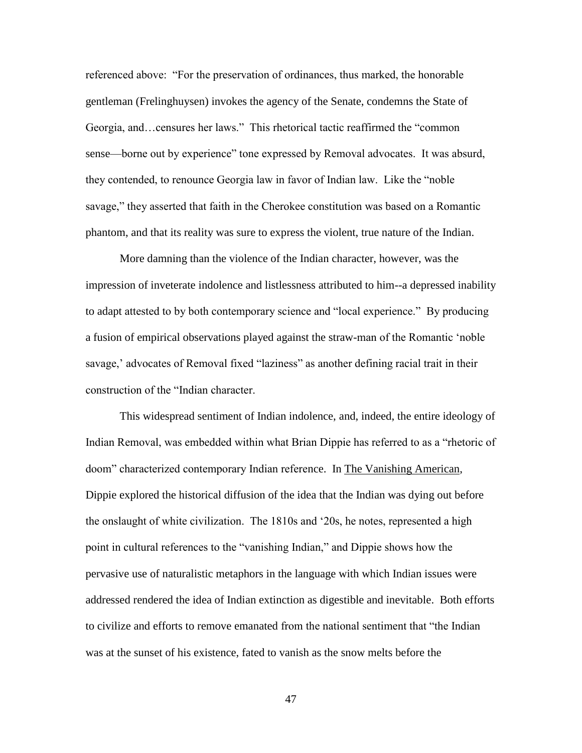referenced above: "For the preservation of ordinances, thus marked, the honorable gentleman (Frelinghuysen) invokes the agency of the Senate, condemns the State of Georgia, and…censures her laws." This rhetorical tactic reaffirmed the "common sense—borne out by experience" tone expressed by Removal advocates. It was absurd, they contended, to renounce Georgia law in favor of Indian law. Like the "noble savage," they asserted that faith in the Cherokee constitution was based on a Romantic phantom, and that its reality was sure to express the violent, true nature of the Indian.

More damning than the violence of the Indian character, however, was the impression of inveterate indolence and listlessness attributed to him--a depressed inability to adapt attested to by both contemporary science and "local experience." By producing a fusion of empirical observations played against the straw-man of the Romantic 'noble savage,' advocates of Removal fixed "laziness" as another defining racial trait in their construction of the "Indian character.

This widespread sentiment of Indian indolence, and, indeed, the entire ideology of Indian Removal, was embedded within what Brian Dippie has referred to as a "rhetoric of doom" characterized contemporary Indian reference. In <u>The Vanishing American</u>, Dippie explored the historical diffusion of the idea that the Indian was dying out before the onslaught of white civilization. The 1810s and '20s, he notes, represented a high point in cultural references to the "vanishing Indian," and Dippie shows how the pervasive use of naturalistic metaphors in the language with which Indian issues were addressed rendered the idea of Indian extinction as digestible and inevitable. Both efforts to civilize and efforts to remove emanated from the national sentiment that "the Indian was at the sunset of his existence, fated to vanish as the snow melts before the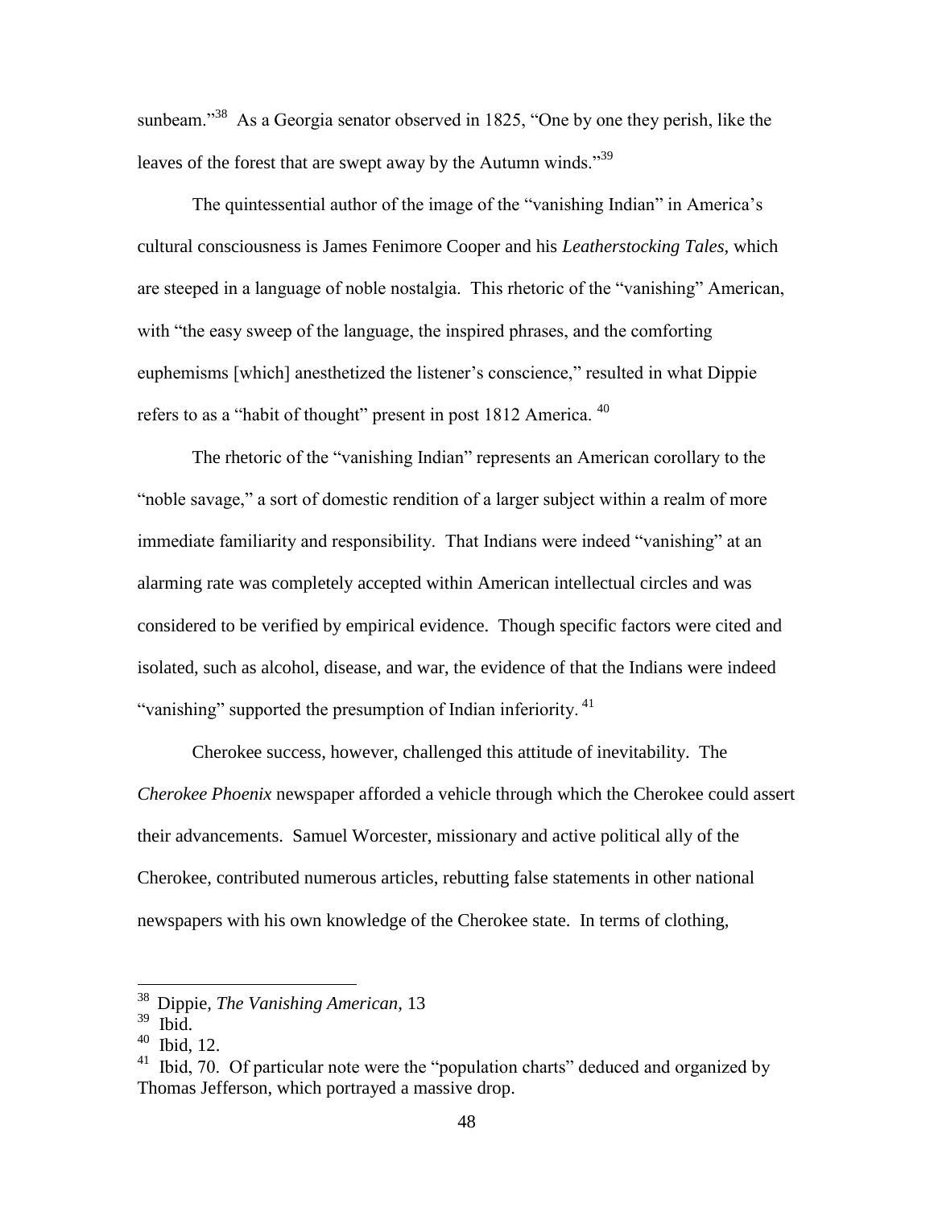sunbeam."[38] As a Georgia senator observed in 1825, "One by one they perish, like the leaves of the forest that are swept away by the Autumn winds."[39]

The quintessential author of the image of the "vanishing Indian" in America's cultural consciousness is James Fenimore Cooper and his *Leatherstocking Tales*, which are steeped in a language of noble nostalgia. This rhetoric of the "vanishing" American, with "the easy sweep of the language, the inspired phrases, and the comforting euphemisms [which] anesthetized the listener's conscience," resulted in what Dippie refers to as a "habit of thought" present in post 1812 America. [40]

The rhetoric of the "vanishing Indian" represents an American corollary to the "noble savage," a sort of domestic rendition of a larger subject within a realm of more immediate familiarity and responsibility. That Indians were indeed "vanishing" at an alarming rate was completely accepted within American intellectual circles and was considered to be verified by empirical evidence. Though specific factors were cited and isolated, such as alcohol, disease, and war, the evidence of that the Indians were indeed "vanishing" supported the presumption of Indian inferiority. [41]

Cherokee success, however, challenged this attitude of inevitability. The *Cherokee Phoenix* newspaper afforded a vehicle through which the Cherokee could assert their advancements. Samuel Worcester, missionary and active political ally of the Cherokee, contributed numerous articles, rebutting false statements in other national newspapers with his own knowledge of the Cherokee state. In terms of clothing,

---

[38] Dippie, *The Vanishing American,* 13

[39] Ibid.

[40] Ibid, 12.

[41] Ibid, 70. Of particular note were the "population charts" deduced and organized by Thomas Jefferson, which portrayed a massive drop.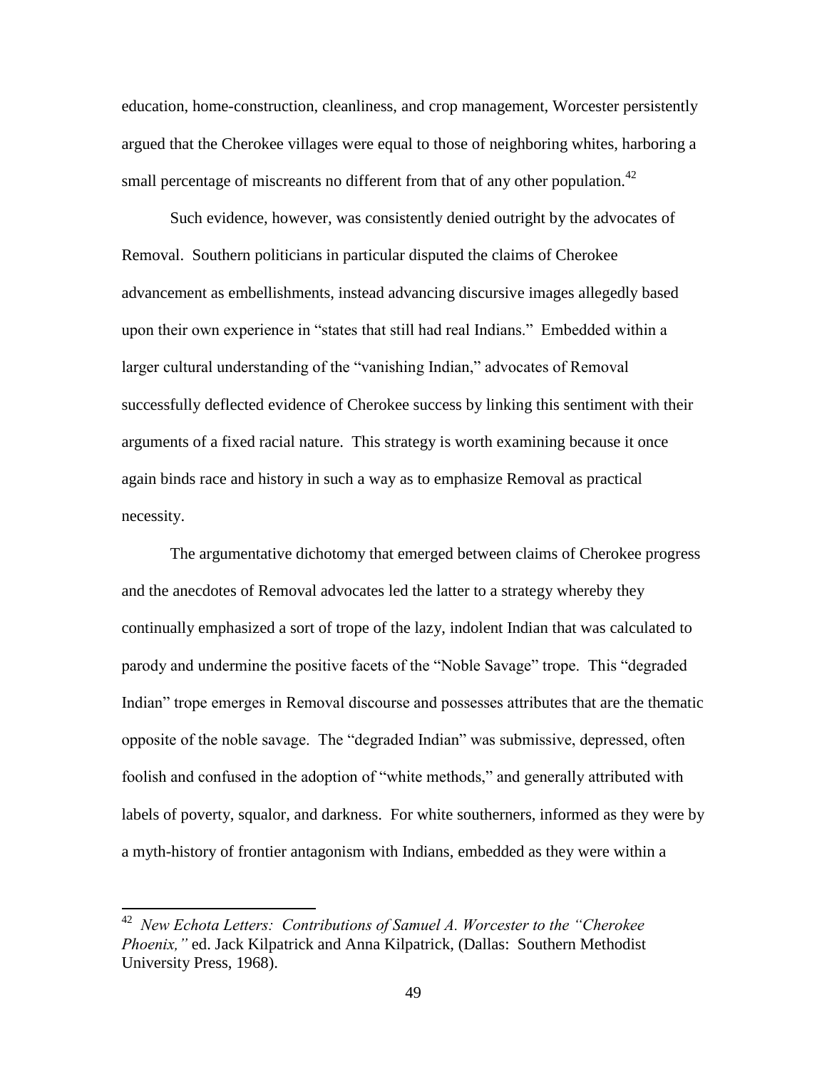education, home-construction, cleanliness, and crop management, Worcester persistently argued that the Cherokee villages were equal to those of neighboring whites, harboring a small percentage of miscreants no different from that of any other population.[42]

Such evidence, however, was consistently denied outright by the advocates of Removal. Southern politicians in particular disputed the claims of Cherokee advancement as embellishments, instead advancing discursive images allegedly based upon their own experience in "states that still had real Indians." Embedded within a larger cultural understanding of the "vanishing Indian," advocates of Removal successfully deflected evidence of Cherokee success by linking this sentiment with their arguments of a fixed racial nature. This strategy is worth examining because it once again binds race and history in such a way as to emphasize Removal as practical necessity.

The argumentative dichotomy that emerged between claims of Cherokee progress and the anecdotes of Removal advocates led the latter to a strategy whereby they continually emphasized a sort of trope of the lazy, indolent Indian that was calculated to parody and undermine the positive facets of the "Noble Savage" trope. This "degraded Indian" trope emerges in Removal discourse and possesses attributes that are the thematic opposite of the noble savage. The "degraded Indian" was submissive, depressed, often foolish and confused in the adoption of "white methods," and generally attributed with labels of poverty, squalor, and darkness. For white southerners, informed as they were by a myth-history of frontier antagonism with Indians, embedded as they were within a

---

[42] *New Echota Letters: Contributions of Samuel A. Worcester to the "Cherokee Phoenix,"* ed. Jack Kilpatrick and Anna Kilpatrick, (Dallas: Southern Methodist University Press, 1968).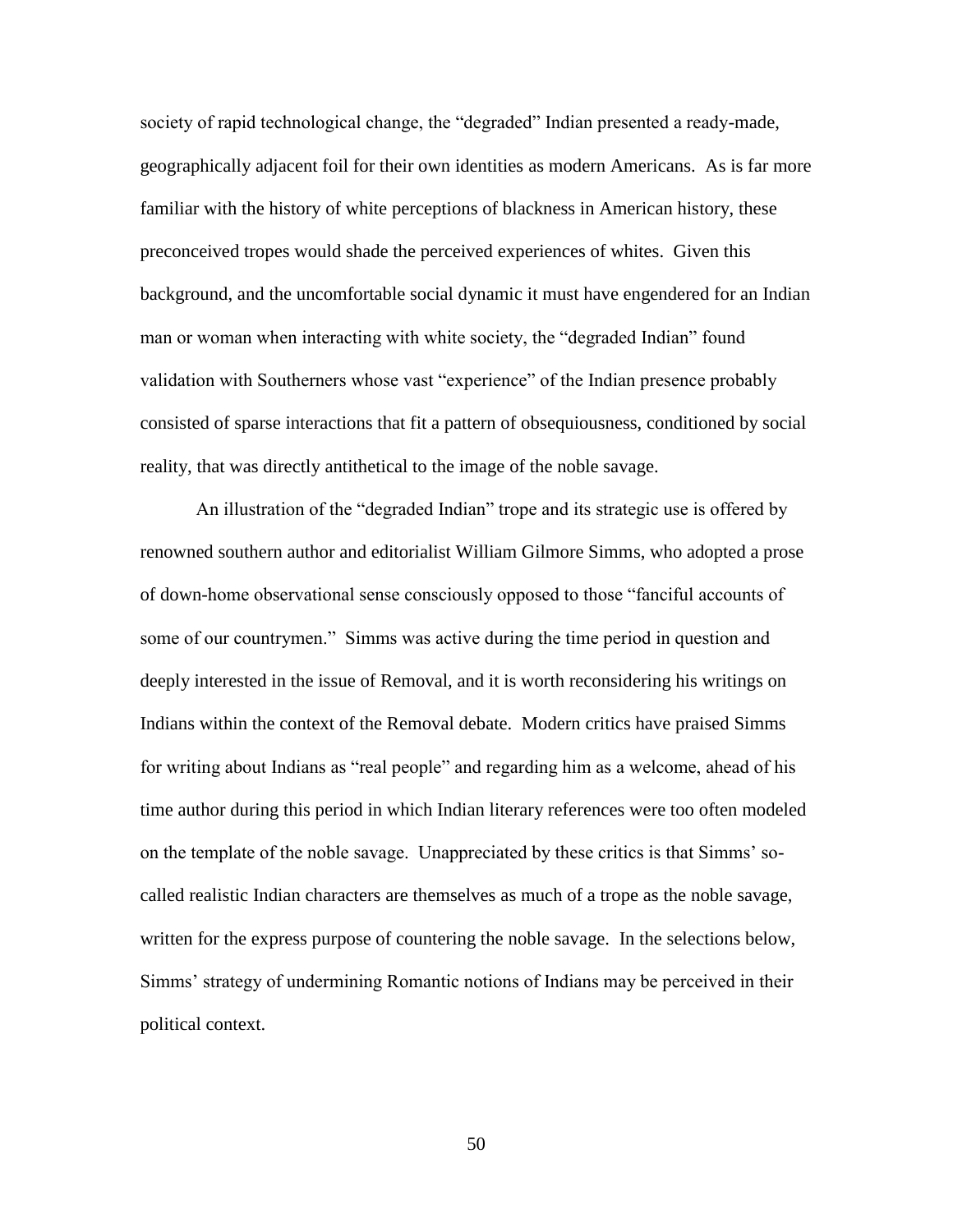society of rapid technological change, the "degraded" Indian presented a ready-made, geographically adjacent foil for their own identities as modern Americans. As is far more familiar with the history of white perceptions of blackness in American history, these preconceived tropes would shade the perceived experiences of whites. Given this background, and the uncomfortable social dynamic it must have engendered for an Indian man or woman when interacting with white society, the "degraded Indian" found validation with Southerners whose vast "experience" of the Indian presence probably consisted of sparse interactions that fit a pattern of obsequiousness, conditioned by social reality, that was directly antithetical to the image of the noble savage.

An illustration of the "degraded Indian" trope and its strategic use is offered by renowned southern author and editorialist William Gilmore Simms, who adopted a prose of down-home observational sense consciously opposed to those "fanciful accounts of some of our countrymen." Simms was active during the time period in question and deeply interested in the issue of Removal, and it is worth reconsidering his writings on Indians within the context of the Removal debate. Modern critics have praised Simms for writing about Indians as "real people" and regarding him as a welcome, ahead of his time author during this period in which Indian literary references were too often modeled on the template of the noble savage. Unappreciated by these critics is that Simms' so-called realistic Indian characters are themselves as much of a trope as the noble savage, written for the express purpose of countering the noble savage. In the selections below, Simms' strategy of undermining Romantic notions of Indians may be perceived in their political context.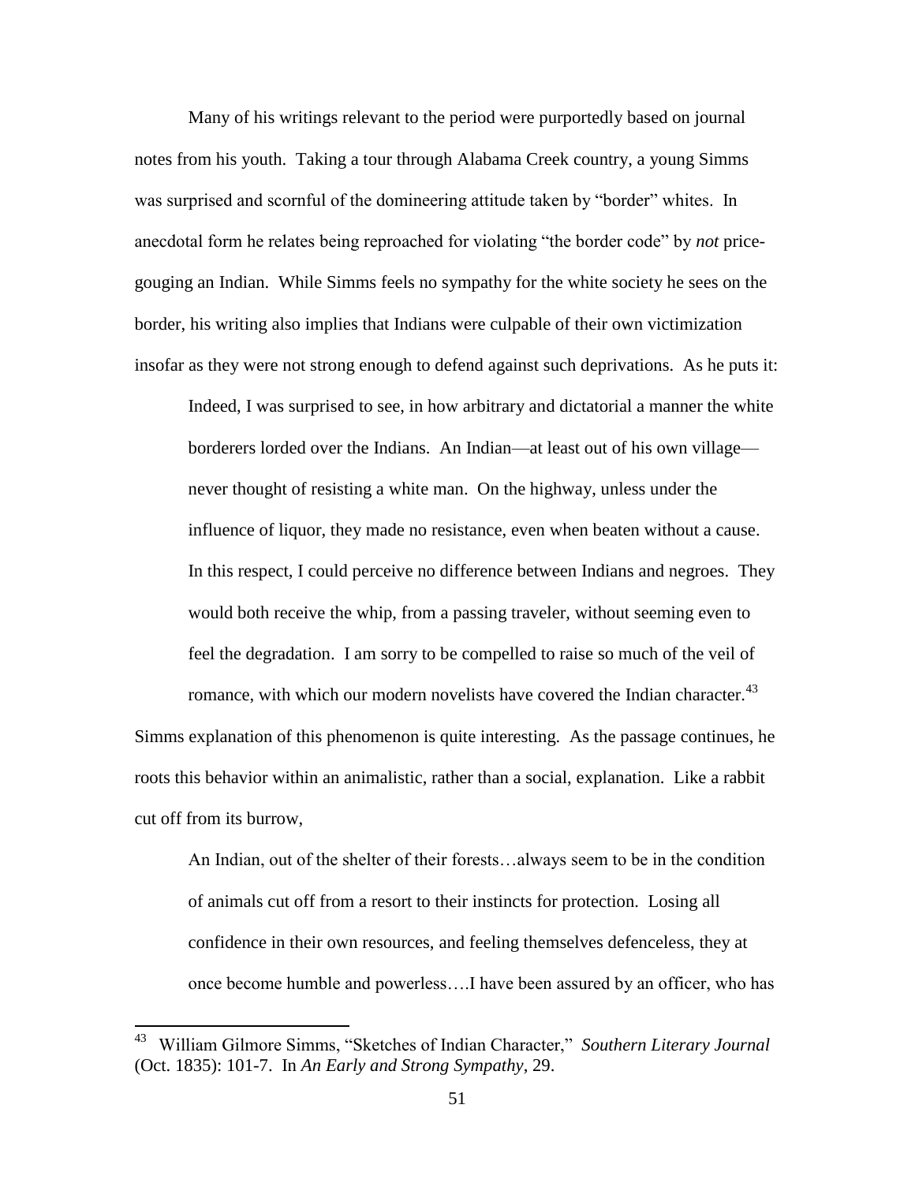Many of his writings relevant to the period were purportedly based on journal notes from his youth. Taking a tour through Alabama Creek country, a young Simms was surprised and scornful of the domineering attitude taken by "border" whites. In anecdotal form he relates being reproached for violating "the border code" by *not* price-gouging an Indian. While Simms feels no sympathy for the white society he sees on the border, his writing also implies that Indians were culpable of their own victimization insofar as they were not strong enough to defend against such deprivations. As he puts it:

> Indeed, I was surprised to see, in how arbitrary and dictatorial a manner the white borderers lorded over the Indians. An Indian—at least out of his own village—never thought of resisting a white man. On the highway, unless under the influence of liquor, they made no resistance, even when beaten without a cause. In this respect, I could perceive no difference between Indians and negroes. They would both receive the whip, from a passing traveler, without seeming even to feel the degradation. I am sorry to be compelled to raise so much of the veil of romance, with which our modern novelists have covered the Indian character.[43]

Simms explanation of this phenomenon is quite interesting. As the passage continues, he roots this behavior within an animalistic, rather than a social, explanation. Like a rabbit cut off from its burrow,

> An Indian, out of the shelter of their forests…always seem to be in the condition of animals cut off from a resort to their instincts for protection. Losing all confidence in their own resources, and feeling themselves defenceless, they at once become humble and powerless….I have been assured by an officer, who has

[43] William Gilmore Simms, "Sketches of Indian Character," *Southern Literary Journal* (Oct. 1835): 101-7. In *An Early and Strong Sympathy*, 29.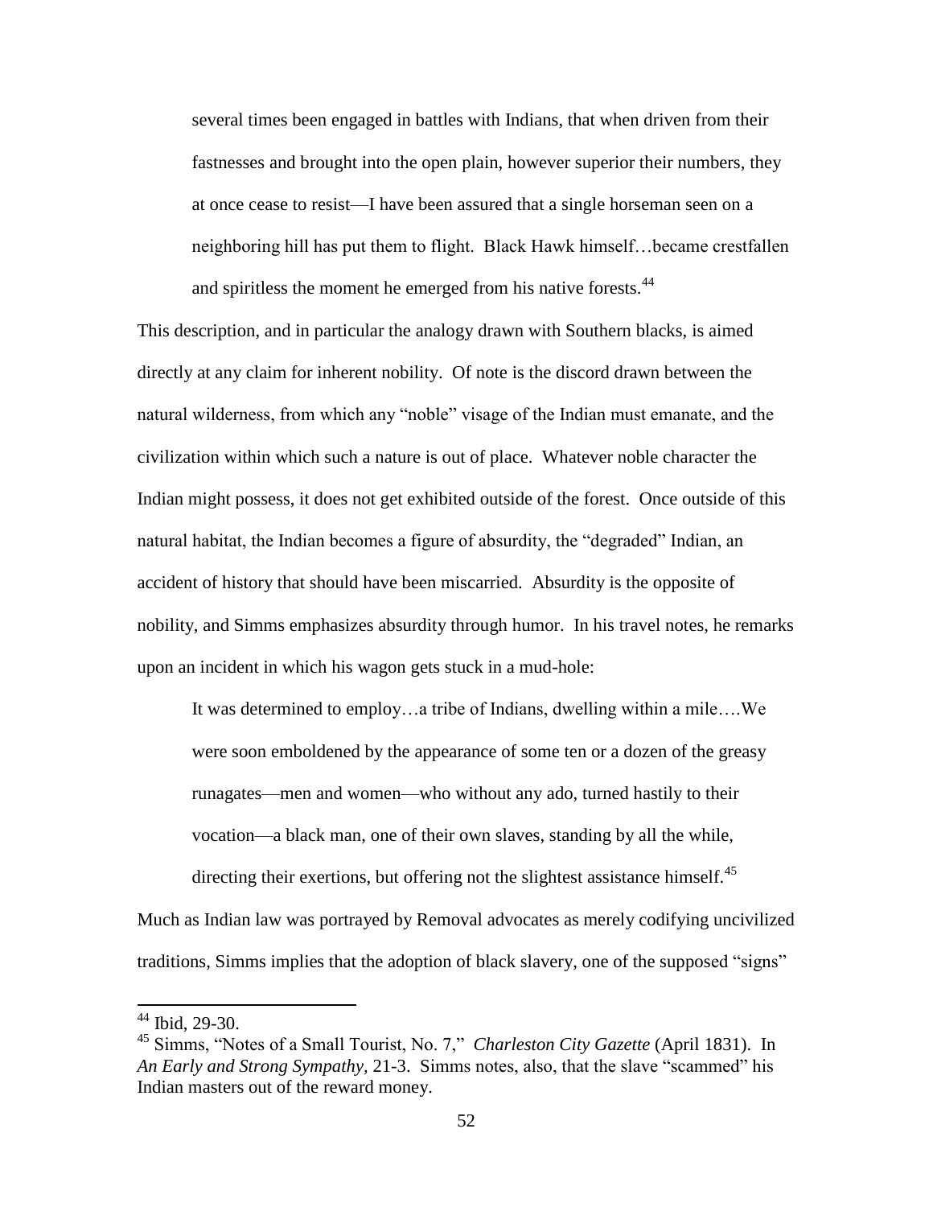> several times been engaged in battles with Indians, that when driven from their fastnesses and brought into the open plain, however superior their numbers, they at once cease to resist—I have been assured that a single horseman seen on a neighboring hill has put them to flight. Black Hawk himself…became crestfallen and spiritless the moment he emerged from his native forests.[44]

This description, and in particular the analogy drawn with Southern blacks, is aimed directly at any claim for inherent nobility. Of note is the discord drawn between the natural wilderness, from which any "noble" visage of the Indian must emanate, and the civilization within which such a nature is out of place. Whatever noble character the Indian might possess, it does not get exhibited outside of the forest. Once outside of this natural habitat, the Indian becomes a figure of absurdity, the "degraded" Indian, an accident of history that should have been miscarried. Absurdity is the opposite of nobility, and Simms emphasizes absurdity through humor. In his travel notes, he remarks upon an incident in which his wagon gets stuck in a mud-hole:

> It was determined to employ…a tribe of Indians, dwelling within a mile….We were soon emboldened by the appearance of some ten or a dozen of the greasy runagates—men and women—who without any ado, turned hastily to their vocation—a black man, one of their own slaves, standing by all the while, directing their exertions, but offering not the slightest assistance himself.[45]

Much as Indian law was portrayed by Removal advocates as merely codifying uncivilized traditions, Simms implies that the adoption of black slavery, one of the supposed "signs"

---

[44] Ibid, 29-30.

[45] Simms, "Notes of a Small Tourist, No. 7," *Charleston City Gazette* (April 1831). In *An Early and Strong Sympathy,* 21-3. Simms notes, also, that the slave "scammed" his Indian masters out of the reward money.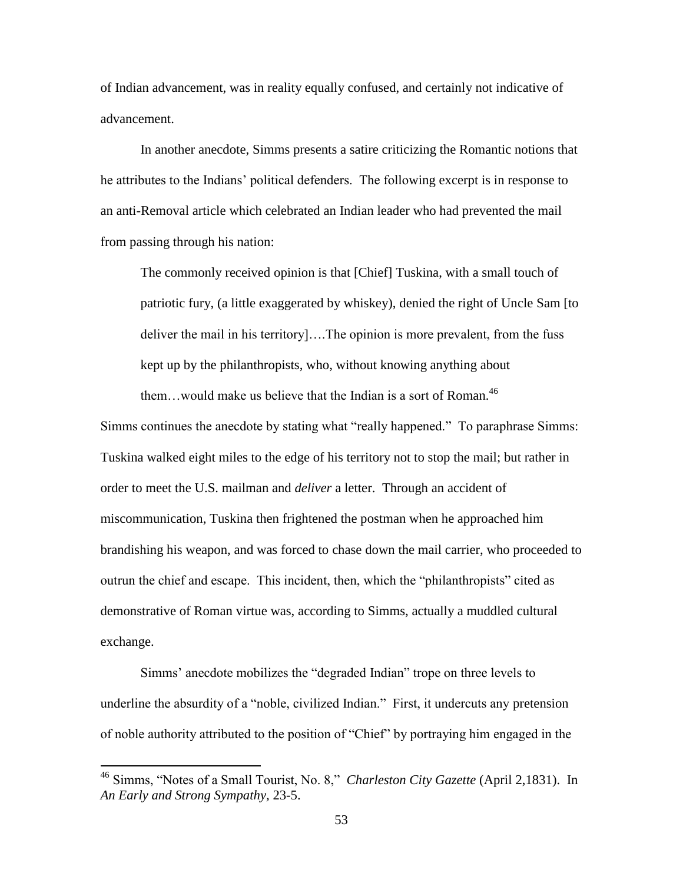of Indian advancement, was in reality equally confused, and certainly not indicative of advancement.

In another anecdote, Simms presents a satire criticizing the Romantic notions that he attributes to the Indians' political defenders. The following excerpt is in response to an anti-Removal article which celebrated an Indian leader who had prevented the mail from passing through his nation:

> The commonly received opinion is that [Chief] Tuskina, with a small touch of patriotic fury, (a little exaggerated by whiskey), denied the right of Uncle Sam [to deliver the mail in his territory]….The opinion is more prevalent, from the fuss kept up by the philanthropists, who, without knowing anything about them…would make us believe that the Indian is a sort of Roman.[46]

Simms continues the anecdote by stating what "really happened." To paraphrase Simms: Tuskina walked eight miles to the edge of his territory not to stop the mail; but rather in order to meet the U.S. mailman and *deliver* a letter. Through an accident of miscommunication, Tuskina then frightened the postman when he approached him brandishing his weapon, and was forced to chase down the mail carrier, who proceeded to outrun the chief and escape. This incident, then, which the "philanthropists" cited as demonstrative of Roman virtue was, according to Simms, actually a muddled cultural exchange.

Simms' anecdote mobilizes the "degraded Indian" trope on three levels to underline the absurdity of a "noble, civilized Indian." First, it undercuts any pretension of noble authority attributed to the position of "Chief" by portraying him engaged in the

---

[46] Simms, "Notes of a Small Tourist, No. 8," *Charleston City Gazette* (April 2,1831). In *An Early and Strong Sympathy,* 23-5.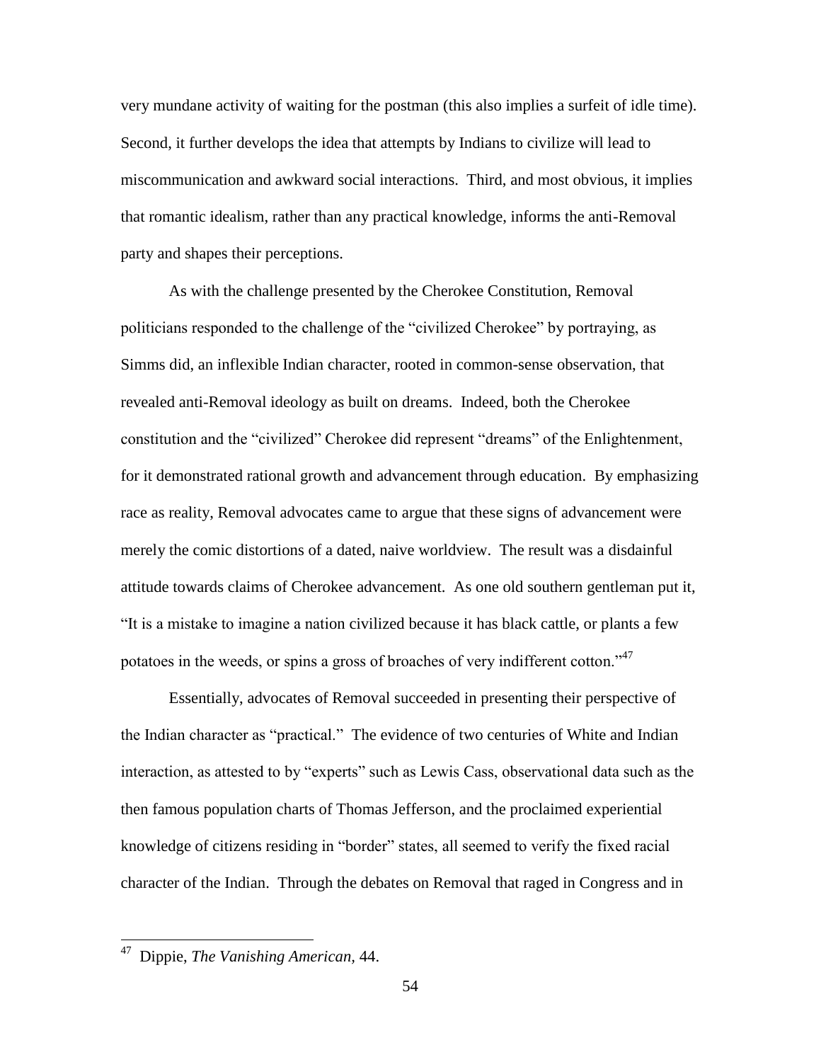very mundane activity of waiting for the postman (this also implies a surfeit of idle time). Second, it further develops the idea that attempts by Indians to civilize will lead to miscommunication and awkward social interactions. Third, and most obvious, it implies that romantic idealism, rather than any practical knowledge, informs the anti-Removal party and shapes their perceptions.

As with the challenge presented by the Cherokee Constitution, Removal politicians responded to the challenge of the "civilized Cherokee" by portraying, as Simms did, an inflexible Indian character, rooted in common-sense observation, that revealed anti-Removal ideology as built on dreams. Indeed, both the Cherokee constitution and the "civilized" Cherokee did represent "dreams" of the Enlightenment, for it demonstrated rational growth and advancement through education. By emphasizing race as reality, Removal advocates came to argue that these signs of advancement were merely the comic distortions of a dated, naive worldview. The result was a disdainful attitude towards claims of Cherokee advancement. As one old southern gentleman put it, "It is a mistake to imagine a nation civilized because it has black cattle, or plants a few potatoes in the weeds, or spins a gross of broaches of very indifferent cotton."[47]

Essentially, advocates of Removal succeeded in presenting their perspective of the Indian character as "practical." The evidence of two centuries of White and Indian interaction, as attested to by "experts" such as Lewis Cass, observational data such as the then famous population charts of Thomas Jefferson, and the proclaimed experiential knowledge of citizens residing in "border" states, all seemed to verify the fixed racial character of the Indian. Through the debates on Removal that raged in Congress and in

---

[47] Dippie, *The Vanishing American,* 44.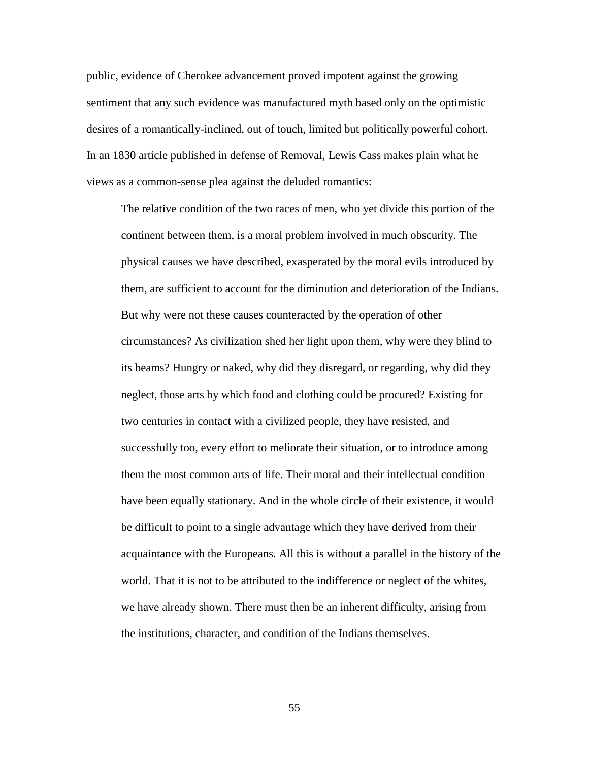public, evidence of Cherokee advancement proved impotent against the growing sentiment that any such evidence was manufactured myth based only on the optimistic desires of a romantically-inclined, out of touch, limited but politically powerful cohort. In an 1830 article published in defense of Removal, Lewis Cass makes plain what he views as a common-sense plea against the deluded romantics:

> The relative condition of the two races of men, who yet divide this portion of the continent between them, is a moral problem involved in much obscurity. The physical causes we have described, exasperated by the moral evils introduced by them, are sufficient to account for the diminution and deterioration of the Indians. But why were not these causes counteracted by the operation of other circumstances? As civilization shed her light upon them, why were they blind to its beams? Hungry or naked, why did they disregard, or regarding, why did they neglect, those arts by which food and clothing could be procured? Existing for two centuries in contact with a civilized people, they have resisted, and successfully too, every effort to meliorate their situation, or to introduce among them the most common arts of life. Their moral and their intellectual condition have been equally stationary. And in the whole circle of their existence, it would be difficult to point to a single advantage which they have derived from their acquaintance with the Europeans. All this is without a parallel in the history of the world. That it is not to be attributed to the indifference or neglect of the whites, we have already shown. There must then be an inherent difficulty, arising from the institutions, character, and condition of the Indians themselves.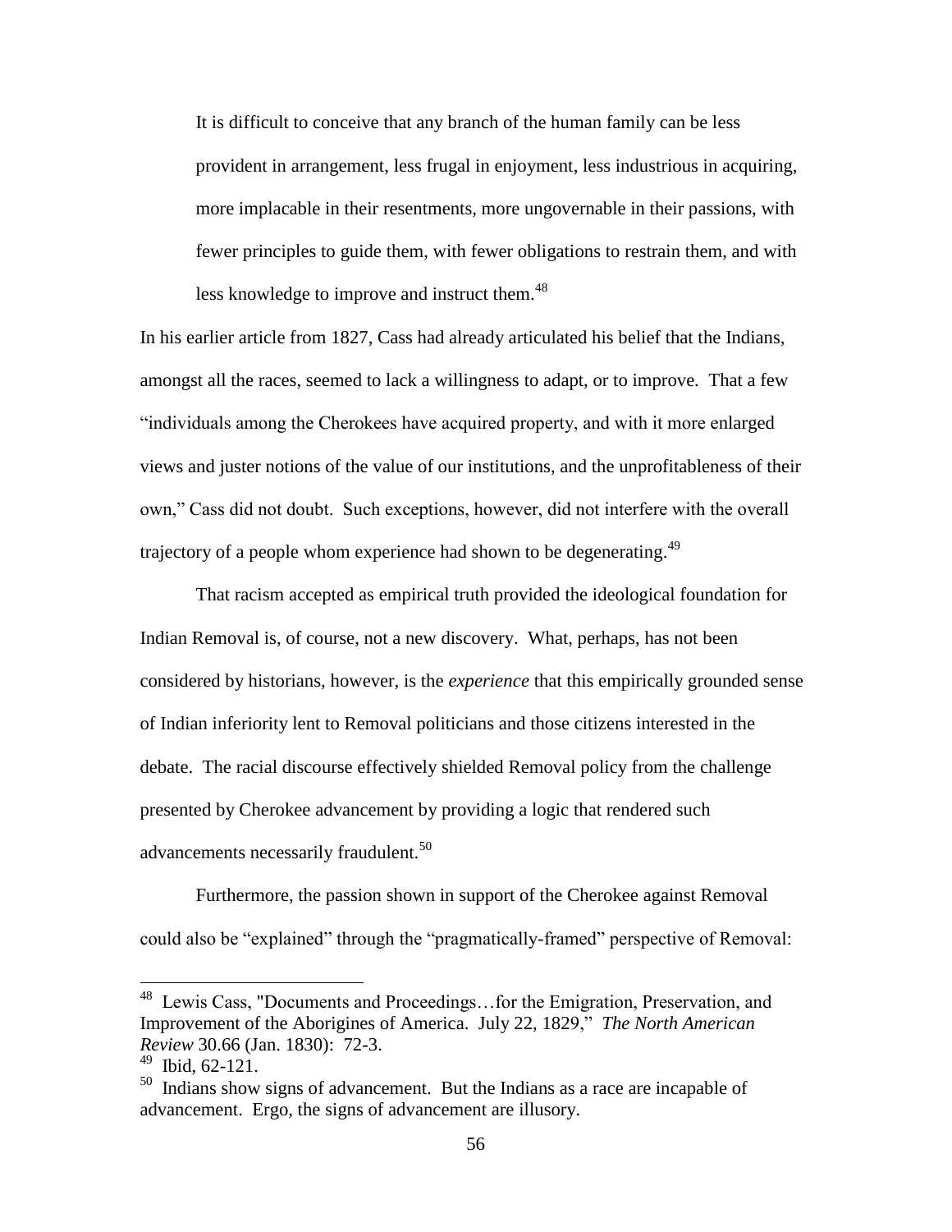> It is difficult to conceive that any branch of the human family can be less provident in arrangement, less frugal in enjoyment, less industrious in acquiring, more implacable in their resentments, more ungovernable in their passions, with fewer principles to guide them, with fewer obligations to restrain them, and with less knowledge to improve and instruct them.[48]

In his earlier article from 1827, Cass had already articulated his belief that the Indians, amongst all the races, seemed to lack a willingness to adapt, or to improve. That a few "individuals among the Cherokees have acquired property, and with it more enlarged views and juster notions of the value of our institutions, and the unprofitableness of their own," Cass did not doubt. Such exceptions, however, did not interfere with the overall trajectory of a people whom experience had shown to be degenerating.[49]

That racism accepted as empirical truth provided the ideological foundation for Indian Removal is, of course, not a new discovery. What, perhaps, has not been considered by historians, however, is the *experience* that this empirically grounded sense of Indian inferiority lent to Removal politicians and those citizens interested in the debate. The racial discourse effectively shielded Removal policy from the challenge presented by Cherokee advancement by providing a logic that rendered such advancements necessarily fraudulent.[50]

Furthermore, the passion shown in support of the Cherokee against Removal could also be "explained" through the "pragmatically-framed" perspective of Removal:

---

[48] Lewis Cass, "Documents and Proceedings…for the Emigration, Preservation, and Improvement of the Aborigines of America. July 22, 1829," *The North American Review* 30.66 (Jan. 1830): 72-3.

[49] Ibid, 62-121.

[50] Indians show signs of advancement. But the Indians as a race are incapable of advancement. Ergo, the signs of advancement are illusory.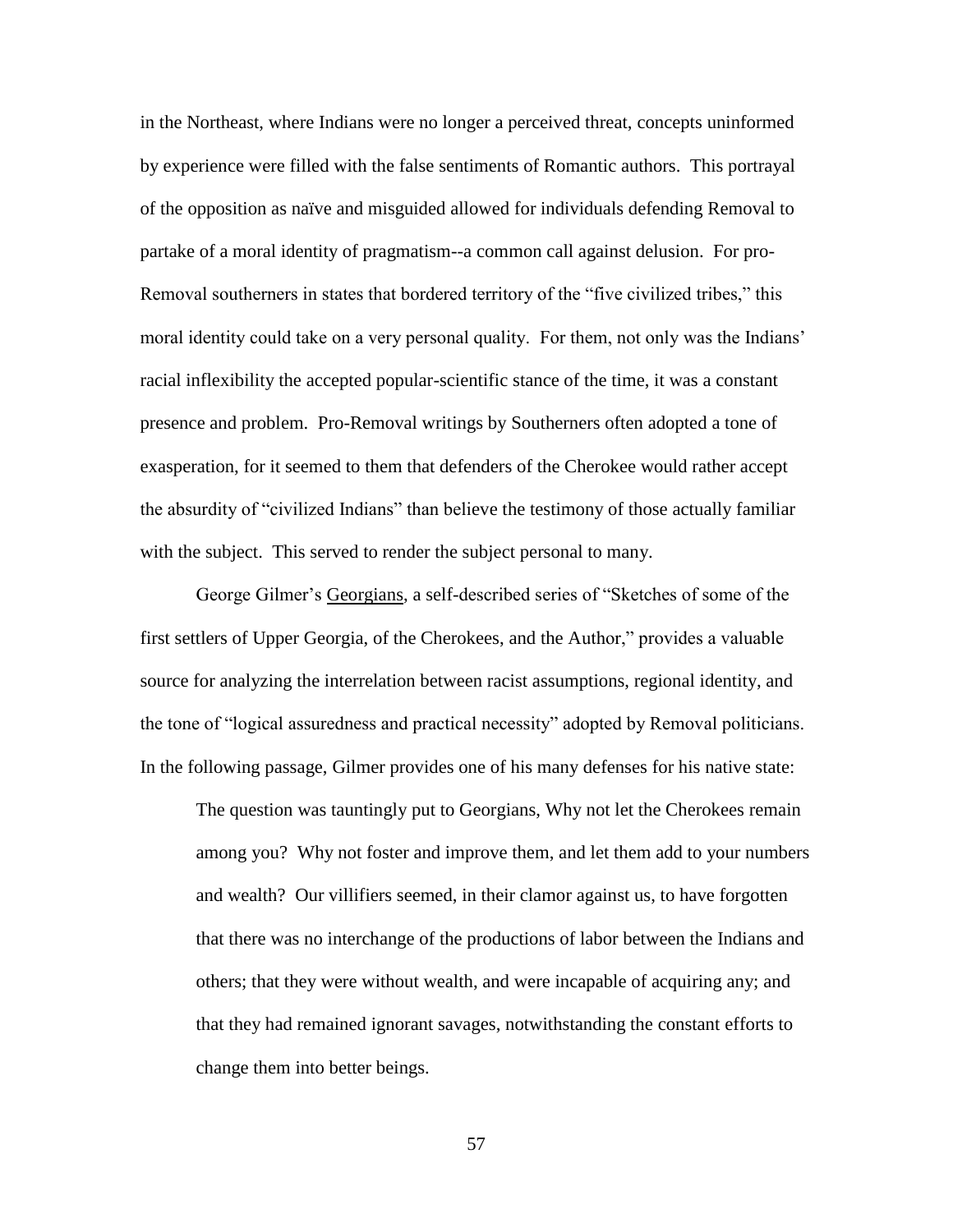in the Northeast, where Indians were no longer a perceived threat, concepts uninformed by experience were filled with the false sentiments of Romantic authors. This portrayal of the opposition as naïve and misguided allowed for individuals defending Removal to partake of a moral identity of pragmatism--a common call against delusion. For pro-Removal southerners in states that bordered territory of the "five civilized tribes," this moral identity could take on a very personal quality. For them, not only was the Indians' racial inflexibility the accepted popular-scientific stance of the time, it was a constant presence and problem. Pro-Removal writings by Southerners often adopted a tone of exasperation, for it seemed to them that defenders of the Cherokee would rather accept the absurdity of "civilized Indians" than believe the testimony of those actually familiar with the subject. This served to render the subject personal to many.

George Gilmer's Georgians, a self-described series of "Sketches of some of the first settlers of Upper Georgia, of the Cherokees, and the Author," provides a valuable source for analyzing the interrelation between racist assumptions, regional identity, and the tone of "logical assuredness and practical necessity" adopted by Removal politicians. In the following passage, Gilmer provides one of his many defenses for his native state:

> The question was tauntingly put to Georgians, Why not let the Cherokees remain among you? Why not foster and improve them, and let them add to your numbers and wealth? Our villifiers seemed, in their clamor against us, to have forgotten that there was no interchange of the productions of labor between the Indians and others; that they were without wealth, and were incapable of acquiring any; and that they had remained ignorant savages, notwithstanding the constant efforts to change them into better beings.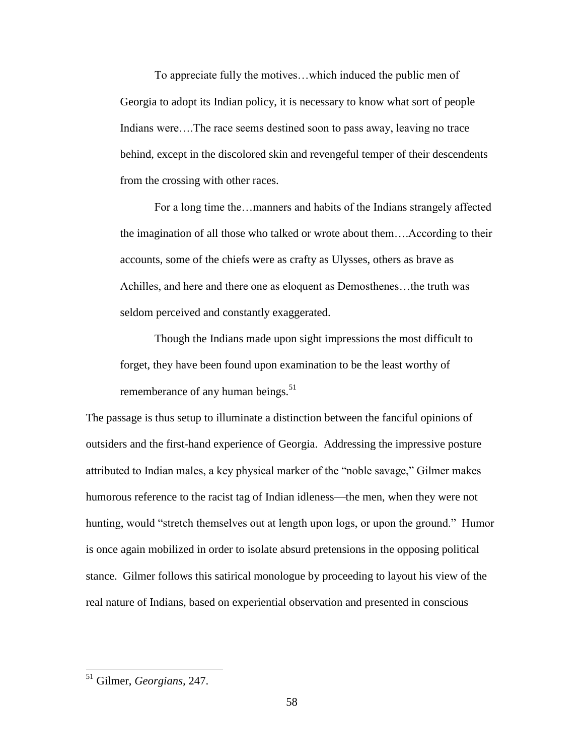> To appreciate fully the motives…which induced the public men of Georgia to adopt its Indian policy, it is necessary to know what sort of people Indians were….The race seems destined soon to pass away, leaving no trace behind, except in the discolored skin and revengeful temper of their descendents from the crossing with other races.
>
> For a long time the…manners and habits of the Indians strangely affected the imagination of all those who talked or wrote about them….According to their accounts, some of the chiefs were as crafty as Ulysses, others as brave as Achilles, and here and there one as eloquent as Demosthenes…the truth was seldom perceived and constantly exaggerated.
>
> Though the Indians made upon sight impressions the most difficult to forget, they have been found upon examination to be the least worthy of rememberance of any human beings.[51]

The passage is thus setup to illuminate a distinction between the fanciful opinions of outsiders and the first-hand experience of Georgia. Addressing the impressive posture attributed to Indian males, a key physical marker of the "noble savage," Gilmer makes humorous reference to the racist tag of Indian idleness—the men, when they were not hunting, would "stretch themselves out at length upon logs, or upon the ground." Humor is once again mobilized in order to isolate absurd pretensions in the opposing political stance. Gilmer follows this satirical monologue by proceeding to layout his view of the real nature of Indians, based on experiential observation and presented in conscious

[51] Gilmer, *Georgians*, 247.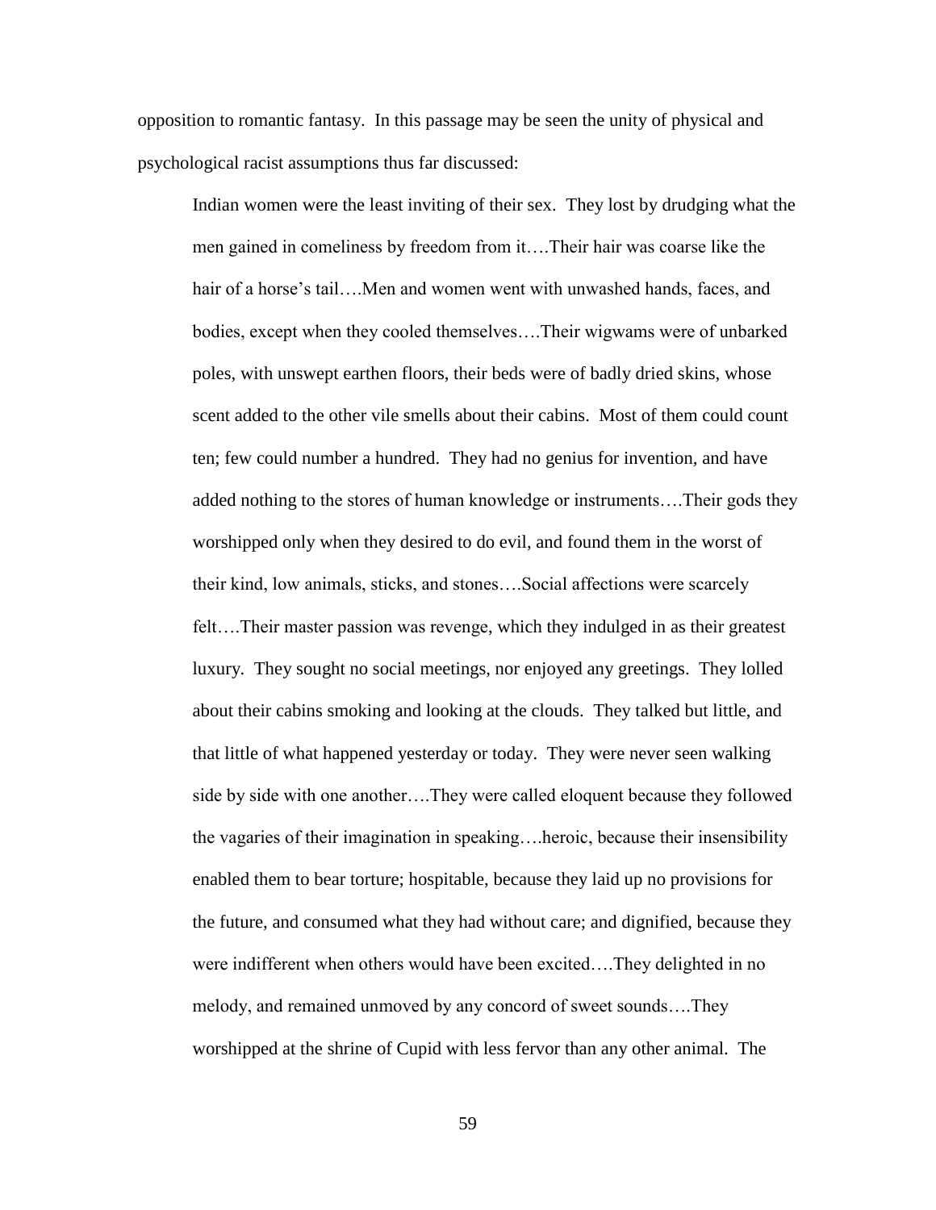opposition to romantic fantasy. In this passage may be seen the unity of physical and psychological racist assumptions thus far discussed:

> Indian women were the least inviting of their sex. They lost by drudging what the men gained in comeliness by freedom from it….Their hair was coarse like the hair of a horse's tail….Men and women went with unwashed hands, faces, and bodies, except when they cooled themselves….Their wigwams were of unbarked poles, with unswept earthen floors, their beds were of badly dried skins, whose scent added to the other vile smells about their cabins. Most of them could count ten; few could number a hundred. They had no genius for invention, and have added nothing to the stores of human knowledge or instruments….Their gods they worshipped only when they desired to do evil, and found them in the worst of their kind, low animals, sticks, and stones….Social affections were scarcely felt….Their master passion was revenge, which they indulged in as their greatest luxury. They sought no social meetings, nor enjoyed any greetings. They lolled about their cabins smoking and looking at the clouds. They talked but little, and that little of what happened yesterday or today. They were never seen walking side by side with one another….They were called eloquent because they followed the vagaries of their imagination in speaking….heroic, because their insensibility enabled them to bear torture; hospitable, because they laid up no provisions for the future, and consumed what they had without care; and dignified, because they were indifferent when others would have been excited….They delighted in no melody, and remained unmoved by any concord of sweet sounds….They worshipped at the shrine of Cupid with less fervor than any other animal. The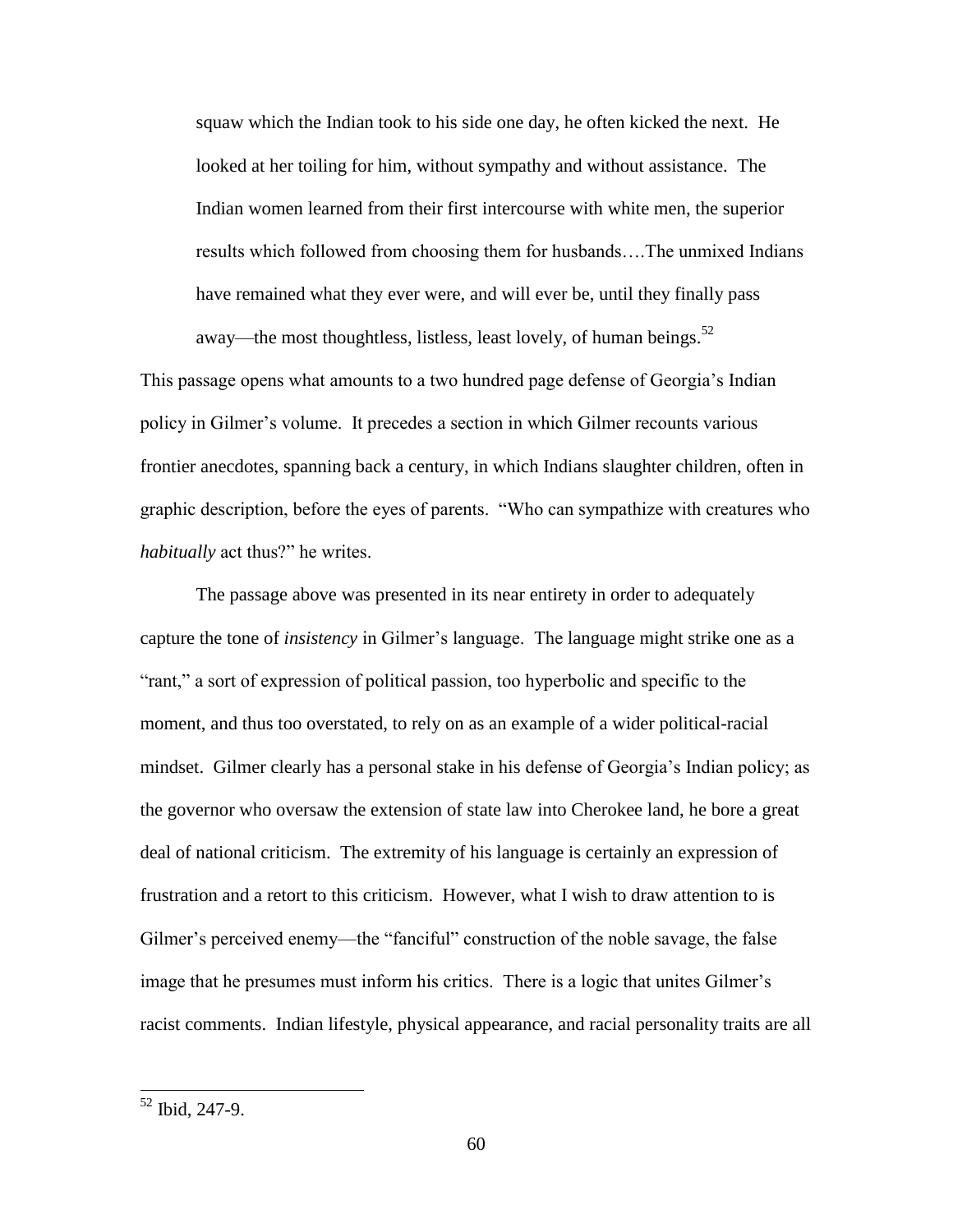> squaw which the Indian took to his side one day, he often kicked the next. He looked at her toiling for him, without sympathy and without assistance. The Indian women learned from their first intercourse with white men, the superior results which followed from choosing them for husbands….The unmixed Indians have remained what they ever were, and will ever be, until they finally pass away—the most thoughtless, listless, least lovely, of human beings.[52]

This passage opens what amounts to a two hundred page defense of Georgia's Indian policy in Gilmer's volume. It precedes a section in which Gilmer recounts various frontier anecdotes, spanning back a century, in which Indians slaughter children, often in graphic description, before the eyes of parents. "Who can sympathize with creatures who *habitually* act thus?" he writes.

The passage above was presented in its near entirety in order to adequately capture the tone of *insistency* in Gilmer's language. The language might strike one as a "rant," a sort of expression of political passion, too hyperbolic and specific to the moment, and thus too overstated, to rely on as an example of a wider political-racial mindset. Gilmer clearly has a personal stake in his defense of Georgia's Indian policy; as the governor who oversaw the extension of state law into Cherokee land, he bore a great deal of national criticism. The extremity of his language is certainly an expression of frustration and a retort to this criticism. However, what I wish to draw attention to is Gilmer's perceived enemy—the "fanciful" construction of the noble savage, the false image that he presumes must inform his critics. There is a logic that unites Gilmer's racist comments. Indian lifestyle, physical appearance, and racial personality traits are all

[52] Ibid, 247-9.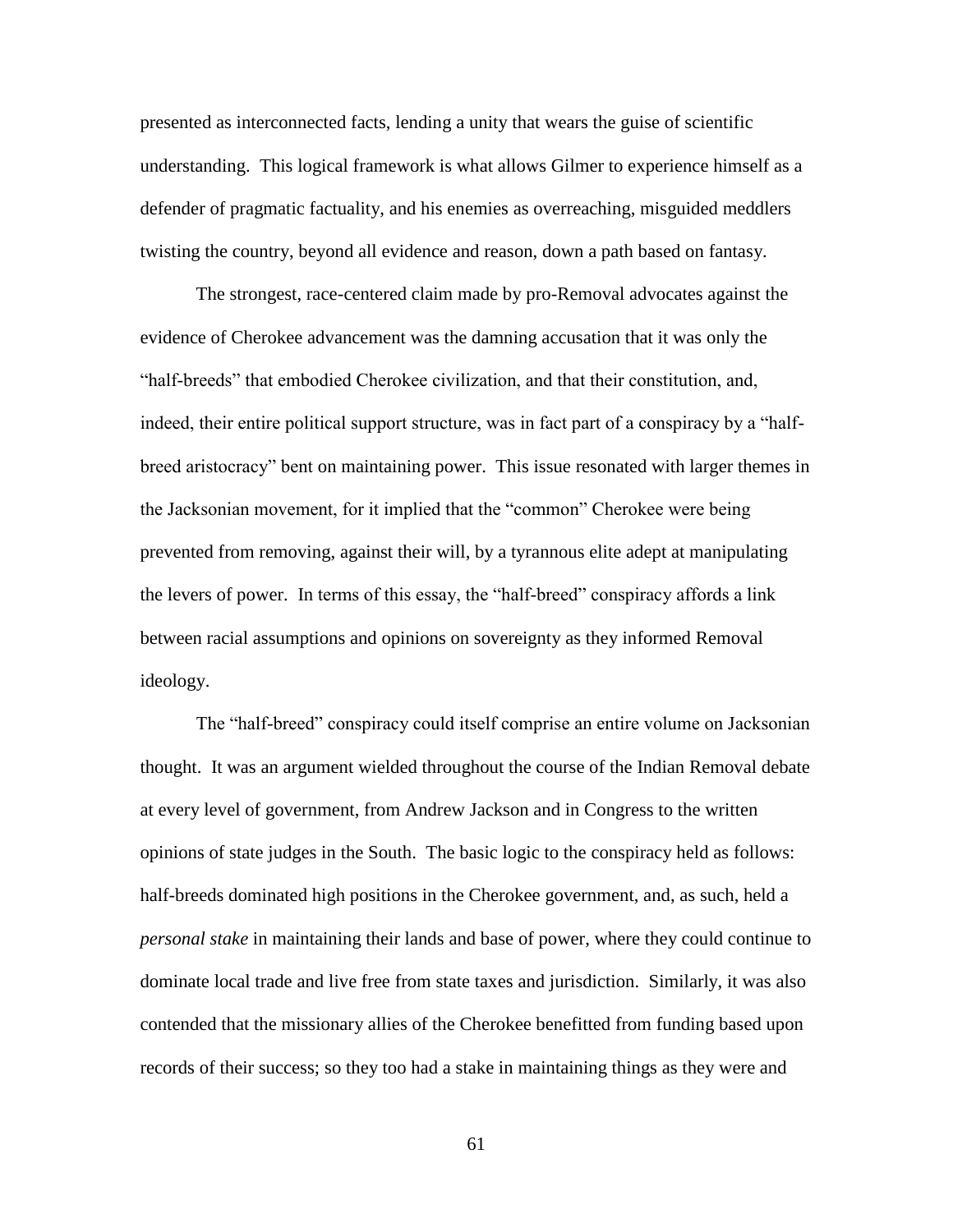presented as interconnected facts, lending a unity that wears the guise of scientific understanding. This logical framework is what allows Gilmer to experience himself as a defender of pragmatic factuality, and his enemies as overreaching, misguided meddlers twisting the country, beyond all evidence and reason, down a path based on fantasy.

The strongest, race-centered claim made by pro-Removal advocates against the evidence of Cherokee advancement was the damning accusation that it was only the "half-breeds" that embodied Cherokee civilization, and that their constitution, and, indeed, their entire political support structure, was in fact part of a conspiracy by a "half-breed aristocracy" bent on maintaining power. This issue resonated with larger themes in the Jacksonian movement, for it implied that the "common" Cherokee were being prevented from removing, against their will, by a tyrannous elite adept at manipulating the levers of power. In terms of this essay, the "half-breed" conspiracy affords a link between racial assumptions and opinions on sovereignty as they informed Removal ideology.

The "half-breed" conspiracy could itself comprise an entire volume on Jacksonian thought. It was an argument wielded throughout the course of the Indian Removal debate at every level of government, from Andrew Jackson and in Congress to the written opinions of state judges in the South. The basic logic to the conspiracy held as follows: half-breeds dominated high positions in the Cherokee government, and, as such, held a *personal stake* in maintaining their lands and base of power, where they could continue to dominate local trade and live free from state taxes and jurisdiction. Similarly, it was also contended that the missionary allies of the Cherokee benefitted from funding based upon records of their success; so they too had a stake in maintaining things as they were and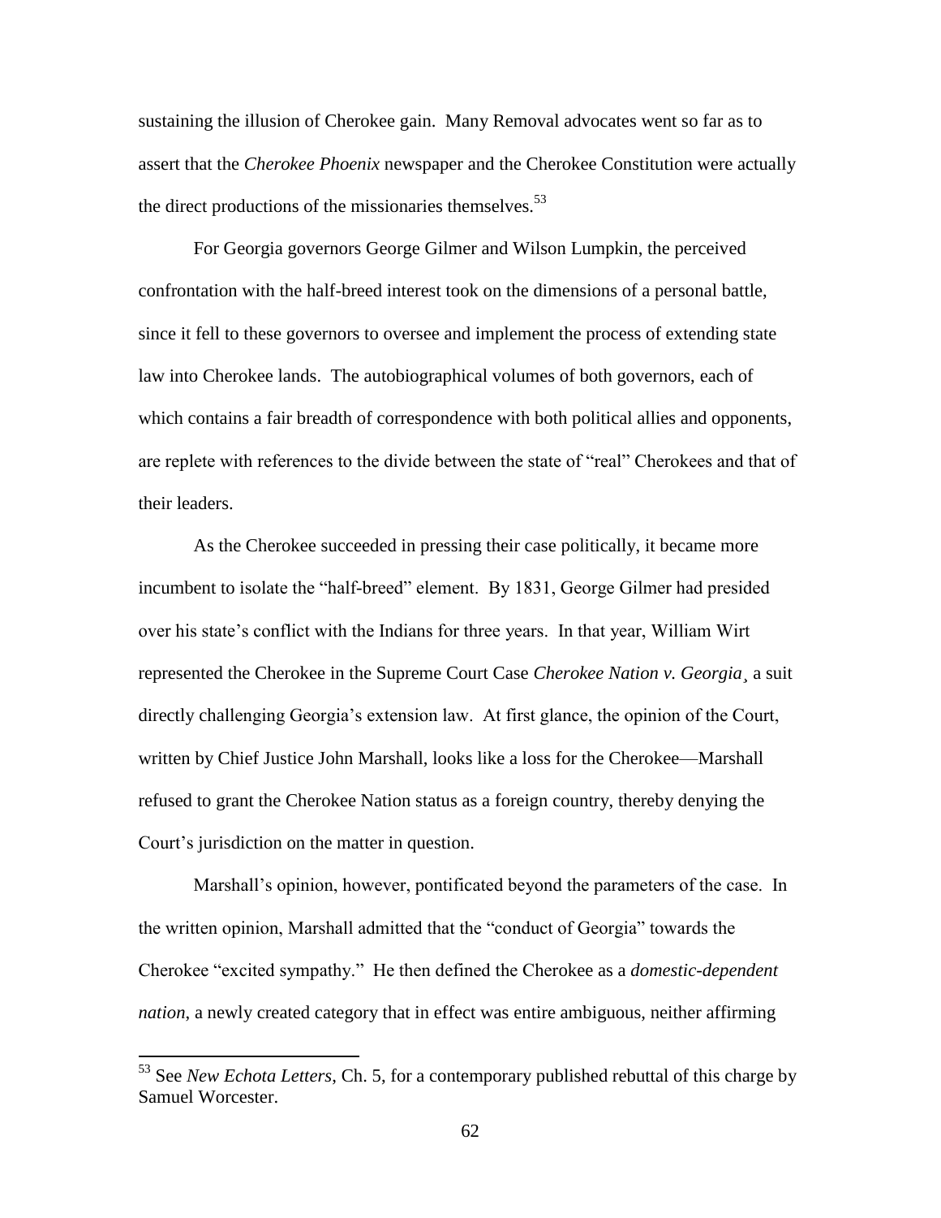sustaining the illusion of Cherokee gain. Many Removal advocates went so far as to assert that the *Cherokee Phoenix* newspaper and the Cherokee Constitution were actually the direct productions of the missionaries themselves.[53]

For Georgia governors George Gilmer and Wilson Lumpkin, the perceived confrontation with the half-breed interest took on the dimensions of a personal battle, since it fell to these governors to oversee and implement the process of extending state law into Cherokee lands. The autobiographical volumes of both governors, each of which contains a fair breadth of correspondence with both political allies and opponents, are replete with references to the divide between the state of "real" Cherokees and that of their leaders.

As the Cherokee succeeded in pressing their case politically, it became more incumbent to isolate the "half-breed" element. By 1831, George Gilmer had presided over his state's conflict with the Indians for three years. In that year, William Wirt represented the Cherokee in the Supreme Court Case *Cherokee Nation v. Georgia*¸ a suit directly challenging Georgia's extension law. At first glance, the opinion of the Court, written by Chief Justice John Marshall, looks like a loss for the Cherokee—Marshall refused to grant the Cherokee Nation status as a foreign country, thereby denying the Court's jurisdiction on the matter in question.

Marshall's opinion, however, pontificated beyond the parameters of the case. In the written opinion, Marshall admitted that the "conduct of Georgia" towards the Cherokee "excited sympathy." He then defined the Cherokee as a *domestic-dependent nation*, a newly created category that in effect was entire ambiguous, neither affirming

[53] See *New Echota Letters*, Ch. 5, for a contemporary published rebuttal of this charge by Samuel Worcester.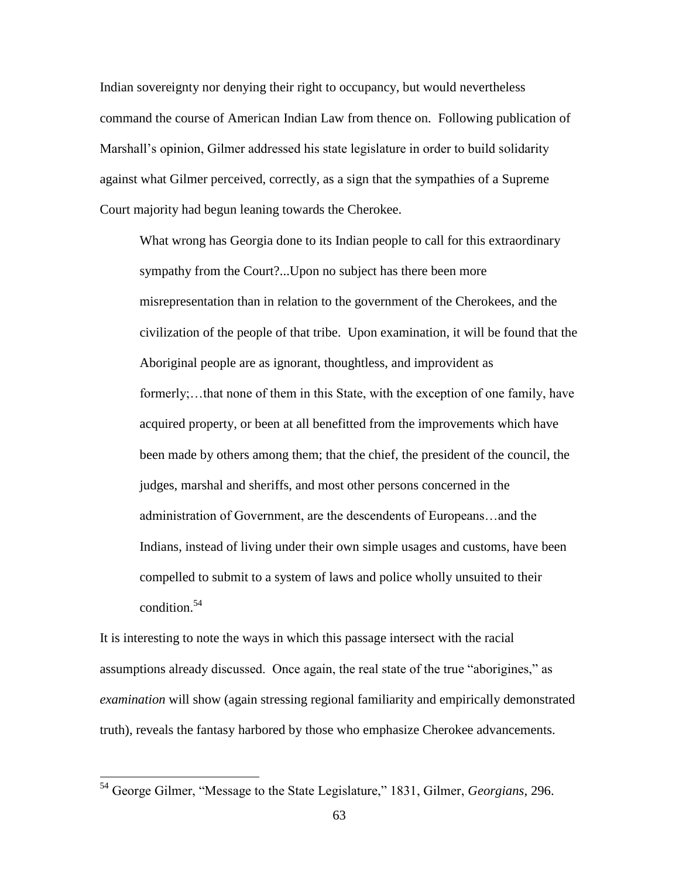Indian sovereignty nor denying their right to occupancy, but would nevertheless command the course of American Indian Law from thence on. Following publication of Marshall's opinion, Gilmer addressed his state legislature in order to build solidarity against what Gilmer perceived, correctly, as a sign that the sympathies of a Supreme Court majority had begun leaning towards the Cherokee.

> What wrong has Georgia done to its Indian people to call for this extraordinary sympathy from the Court?...Upon no subject has there been more misrepresentation than in relation to the government of the Cherokees, and the civilization of the people of that tribe. Upon examination, it will be found that the Aboriginal people are as ignorant, thoughtless, and improvident as formerly;…that none of them in this State, with the exception of one family, have acquired property, or been at all benefitted from the improvements which have been made by others among them; that the chief, the president of the council, the judges, marshal and sheriffs, and most other persons concerned in the administration of Government, are the descendents of Europeans…and the Indians, instead of living under their own simple usages and customs, have been compelled to submit to a system of laws and police wholly unsuited to their condition.[54]

It is interesting to note the ways in which this passage intersect with the racial assumptions already discussed. Once again, the real state of the true "aborigines," as *examination* will show (again stressing regional familiarity and empirically demonstrated truth), reveals the fantasy harbored by those who emphasize Cherokee advancements.

---

[54] George Gilmer, "Message to the State Legislature," 1831, Gilmer, *Georgians*, 296.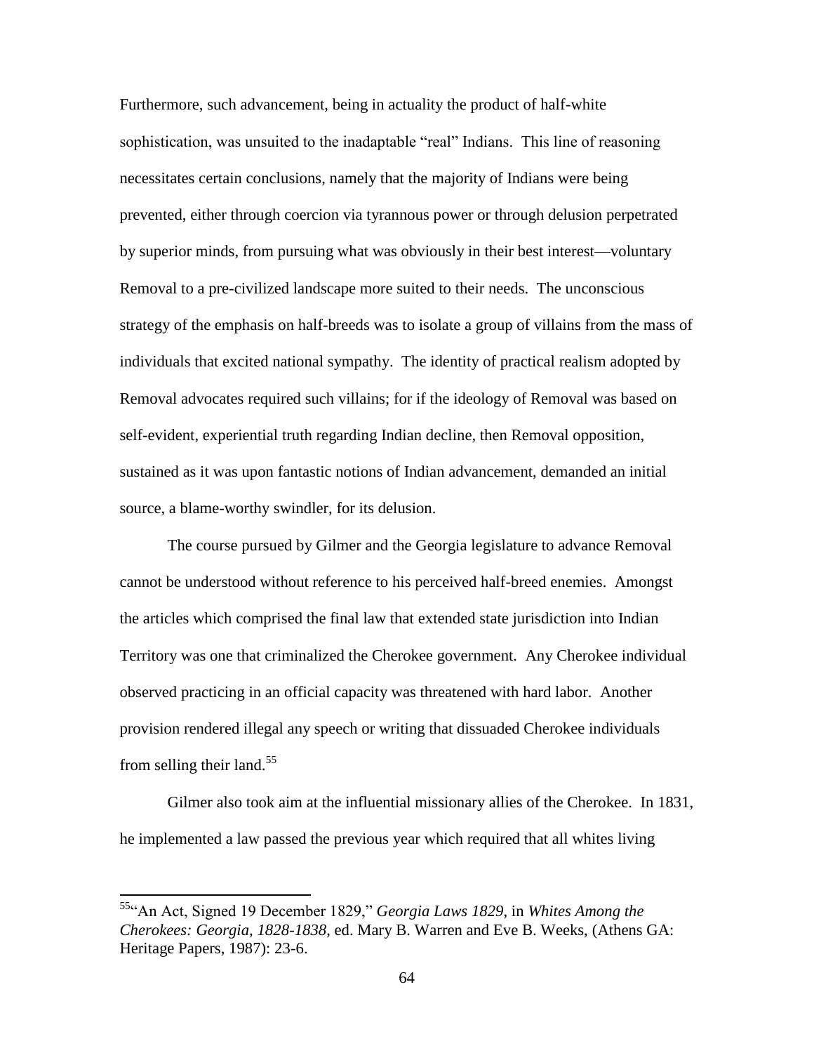Furthermore, such advancement, being in actuality the product of half-white sophistication, was unsuited to the inadaptable "real" Indians. This line of reasoning necessitates certain conclusions, namely that the majority of Indians were being prevented, either through coercion via tyrannous power or through delusion perpetrated by superior minds, from pursuing what was obviously in their best interest—voluntary Removal to a pre-civilized landscape more suited to their needs. The unconscious strategy of the emphasis on half-breeds was to isolate a group of villains from the mass of individuals that excited national sympathy. The identity of practical realism adopted by Removal advocates required such villains; for if the ideology of Removal was based on self-evident, experiential truth regarding Indian decline, then Removal opposition, sustained as it was upon fantastic notions of Indian advancement, demanded an initial source, a blame-worthy swindler, for its delusion.

The course pursued by Gilmer and the Georgia legislature to advance Removal cannot be understood without reference to his perceived half-breed enemies. Amongst the articles which comprised the final law that extended state jurisdiction into Indian Territory was one that criminalized the Cherokee government. Any Cherokee individual observed practicing in an official capacity was threatened with hard labor. Another provision rendered illegal any speech or writing that dissuaded Cherokee individuals from selling their land.[55]

Gilmer also took aim at the influential missionary allies of the Cherokee. In 1831, he implemented a law passed the previous year which required that all whites living

---

[55] "An Act, Signed 19 December 1829," *Georgia Laws 1829*, in *Whites Among the Cherokees: Georgia, 1828-1838*, ed. Mary B. Warren and Eve B. Weeks, (Athens GA: Heritage Papers, 1987): 23-6.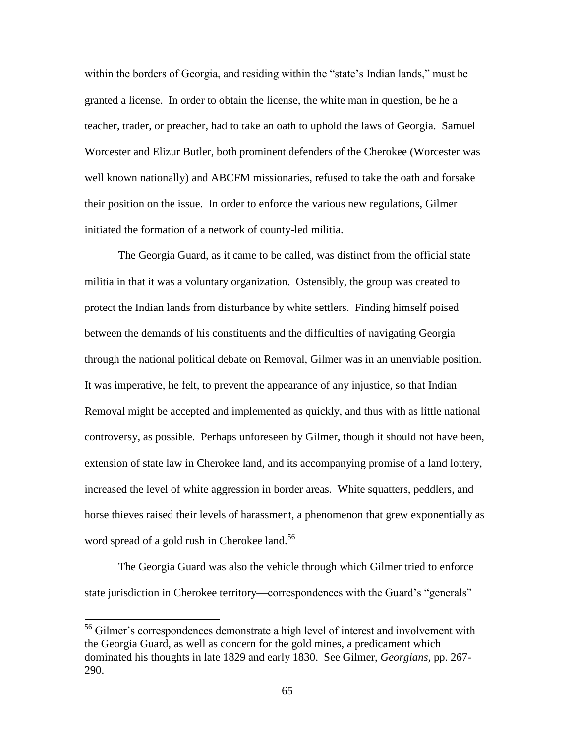within the borders of Georgia, and residing within the "state's Indian lands," must be granted a license. In order to obtain the license, the white man in question, be he a teacher, trader, or preacher, had to take an oath to uphold the laws of Georgia. Samuel Worcester and Elizur Butler, both prominent defenders of the Cherokee (Worcester was well known nationally) and ABCFM missionaries, refused to take the oath and forsake their position on the issue. In order to enforce the various new regulations, Gilmer initiated the formation of a network of county-led militia.

The Georgia Guard, as it came to be called, was distinct from the official state militia in that it was a voluntary organization. Ostensibly, the group was created to protect the Indian lands from disturbance by white settlers. Finding himself poised between the demands of his constituents and the difficulties of navigating Georgia through the national political debate on Removal, Gilmer was in an unenviable position. It was imperative, he felt, to prevent the appearance of any injustice, so that Indian Removal might be accepted and implemented as quickly, and thus with as little national controversy, as possible. Perhaps unforeseen by Gilmer, though it should not have been, extension of state law in Cherokee land, and its accompanying promise of a land lottery, increased the level of white aggression in border areas. White squatters, peddlers, and horse thieves raised their levels of harassment, a phenomenon that grew exponentially as word spread of a gold rush in Cherokee land.[56]

The Georgia Guard was also the vehicle through which Gilmer tried to enforce state jurisdiction in Cherokee territory—correspondences with the Guard's "generals"

[56] Gilmer's correspondences demonstrate a high level of interest and involvement with the Georgia Guard, as well as concern for the gold mines, a predicament which dominated his thoughts in late 1829 and early 1830. See Gilmer, *Georgians*, pp. 267-290.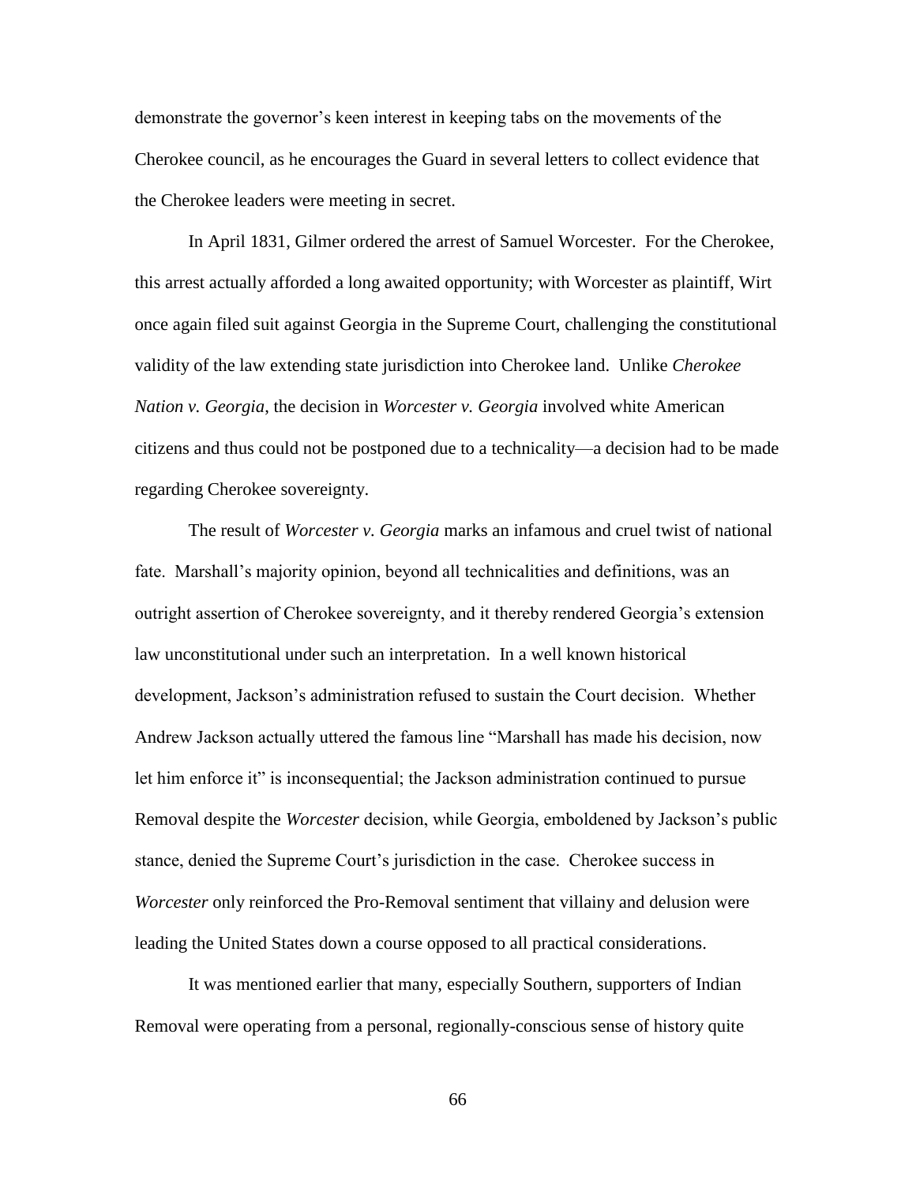demonstrate the governor's keen interest in keeping tabs on the movements of the Cherokee council, as he encourages the Guard in several letters to collect evidence that the Cherokee leaders were meeting in secret.

In April 1831, Gilmer ordered the arrest of Samuel Worcester. For the Cherokee, this arrest actually afforded a long awaited opportunity; with Worcester as plaintiff, Wirt once again filed suit against Georgia in the Supreme Court, challenging the constitutional validity of the law extending state jurisdiction into Cherokee land. Unlike *Cherokee Nation v. Georgia*, the decision in *Worcester v. Georgia* involved white American citizens and thus could not be postponed due to a technicality—a decision had to be made regarding Cherokee sovereignty.

The result of *Worcester v. Georgia* marks an infamous and cruel twist of national fate. Marshall's majority opinion, beyond all technicalities and definitions, was an outright assertion of Cherokee sovereignty, and it thereby rendered Georgia's extension law unconstitutional under such an interpretation. In a well known historical development, Jackson's administration refused to sustain the Court decision. Whether Andrew Jackson actually uttered the famous line "Marshall has made his decision, now let him enforce it" is inconsequential; the Jackson administration continued to pursue Removal despite the *Worcester* decision, while Georgia, emboldened by Jackson's public stance, denied the Supreme Court's jurisdiction in the case. Cherokee success in *Worcester* only reinforced the Pro-Removal sentiment that villainy and delusion were leading the United States down a course opposed to all practical considerations.

It was mentioned earlier that many, especially Southern, supporters of Indian Removal were operating from a personal, regionally-conscious sense of history quite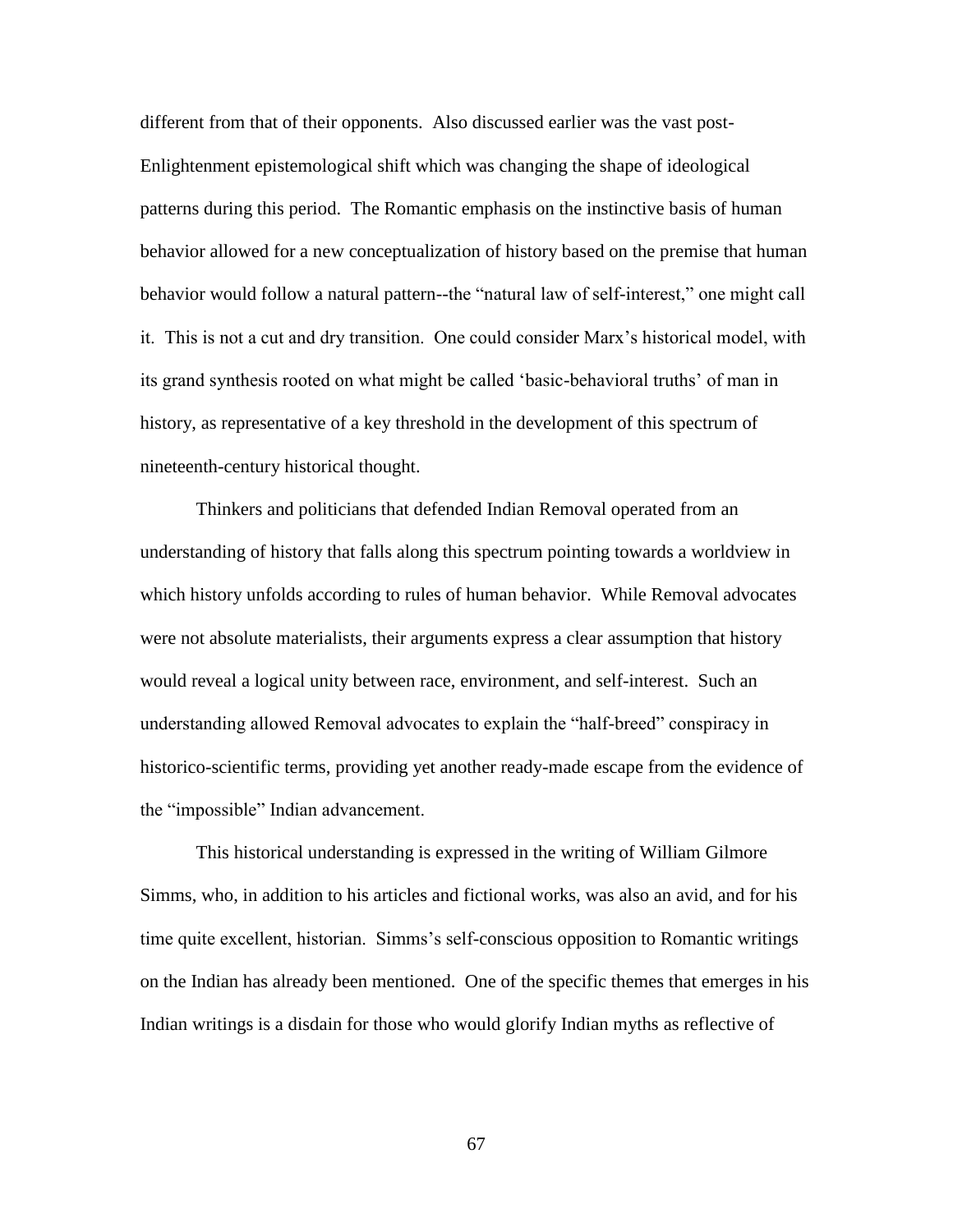different from that of their opponents. Also discussed earlier was the vast post-Enlightenment epistemological shift which was changing the shape of ideological patterns during this period. The Romantic emphasis on the instinctive basis of human behavior allowed for a new conceptualization of history based on the premise that human behavior would follow a natural pattern--the "natural law of self-interest," one might call it. This is not a cut and dry transition. One could consider Marx's historical model, with its grand synthesis rooted on what might be called 'basic-behavioral truths' of man in history, as representative of a key threshold in the development of this spectrum of nineteenth-century historical thought.

Thinkers and politicians that defended Indian Removal operated from an understanding of history that falls along this spectrum pointing towards a worldview in which history unfolds according to rules of human behavior. While Removal advocates were not absolute materialists, their arguments express a clear assumption that history would reveal a logical unity between race, environment, and self-interest. Such an understanding allowed Removal advocates to explain the "half-breed" conspiracy in historico-scientific terms, providing yet another ready-made escape from the evidence of the "impossible" Indian advancement.

This historical understanding is expressed in the writing of William Gilmore Simms, who, in addition to his articles and fictional works, was also an avid, and for his time quite excellent, historian. Simms's self-conscious opposition to Romantic writings on the Indian has already been mentioned. One of the specific themes that emerges in his Indian writings is a disdain for those who would glorify Indian myths as reflective of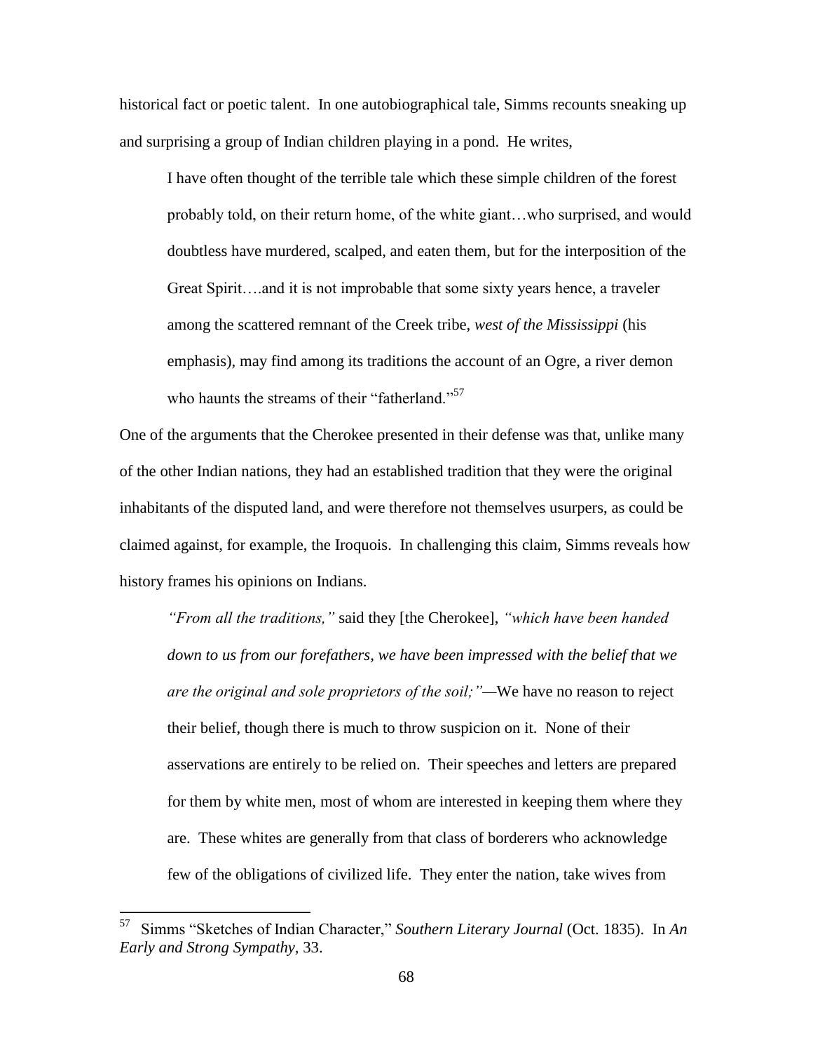historical fact or poetic talent. In one autobiographical tale, Simms recounts sneaking up and surprising a group of Indian children playing in a pond. He writes,

> I have often thought of the terrible tale which these simple children of the forest probably told, on their return home, of the white giant…who surprised, and would doubtless have murdered, scalped, and eaten them, but for the interposition of the Great Spirit….and it is not improbable that some sixty years hence, a traveler among the scattered remnant of the Creek tribe, *west of the Mississippi* (his emphasis), may find among its traditions the account of an Ogre, a river demon who haunts the streams of their "fatherland."[57]

One of the arguments that the Cherokee presented in their defense was that, unlike many of the other Indian nations, they had an established tradition that they were the original inhabitants of the disputed land, and were therefore not themselves usurpers, as could be claimed against, for example, the Iroquois. In challenging this claim, Simms reveals how history frames his opinions on Indians.

> *"From all the traditions,"* said they [the Cherokee], *"which have been handed down to us from our forefathers, we have been impressed with the belief that we are the original and sole proprietors of the soil;"*—We have no reason to reject their belief, though there is much to throw suspicion on it. None of their asservations are entirely to be relied on. Their speeches and letters are prepared for them by white men, most of whom are interested in keeping them where they are. These whites are generally from that class of borderers who acknowledge few of the obligations of civilized life. They enter the nation, take wives from

---

[57] Simms "Sketches of Indian Character," *Southern Literary Journal* (Oct. 1835). In *An Early and Strong Sympathy*, 33.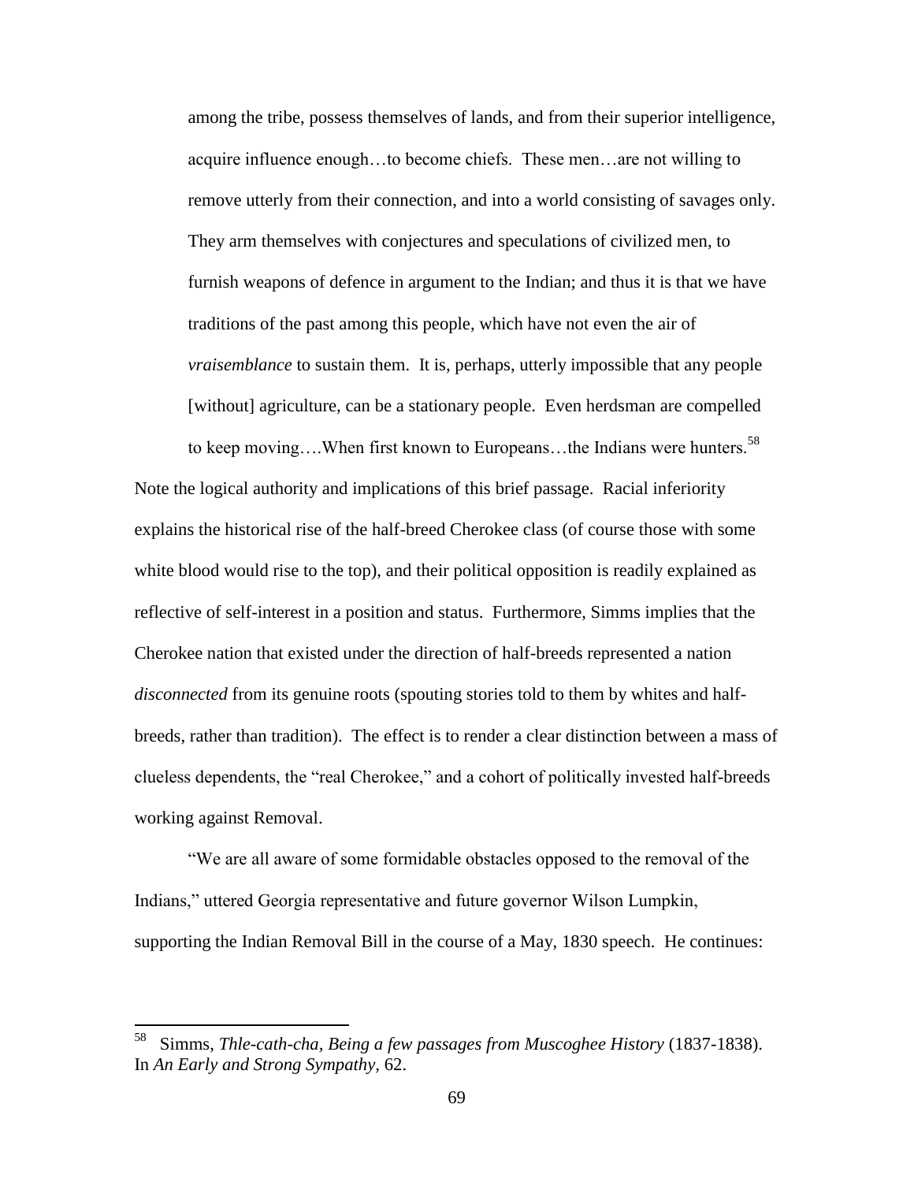> among the tribe, possess themselves of lands, and from their superior intelligence, acquire influence enough…to become chiefs. These men…are not willing to remove utterly from their connection, and into a world consisting of savages only. They arm themselves with conjectures and speculations of civilized men, to furnish weapons of defence in argument to the Indian; and thus it is that we have traditions of the past among this people, which have not even the air of *vraisemblance* to sustain them. It is, perhaps, utterly impossible that any people [without] agriculture, can be a stationary people. Even herdsman are compelled to keep moving….When first known to Europeans…the Indians were hunters.[58]

Note the logical authority and implications of this brief passage. Racial inferiority explains the historical rise of the half-breed Cherokee class (of course those with some white blood would rise to the top), and their political opposition is readily explained as reflective of self-interest in a position and status. Furthermore, Simms implies that the Cherokee nation that existed under the direction of half-breeds represented a nation *disconnected* from its genuine roots (spouting stories told to them by whites and half-breeds, rather than tradition). The effect is to render a clear distinction between a mass of clueless dependents, the "real Cherokee," and a cohort of politically invested half-breeds working against Removal.

"We are all aware of some formidable obstacles opposed to the removal of the Indians," uttered Georgia representative and future governor Wilson Lumpkin, supporting the Indian Removal Bill in the course of a May, 1830 speech. He continues:

---

[58] Simms, *Thle-cath-cha, Being a few passages from Muscoghee History* (1837-1838). In *An Early and Strong Sympathy,* 62.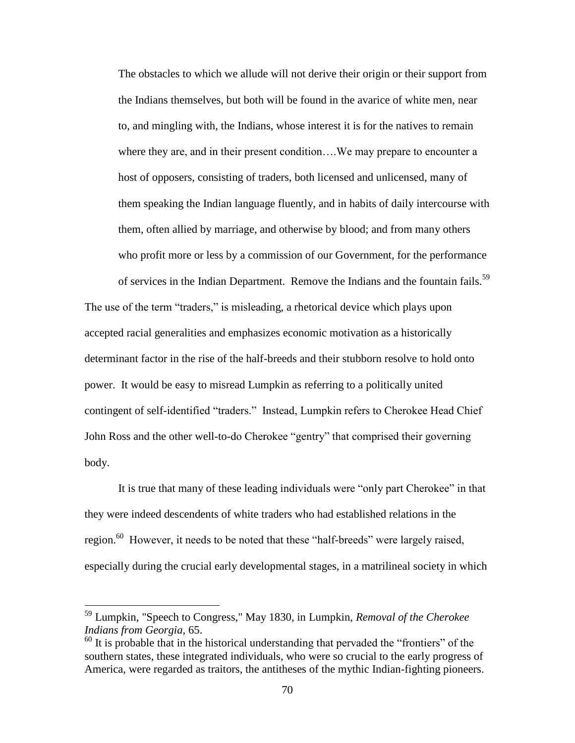> The obstacles to which we allude will not derive their origin or their support from the Indians themselves, but both will be found in the avarice of white men, near to, and mingling with, the Indians, whose interest it is for the natives to remain where they are, and in their present condition….We may prepare to encounter a host of opposers, consisting of traders, both licensed and unlicensed, many of them speaking the Indian language fluently, and in habits of daily intercourse with them, often allied by marriage, and otherwise by blood; and from many others who profit more or less by a commission of our Government, for the performance of services in the Indian Department. Remove the Indians and the fountain fails.[59]

The use of the term "traders," is misleading, a rhetorical device which plays upon accepted racial generalities and emphasizes economic motivation as a historically determinant factor in the rise of the half-breeds and their stubborn resolve to hold onto power. It would be easy to misread Lumpkin as referring to a politically united contingent of self-identified "traders." Instead, Lumpkin refers to Cherokee Head Chief John Ross and the other well-to-do Cherokee "gentry" that comprised their governing body.

It is true that many of these leading individuals were "only part Cherokee" in that they were indeed descendents of white traders who had established relations in the region.[60] However, it needs to be noted that these "half-breeds" were largely raised, especially during the crucial early developmental stages, in a matrilineal society in which

---

[59] Lumpkin, "Speech to Congress," May 1830, in Lumpkin, *Removal of the Cherokee Indians from Georgia*, 65.

[60] It is probable that in the historical understanding that pervaded the "frontiers" of the southern states, these integrated individuals, who were so crucial to the early progress of America, were regarded as traitors, the antitheses of the mythic Indian-fighting pioneers.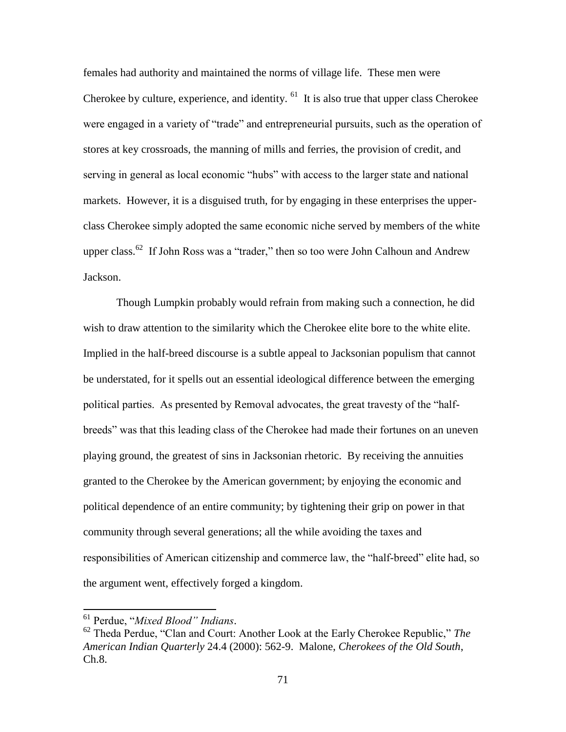females had authority and maintained the norms of village life. These men were Cherokee by culture, experience, and identity. [61] It is also true that upper class Cherokee were engaged in a variety of "trade" and entrepreneurial pursuits, such as the operation of stores at key crossroads, the manning of mills and ferries, the provision of credit, and serving in general as local economic "hubs" with access to the larger state and national markets. However, it is a disguised truth, for by engaging in these enterprises the upper-class Cherokee simply adopted the same economic niche served by members of the white upper class.[62] If John Ross was a "trader," then so too were John Calhoun and Andrew Jackson.

Though Lumpkin probably would refrain from making such a connection, he did wish to draw attention to the similarity which the Cherokee elite bore to the white elite. Implied in the half-breed discourse is a subtle appeal to Jacksonian populism that cannot be understated, for it spells out an essential ideological difference between the emerging political parties. As presented by Removal advocates, the great travesty of the "half-breeds" was that this leading class of the Cherokee had made their fortunes on an uneven playing ground, the greatest of sins in Jacksonian rhetoric. By receiving the annuities granted to the Cherokee by the American government; by enjoying the economic and political dependence of an entire community; by tightening their grip on power in that community through several generations; all the while avoiding the taxes and responsibilities of American citizenship and commerce law, the "half-breed" elite had, so the argument went, effectively forged a kingdom.

---

[61] Perdue, "*Mixed Blood" Indians*.

[62] Theda Perdue, "Clan and Court: Another Look at the Early Cherokee Republic," *The American Indian Quarterly* 24.4 (2000): 562-9. Malone, *Cherokees of the Old South*, Ch.8.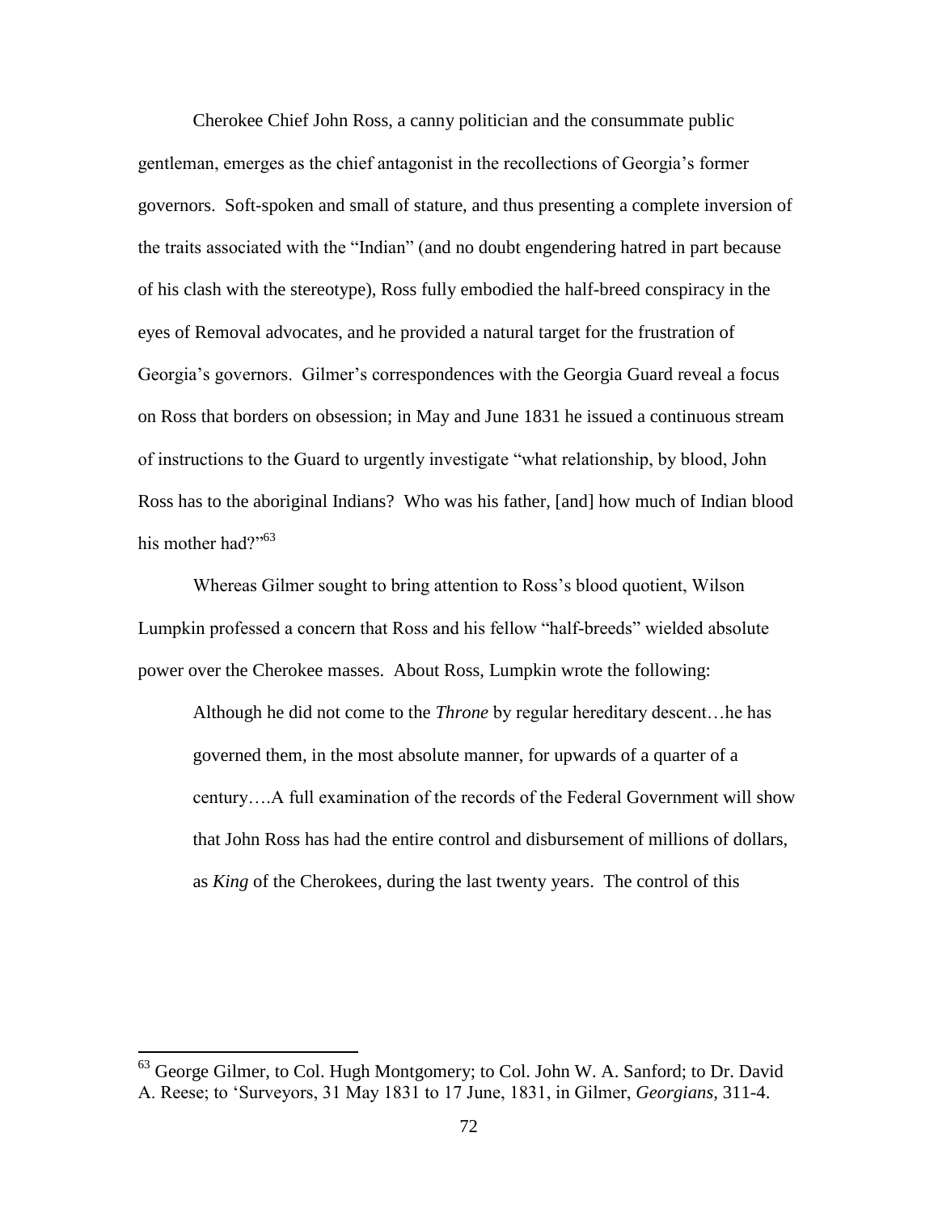Cherokee Chief John Ross, a canny politician and the consummate public gentleman, emerges as the chief antagonist in the recollections of Georgia's former governors. Soft-spoken and small of stature, and thus presenting a complete inversion of the traits associated with the "Indian" (and no doubt engendering hatred in part because of his clash with the stereotype), Ross fully embodied the half-breed conspiracy in the eyes of Removal advocates, and he provided a natural target for the frustration of Georgia's governors. Gilmer's correspondences with the Georgia Guard reveal a focus on Ross that borders on obsession; in May and June 1831 he issued a continuous stream of instructions to the Guard to urgently investigate "what relationship, by blood, John Ross has to the aboriginal Indians? Who was his father, [and] how much of Indian blood his mother had?"[63]

Whereas Gilmer sought to bring attention to Ross's blood quotient, Wilson Lumpkin professed a concern that Ross and his fellow "half-breeds" wielded absolute power over the Cherokee masses. About Ross, Lumpkin wrote the following:

> Although he did not come to the *Throne* by regular hereditary descent…he has governed them, in the most absolute manner, for upwards of a quarter of a century….A full examination of the records of the Federal Government will show that John Ross has had the entire control and disbursement of millions of dollars, as *King* of the Cherokees, during the last twenty years. The control of this

---

[63] George Gilmer, to Col. Hugh Montgomery; to Col. John W. A. Sanford; to Dr. David A. Reese; to 'Surveyors, 31 May 1831 to 17 June, 1831, in Gilmer, *Georgians,* 311-4.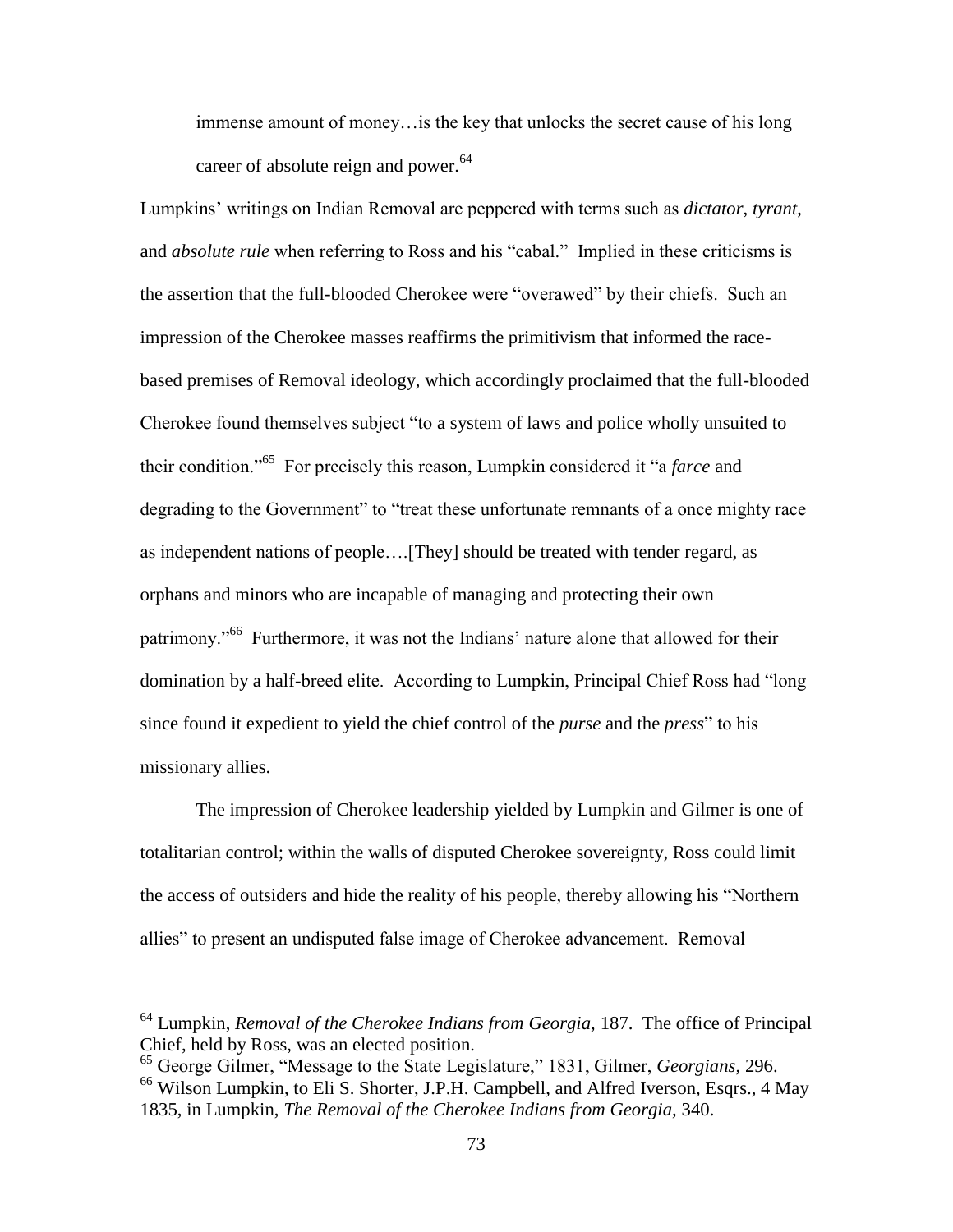> immense amount of money…is the key that unlocks the secret cause of his long career of absolute reign and power.[64]

Lumpkins' writings on Indian Removal are peppered with terms such as *dictator*, *tyrant*, and *absolute rule* when referring to Ross and his "cabal." Implied in these criticisms is the assertion that the full-blooded Cherokee were "overawed" by their chiefs. Such an impression of the Cherokee masses reaffirms the primitivism that informed the race-based premises of Removal ideology, which accordingly proclaimed that the full-blooded Cherokee found themselves subject "to a system of laws and police wholly unsuited to their condition."[65] For precisely this reason, Lumpkin considered it "a *farce* and degrading to the Government" to "treat these unfortunate remnants of a once mighty race as independent nations of people….[They] should be treated with tender regard, as orphans and minors who are incapable of managing and protecting their own patrimony."[66] Furthermore, it was not the Indians' nature alone that allowed for their domination by a half-breed elite. According to Lumpkin, Principal Chief Ross had "long since found it expedient to yield the chief control of the *purse* and the *press*" to his missionary allies.

The impression of Cherokee leadership yielded by Lumpkin and Gilmer is one of totalitarian control; within the walls of disputed Cherokee sovereignty, Ross could limit the access of outsiders and hide the reality of his people, thereby allowing his "Northern allies" to present an undisputed false image of Cherokee advancement. Removal

---

[64] Lumpkin, *Removal of the Cherokee Indians from Georgia,* 187. The office of Principal Chief, held by Ross, was an elected position.

[65] George Gilmer, "Message to the State Legislature," 1831, Gilmer, *Georgians*, 296.

[66] Wilson Lumpkin, to Eli S. Shorter, J.P.H. Campbell, and Alfred Iverson, Esqrs., 4 May 1835, in Lumpkin, *The Removal of the Cherokee Indians from Georgia,* 340.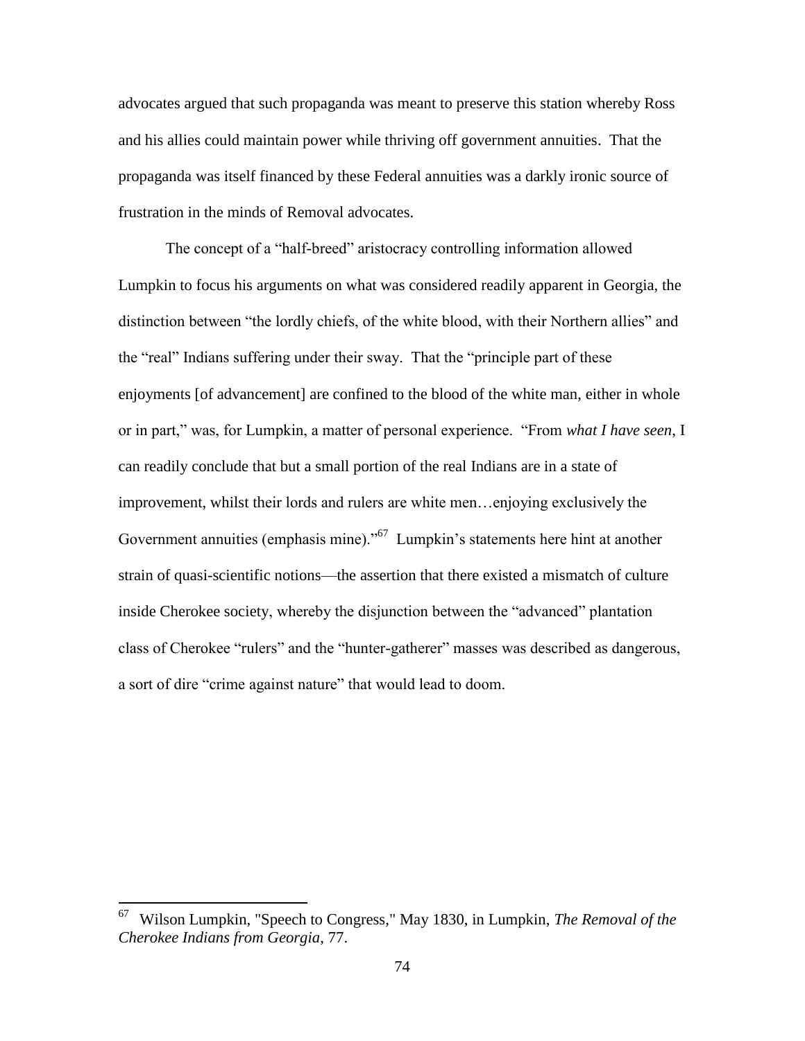advocates argued that such propaganda was meant to preserve this station whereby Ross and his allies could maintain power while thriving off government annuities. That the propaganda was itself financed by these Federal annuities was a darkly ironic source of frustration in the minds of Removal advocates.

The concept of a "half-breed" aristocracy controlling information allowed Lumpkin to focus his arguments on what was considered readily apparent in Georgia, the distinction between "the lordly chiefs, of the white blood, with their Northern allies" and the "real" Indians suffering under their sway. That the "principle part of these enjoyments [of advancement] are confined to the blood of the white man, either in whole or in part," was, for Lumpkin, a matter of personal experience. "From *what I have seen*, I can readily conclude that but a small portion of the real Indians are in a state of improvement, whilst their lords and rulers are white men…enjoying exclusively the Government annuities (emphasis mine)."[67] Lumpkin's statements here hint at another strain of quasi-scientific notions—the assertion that there existed a mismatch of culture inside Cherokee society, whereby the disjunction between the "advanced" plantation class of Cherokee "rulers" and the "hunter-gatherer" masses was described as dangerous, a sort of dire "crime against nature" that would lead to doom.

---

[67] Wilson Lumpkin, "Speech to Congress," May 1830, in Lumpkin, *The Removal of the Cherokee Indians from Georgia*, 77.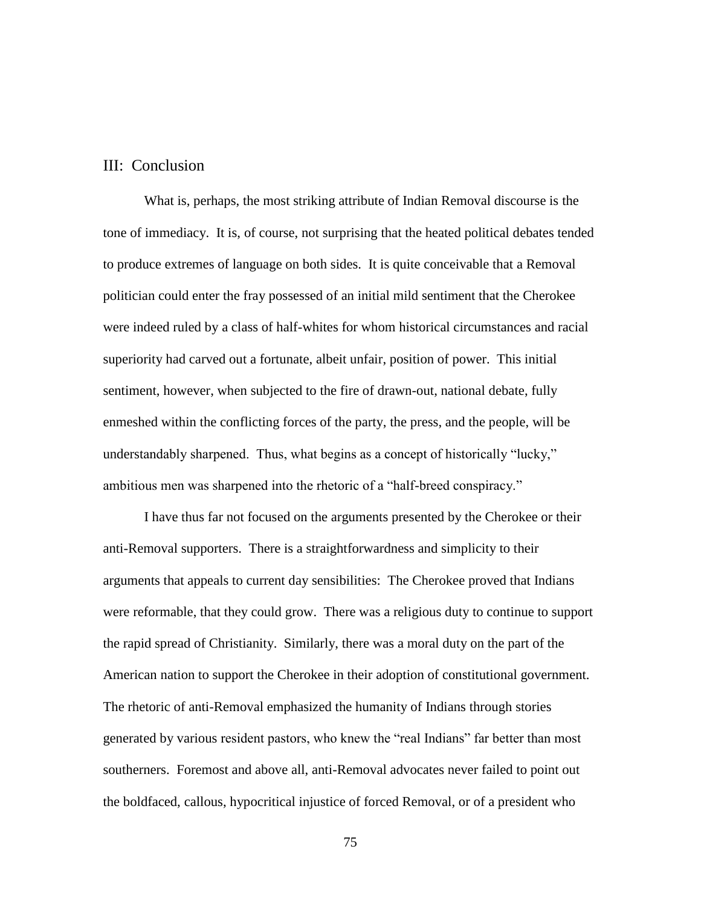## III: Conclusion

What is, perhaps, the most striking attribute of Indian Removal discourse is the tone of immediacy. It is, of course, not surprising that the heated political debates tended to produce extremes of language on both sides. It is quite conceivable that a Removal politician could enter the fray possessed of an initial mild sentiment that the Cherokee were indeed ruled by a class of half-whites for whom historical circumstances and racial superiority had carved out a fortunate, albeit unfair, position of power. This initial sentiment, however, when subjected to the fire of drawn-out, national debate, fully enmeshed within the conflicting forces of the party, the press, and the people, will be understandably sharpened. Thus, what begins as a concept of historically "lucky," ambitious men was sharpened into the rhetoric of a "half-breed conspiracy."

I have thus far not focused on the arguments presented by the Cherokee or their anti-Removal supporters. There is a straightforwardness and simplicity to their arguments that appeals to current day sensibilities: The Cherokee proved that Indians were reformable, that they could grow. There was a religious duty to continue to support the rapid spread of Christianity. Similarly, there was a moral duty on the part of the American nation to support the Cherokee in their adoption of constitutional government. The rhetoric of anti-Removal emphasized the humanity of Indians through stories generated by various resident pastors, who knew the "real Indians" far better than most southerners. Foremost and above all, anti-Removal advocates never failed to point out the boldfaced, callous, hypocritical injustice of forced Removal, or of a president who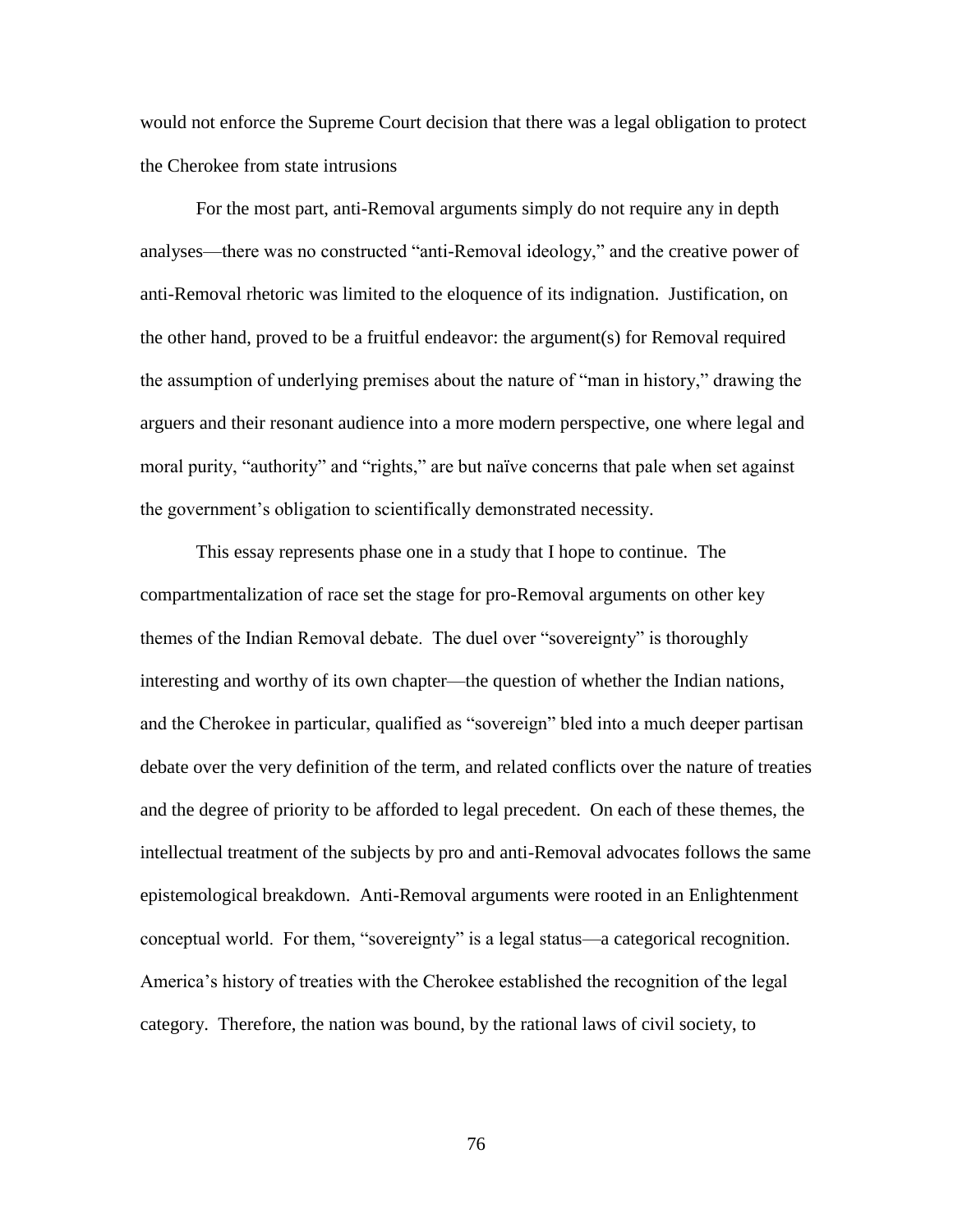would not enforce the Supreme Court decision that there was a legal obligation to protect the Cherokee from state intrusions

For the most part, anti-Removal arguments simply do not require any in depth analyses—there was no constructed "anti-Removal ideology," and the creative power of anti-Removal rhetoric was limited to the eloquence of its indignation. Justification, on the other hand, proved to be a fruitful endeavor: the argument(s) for Removal required the assumption of underlying premises about the nature of "man in history," drawing the arguers and their resonant audience into a more modern perspective, one where legal and moral purity, "authority" and "rights," are but naïve concerns that pale when set against the government's obligation to scientifically demonstrated necessity.

This essay represents phase one in a study that I hope to continue. The compartmentalization of race set the stage for pro-Removal arguments on other key themes of the Indian Removal debate. The duel over "sovereignty" is thoroughly interesting and worthy of its own chapter—the question of whether the Indian nations, and the Cherokee in particular, qualified as "sovereign" bled into a much deeper partisan debate over the very definition of the term, and related conflicts over the nature of treaties and the degree of priority to be afforded to legal precedent. On each of these themes, the intellectual treatment of the subjects by pro and anti-Removal advocates follows the same epistemological breakdown. Anti-Removal arguments were rooted in an Enlightenment conceptual world. For them, "sovereignty" is a legal status—a categorical recognition. America's history of treaties with the Cherokee established the recognition of the legal category. Therefore, the nation was bound, by the rational laws of civil society, to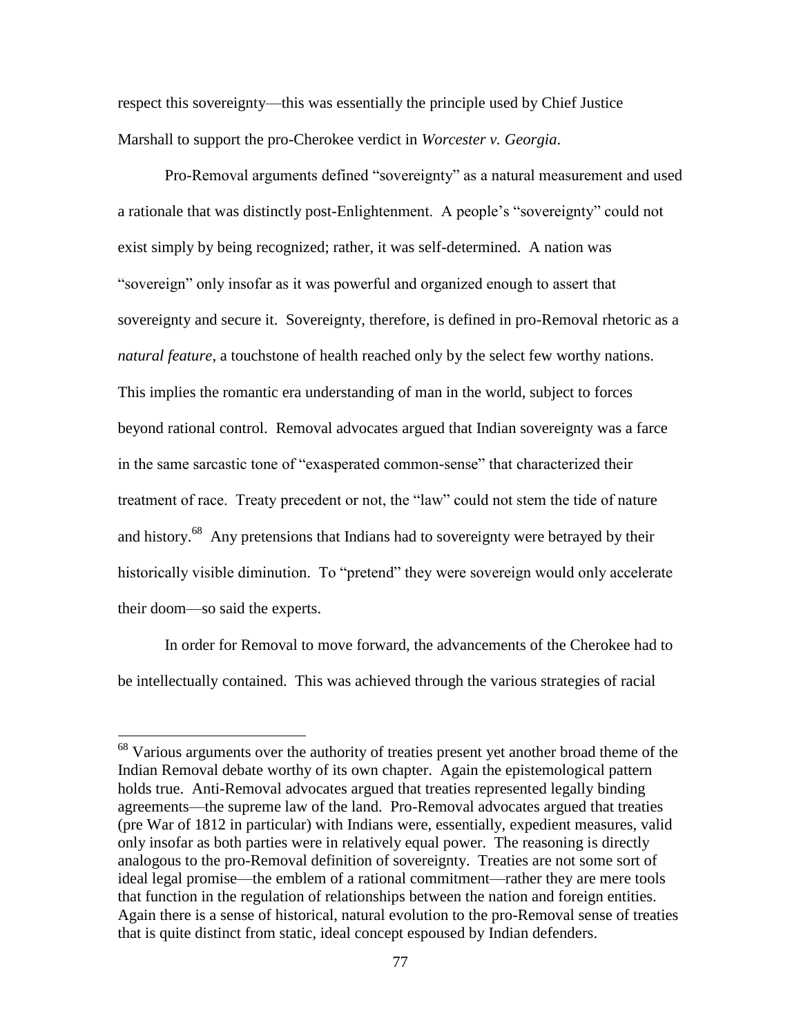respect this sovereignty—this was essentially the principle used by Chief Justice Marshall to support the pro-Cherokee verdict in *Worcester v. Georgia*.

Pro-Removal arguments defined "sovereignty" as a natural measurement and used a rationale that was distinctly post-Enlightenment. A people's "sovereignty" could not exist simply by being recognized; rather, it was self-determined. A nation was "sovereign" only insofar as it was powerful and organized enough to assert that sovereignty and secure it. Sovereignty, therefore, is defined in pro-Removal rhetoric as a *natural feature*, a touchstone of health reached only by the select few worthy nations. This implies the romantic era understanding of man in the world, subject to forces beyond rational control. Removal advocates argued that Indian sovereignty was a farce in the same sarcastic tone of "exasperated common-sense" that characterized their treatment of race. Treaty precedent or not, the "law" could not stem the tide of nature and history.[68] Any pretensions that Indians had to sovereignty were betrayed by their historically visible diminution. To "pretend" they were sovereign would only accelerate their doom—so said the experts.

In order for Removal to move forward, the advancements of the Cherokee had to be intellectually contained. This was achieved through the various strategies of racial

---

[68] Various arguments over the authority of treaties present yet another broad theme of the Indian Removal debate worthy of its own chapter. Again the epistemological pattern holds true. Anti-Removal advocates argued that treaties represented legally binding agreements—the supreme law of the land. Pro-Removal advocates argued that treaties (pre War of 1812 in particular) with Indians were, essentially, expedient measures, valid only insofar as both parties were in relatively equal power. The reasoning is directly analogous to the pro-Removal definition of sovereignty. Treaties are not some sort of ideal legal promise—the emblem of a rational commitment—rather they are mere tools that function in the regulation of relationships between the nation and foreign entities. Again there is a sense of historical, natural evolution to the pro-Removal sense of treaties that is quite distinct from static, ideal concept espoused by Indian defenders.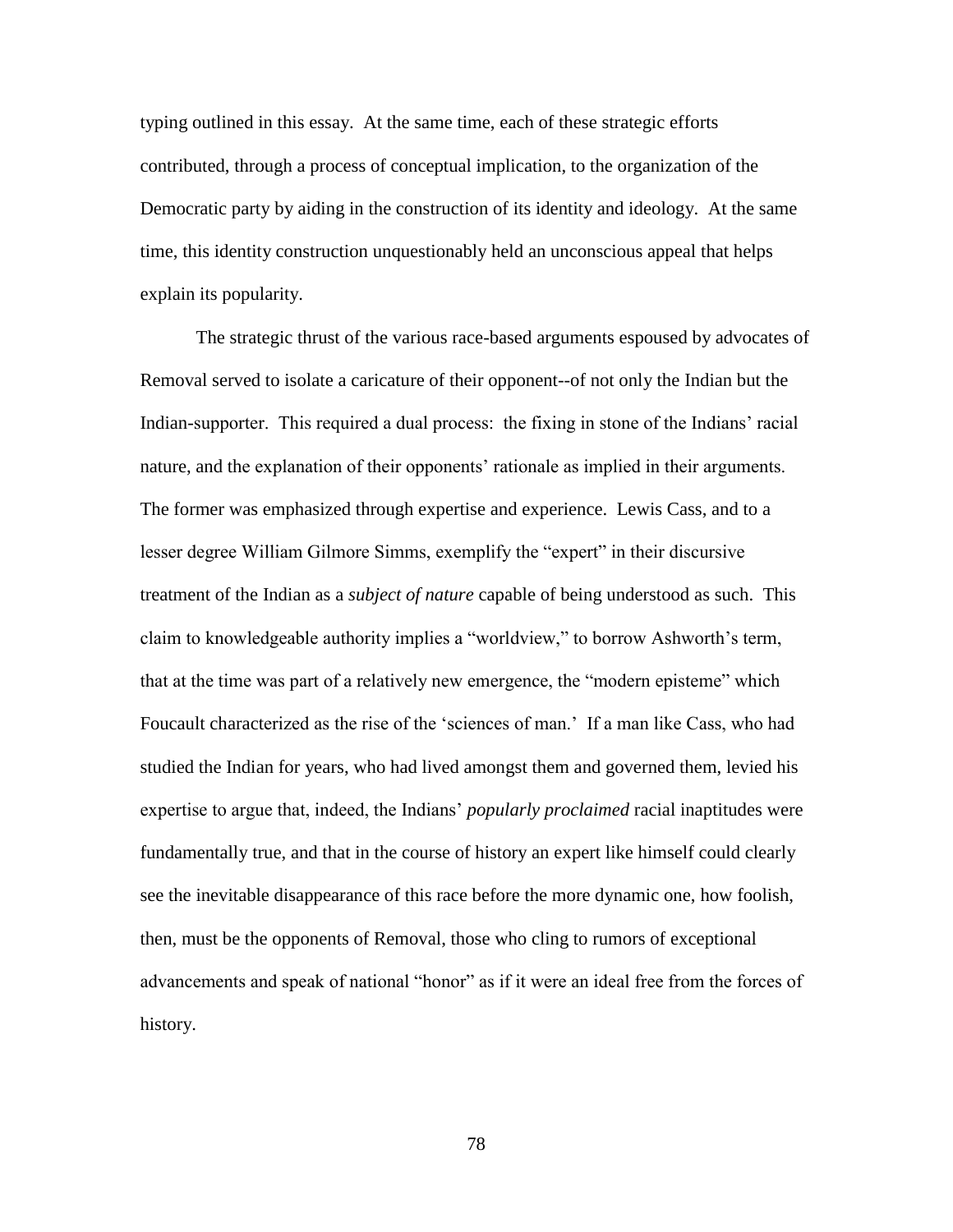typing outlined in this essay. At the same time, each of these strategic efforts contributed, through a process of conceptual implication, to the organization of the Democratic party by aiding in the construction of its identity and ideology. At the same time, this identity construction unquestionably held an unconscious appeal that helps explain its popularity.

The strategic thrust of the various race-based arguments espoused by advocates of Removal served to isolate a caricature of their opponent--of not only the Indian but the Indian-supporter. This required a dual process: the fixing in stone of the Indians' racial nature, and the explanation of their opponents' rationale as implied in their arguments. The former was emphasized through expertise and experience. Lewis Cass, and to a lesser degree William Gilmore Simms, exemplify the "expert" in their discursive treatment of the Indian as a *subject of nature* capable of being understood as such. This claim to knowledgeable authority implies a "worldview," to borrow Ashworth's term, that at the time was part of a relatively new emergence, the "modern episteme" which Foucault characterized as the rise of the 'sciences of man.' If a man like Cass, who had studied the Indian for years, who had lived amongst them and governed them, levied his expertise to argue that, indeed, the Indians' *popularly proclaimed* racial inaptitudes were fundamentally true, and that in the course of history an expert like himself could clearly see the inevitable disappearance of this race before the more dynamic one, how foolish, then, must be the opponents of Removal, those who cling to rumors of exceptional advancements and speak of national "honor" as if it were an ideal free from the forces of history.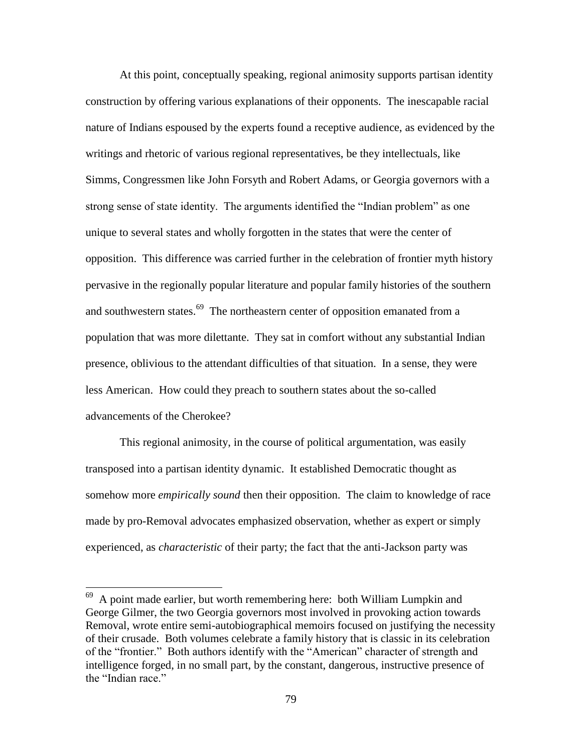At this point, conceptually speaking, regional animosity supports partisan identity construction by offering various explanations of their opponents. The inescapable racial nature of Indians espoused by the experts found a receptive audience, as evidenced by the writings and rhetoric of various regional representatives, be they intellectuals, like Simms, Congressmen like John Forsyth and Robert Adams, or Georgia governors with a strong sense of state identity. The arguments identified the "Indian problem" as one unique to several states and wholly forgotten in the states that were the center of opposition. This difference was carried further in the celebration of frontier myth history pervasive in the regionally popular literature and popular family histories of the southern and southwestern states.[69] The northeastern center of opposition emanated from a population that was more dilettante. They sat in comfort without any substantial Indian presence, oblivious to the attendant difficulties of that situation. In a sense, they were less American. How could they preach to southern states about the so-called advancements of the Cherokee?

This regional animosity, in the course of political argumentation, was easily transposed into a partisan identity dynamic. It established Democratic thought as somehow more *empirically sound* then their opposition. The claim to knowledge of race made by pro-Removal advocates emphasized observation, whether as expert or simply experienced, as *characteristic* of their party; the fact that the anti-Jackson party was

---

[69] A point made earlier, but worth remembering here: both William Lumpkin and George Gilmer, the two Georgia governors most involved in provoking action towards Removal, wrote entire semi-autobiographical memoirs focused on justifying the necessity of their crusade. Both volumes celebrate a family history that is classic in its celebration of the "frontier." Both authors identify with the "American" character of strength and intelligence forged, in no small part, by the constant, dangerous, instructive presence of the "Indian race."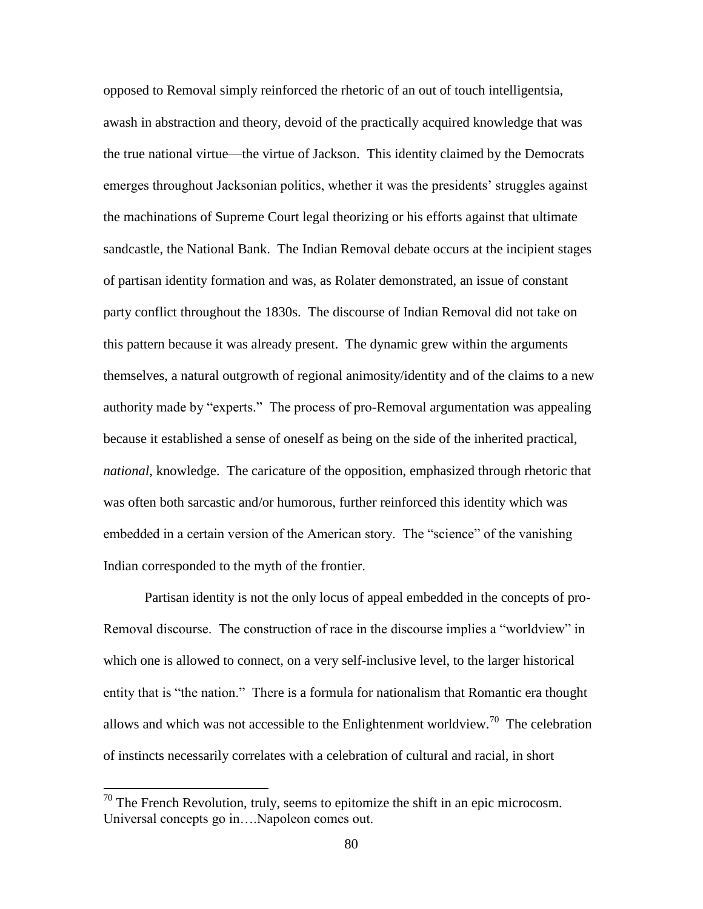opposed to Removal simply reinforced the rhetoric of an out of touch intelligentsia, awash in abstraction and theory, devoid of the practically acquired knowledge that was the true national virtue—the virtue of Jackson. This identity claimed by the Democrats emerges throughout Jacksonian politics, whether it was the presidents' struggles against the machinations of Supreme Court legal theorizing or his efforts against that ultimate sandcastle, the National Bank. The Indian Removal debate occurs at the incipient stages of partisan identity formation and was, as Rolater demonstrated, an issue of constant party conflict throughout the 1830s. The discourse of Indian Removal did not take on this pattern because it was already present. The dynamic grew within the arguments themselves, a natural outgrowth of regional animosity/identity and of the claims to a new authority made by "experts." The process of pro-Removal argumentation was appealing because it established a sense of oneself as being on the side of the inherited practical, *national,* knowledge. The caricature of the opposition, emphasized through rhetoric that was often both sarcastic and/or humorous, further reinforced this identity which was embedded in a certain version of the American story. The "science" of the vanishing Indian corresponded to the myth of the frontier.

Partisan identity is not the only locus of appeal embedded in the concepts of pro-Removal discourse. The construction of race in the discourse implies a "worldview" in which one is allowed to connect, on a very self-inclusive level, to the larger historical entity that is "the nation." There is a formula for nationalism that Romantic era thought allows and which was not accessible to the Enlightenment worldview.[70] The celebration of instincts necessarily correlates with a celebration of cultural and racial, in short

---

[70] The French Revolution, truly, seems to epitomize the shift in an epic microcosm. Universal concepts go in….Napoleon comes out.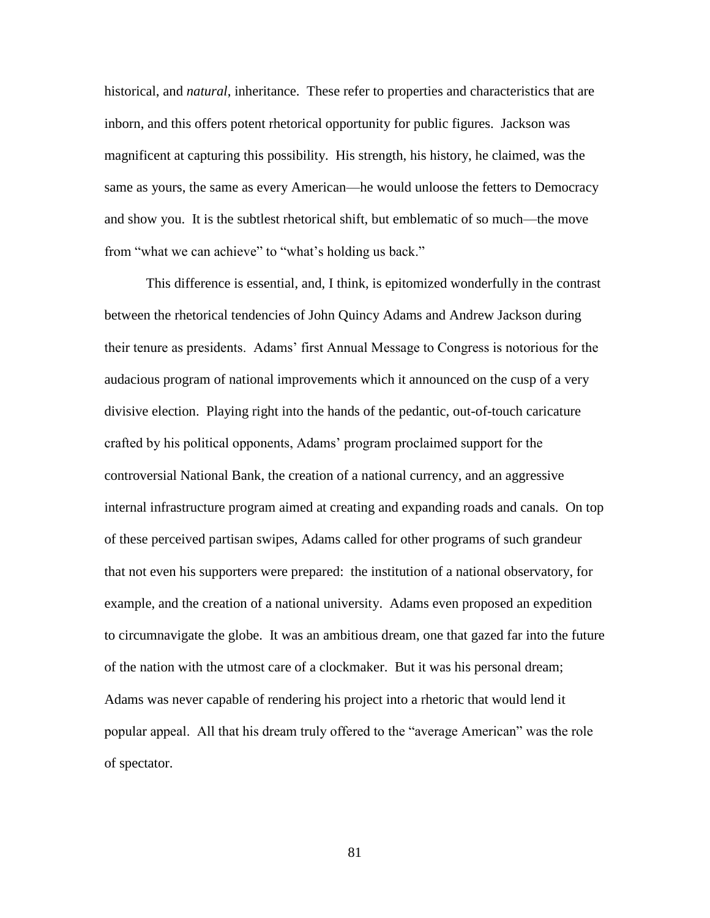historical, and *natural*, inheritance. These refer to properties and characteristics that are inborn, and this offers potent rhetorical opportunity for public figures. Jackson was magnificent at capturing this possibility. His strength, his history, he claimed, was the same as yours, the same as every American—he would unloose the fetters to Democracy and show you. It is the subtlest rhetorical shift, but emblematic of so much—the move from "what we can achieve" to "what's holding us back."

This difference is essential, and, I think, is epitomized wonderfully in the contrast between the rhetorical tendencies of John Quincy Adams and Andrew Jackson during their tenure as presidents. Adams' first Annual Message to Congress is notorious for the audacious program of national improvements which it announced on the cusp of a very divisive election. Playing right into the hands of the pedantic, out-of-touch caricature crafted by his political opponents, Adams' program proclaimed support for the controversial National Bank, the creation of a national currency, and an aggressive internal infrastructure program aimed at creating and expanding roads and canals. On top of these perceived partisan swipes, Adams called for other programs of such grandeur that not even his supporters were prepared: the institution of a national observatory, for example, and the creation of a national university. Adams even proposed an expedition to circumnavigate the globe. It was an ambitious dream, one that gazed far into the future of the nation with the utmost care of a clockmaker. But it was his personal dream; Adams was never capable of rendering his project into a rhetoric that would lend it popular appeal. All that his dream truly offered to the "average American" was the role of spectator.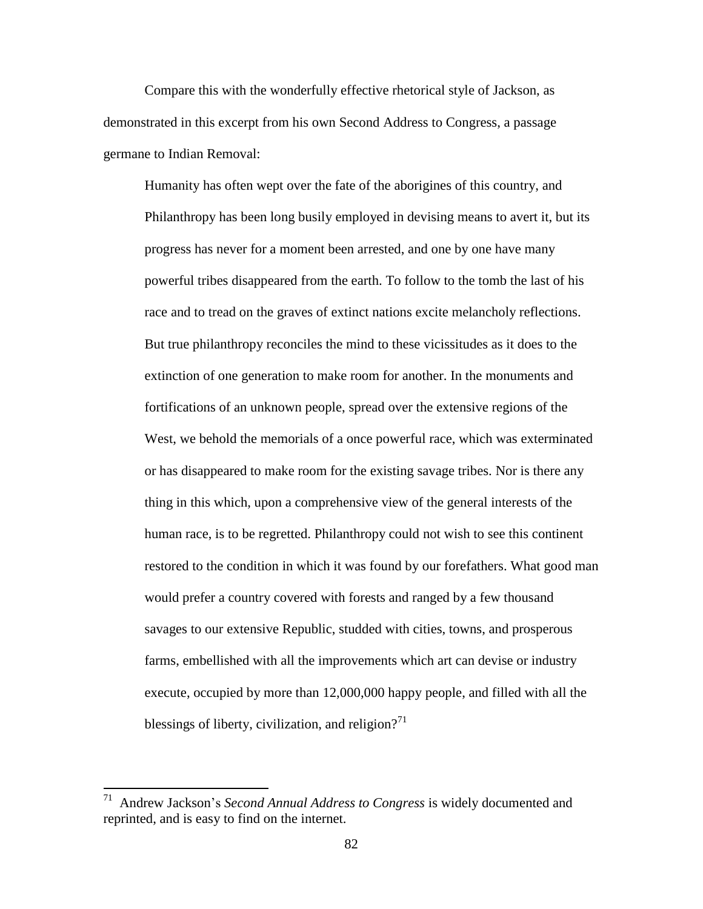Compare this with the wonderfully effective rhetorical style of Jackson, as demonstrated in this excerpt from his own Second Address to Congress, a passage germane to Indian Removal:

> Humanity has often wept over the fate of the aborigines of this country, and Philanthropy has been long busily employed in devising means to avert it, but its progress has never for a moment been arrested, and one by one have many powerful tribes disappeared from the earth. To follow to the tomb the last of his race and to tread on the graves of extinct nations excite melancholy reflections. But true philanthropy reconciles the mind to these vicissitudes as it does to the extinction of one generation to make room for another. In the monuments and fortifications of an unknown people, spread over the extensive regions of the West, we behold the memorials of a once powerful race, which was exterminated or has disappeared to make room for the existing savage tribes. Nor is there any thing in this which, upon a comprehensive view of the general interests of the human race, is to be regretted. Philanthropy could not wish to see this continent restored to the condition in which it was found by our forefathers. What good man would prefer a country covered with forests and ranged by a few thousand savages to our extensive Republic, studded with cities, towns, and prosperous farms, embellished with all the improvements which art can devise or industry execute, occupied by more than 12,000,000 happy people, and filled with all the blessings of liberty, civilization, and religion?[71]

---

[71] Andrew Jackson's *Second Annual Address to Congress* is widely documented and reprinted, and is easy to find on the internet.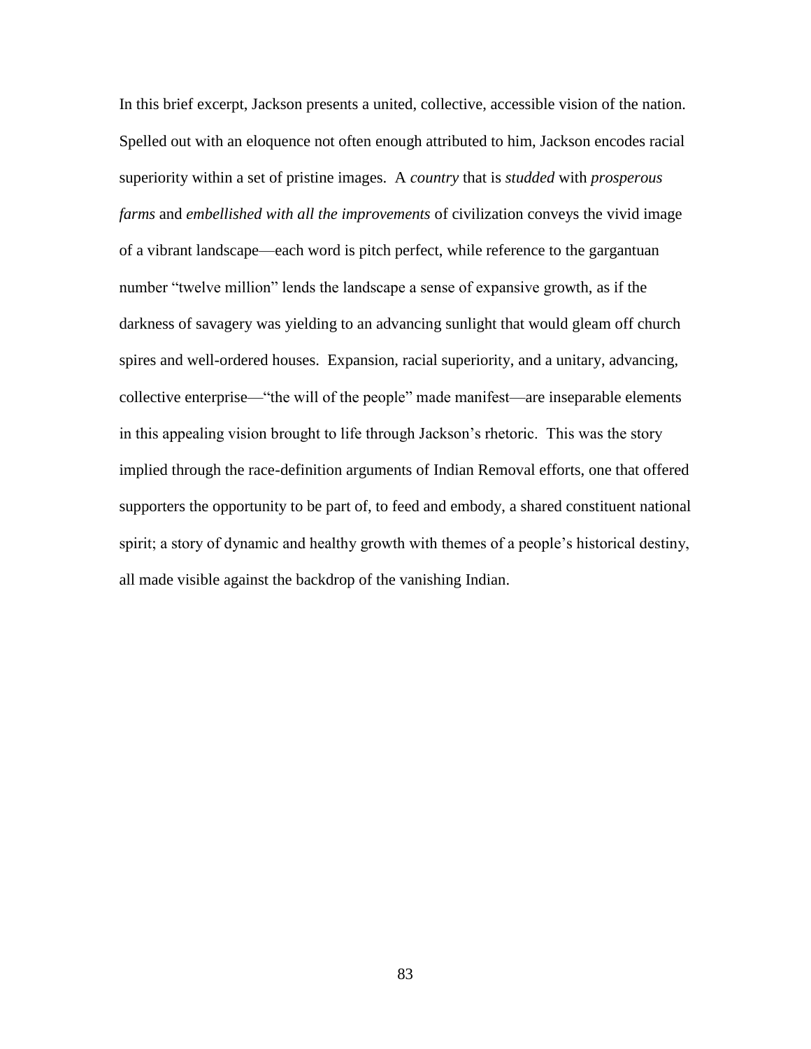In this brief excerpt, Jackson presents a united, collective, accessible vision of the nation. Spelled out with an eloquence not often enough attributed to him, Jackson encodes racial superiority within a set of pristine images. A *country* that is *studded* with *prosperous farms* and *embellished with all the improvements* of civilization conveys the vivid image of a vibrant landscape—each word is pitch perfect, while reference to the gargantuan number "twelve million" lends the landscape a sense of expansive growth, as if the darkness of savagery was yielding to an advancing sunlight that would gleam off church spires and well-ordered houses. Expansion, racial superiority, and a unitary, advancing, collective enterprise—"the will of the people" made manifest—are inseparable elements in this appealing vision brought to life through Jackson's rhetoric. This was the story implied through the race-definition arguments of Indian Removal efforts, one that offered supporters the opportunity to be part of, to feed and embody, a shared constituent national spirit; a story of dynamic and healthy growth with themes of a people's historical destiny, all made visible against the backdrop of the vanishing Indian.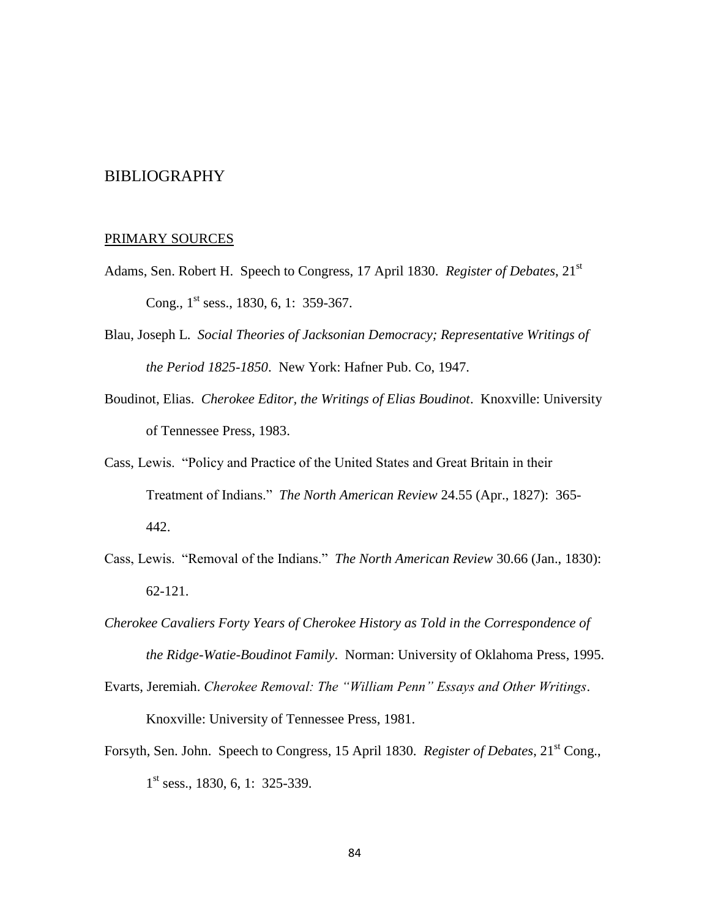# BIBLIOGRAPHY

## PRIMARY SOURCES

Adams, Sen. Robert H. Speech to Congress, 17 April 1830. *Register of Debates*, 21st Cong., 1st sess., 1830, 6, 1: 359-367.

Blau, Joseph L. *Social Theories of Jacksonian Democracy; Representative Writings of the Period 1825-1850*. New York: Hafner Pub. Co, 1947.

Boudinot, Elias. *Cherokee Editor, the Writings of Elias Boudinot*. Knoxville: University of Tennessee Press, 1983.

Cass, Lewis. "Policy and Practice of the United States and Great Britain in their Treatment of Indians." *The North American Review* 24.55 (Apr., 1827): 365-442.

Cass, Lewis. "Removal of the Indians." *The North American Review* 30.66 (Jan., 1830): 62-121.

*Cherokee Cavaliers Forty Years of Cherokee History as Told in the Correspondence of the Ridge-Watie-Boudinot Family*. Norman: University of Oklahoma Press, 1995.

Evarts, Jeremiah. *Cherokee Removal: The "William Penn" Essays and Other Writings*. Knoxville: University of Tennessee Press, 1981.

Forsyth, Sen. John. Speech to Congress, 15 April 1830. *Register of Debates*, 21st Cong., 1st sess., 1830, 6, 1: 325-339.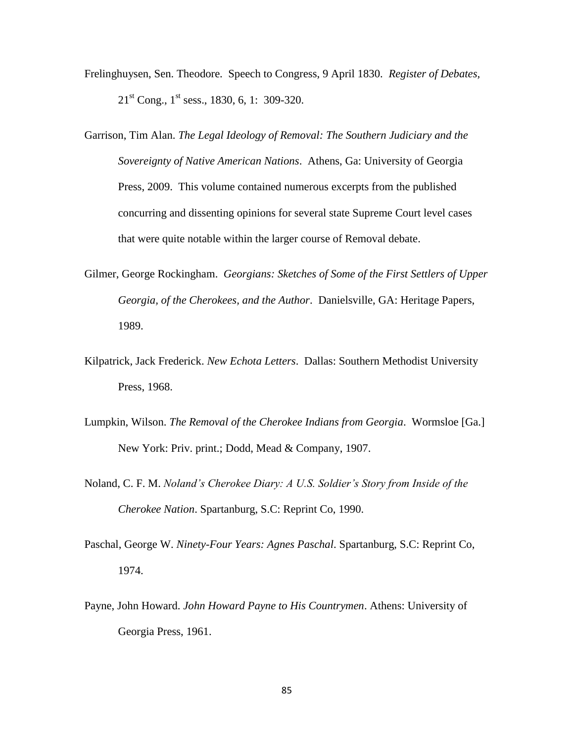Frelinghuysen, Sen. Theodore. Speech to Congress, 9 April 1830. *Register of Debates*, 21st Cong., 1st sess., 1830, 6, 1: 309-320.

Garrison, Tim Alan. *The Legal Ideology of Removal: The Southern Judiciary and the Sovereignty of Native American Nations*. Athens, Ga: University of Georgia Press, 2009. This volume contained numerous excerpts from the published concurring and dissenting opinions for several state Supreme Court level cases that were quite notable within the larger course of Removal debate.

Gilmer, George Rockingham. *Georgians: Sketches of Some of the First Settlers of Upper Georgia, of the Cherokees, and the Author*. Danielsville, GA: Heritage Papers, 1989.

Kilpatrick, Jack Frederick. *New Echota Letters*. Dallas: Southern Methodist University Press, 1968.

Lumpkin, Wilson. *The Removal of the Cherokee Indians from Georgia*. Wormsloe [Ga.] New York: Priv. print.; Dodd, Mead & Company, 1907.

Noland, C. F. M. *Noland's Cherokee Diary: A U.S. Soldier's Story from Inside of the Cherokee Nation*. Spartanburg, S.C: Reprint Co, 1990.

Paschal, George W. *Ninety-Four Years: Agnes Paschal*. Spartanburg, S.C: Reprint Co, 1974.

Payne, John Howard. *John Howard Payne to His Countrymen*. Athens: University of Georgia Press, 1961.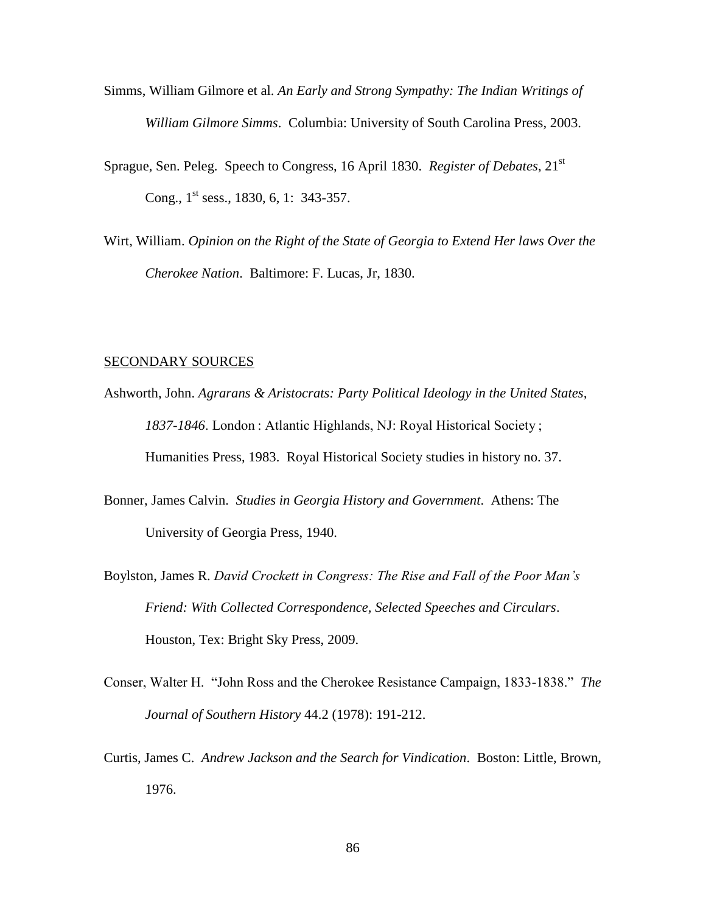Simms, William Gilmore et al. *An Early and Strong Sympathy: The Indian Writings of William Gilmore Simms*. Columbia: University of South Carolina Press, 2003.

Sprague, Sen. Peleg. Speech to Congress, 16 April 1830. *Register of Debates*, 21st Cong., 1st sess., 1830, 6, 1: 343-357.

Wirt, William. *Opinion on the Right of the State of Georgia to Extend Her laws Over the Cherokee Nation*. Baltimore: F. Lucas, Jr, 1830.

SECONDARY SOURCES

Ashworth, John. *Agrarans & Aristocrats: Party Political Ideology in the United States, 1837-1846*. London : Atlantic Highlands, NJ: Royal Historical Society ; Humanities Press, 1983. Royal Historical Society studies in history no. 37.

Bonner, James Calvin. *Studies in Georgia History and Government*. Athens: The University of Georgia Press, 1940.

Boylston, James R. *David Crockett in Congress: The Rise and Fall of the Poor Man's Friend: With Collected Correspondence, Selected Speeches and Circulars*. Houston, Tex: Bright Sky Press, 2009.

Conser, Walter H. "John Ross and the Cherokee Resistance Campaign, 1833-1838." *The Journal of Southern History* 44.2 (1978): 191-212.

Curtis, James C. *Andrew Jackson and the Search for Vindication*. Boston: Little, Brown, 1976.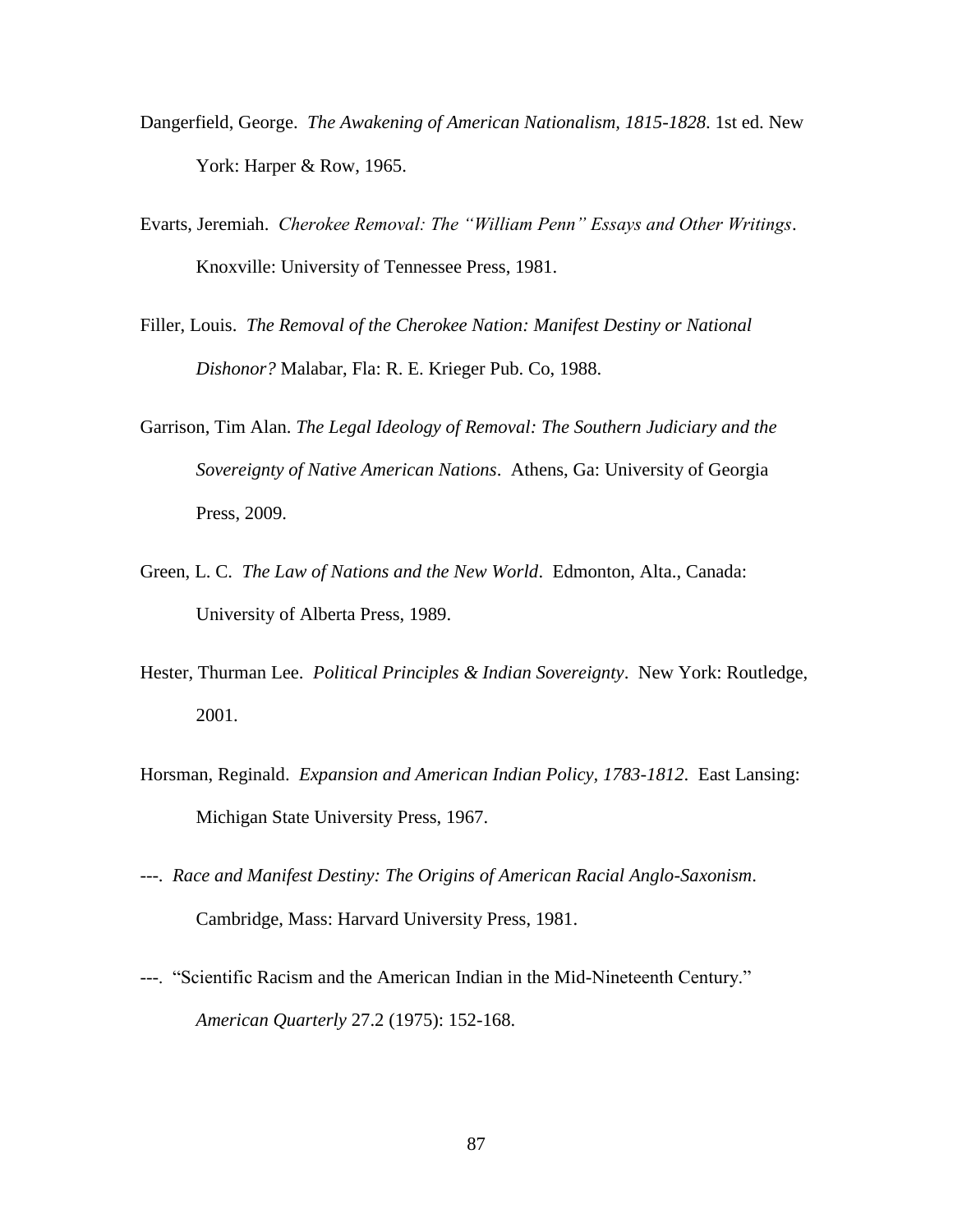Dangerfield, George. *The Awakening of American Nationalism, 1815-1828*. 1st ed. New York: Harper & Row, 1965.

Evarts, Jeremiah. *Cherokee Removal: The "William Penn" Essays and Other Writings*. Knoxville: University of Tennessee Press, 1981.

Filler, Louis. *The Removal of the Cherokee Nation: Manifest Destiny or National Dishonor?* Malabar, Fla: R. E. Krieger Pub. Co, 1988.

Garrison, Tim Alan. *The Legal Ideology of Removal: The Southern Judiciary and the Sovereignty of Native American Nations*. Athens, Ga: University of Georgia Press, 2009.

Green, L. C. *The Law of Nations and the New World*. Edmonton, Alta., Canada: University of Alberta Press, 1989.

Hester, Thurman Lee. *Political Principles & Indian Sovereignty*. New York: Routledge, 2001.

Horsman, Reginald. *Expansion and American Indian Policy, 1783-1812*. East Lansing: Michigan State University Press, 1967.

---. *Race and Manifest Destiny: The Origins of American Racial Anglo-Saxonism*. Cambridge, Mass: Harvard University Press, 1981.

---. "Scientific Racism and the American Indian in the Mid-Nineteenth Century." *American Quarterly* 27.2 (1975): 152-168.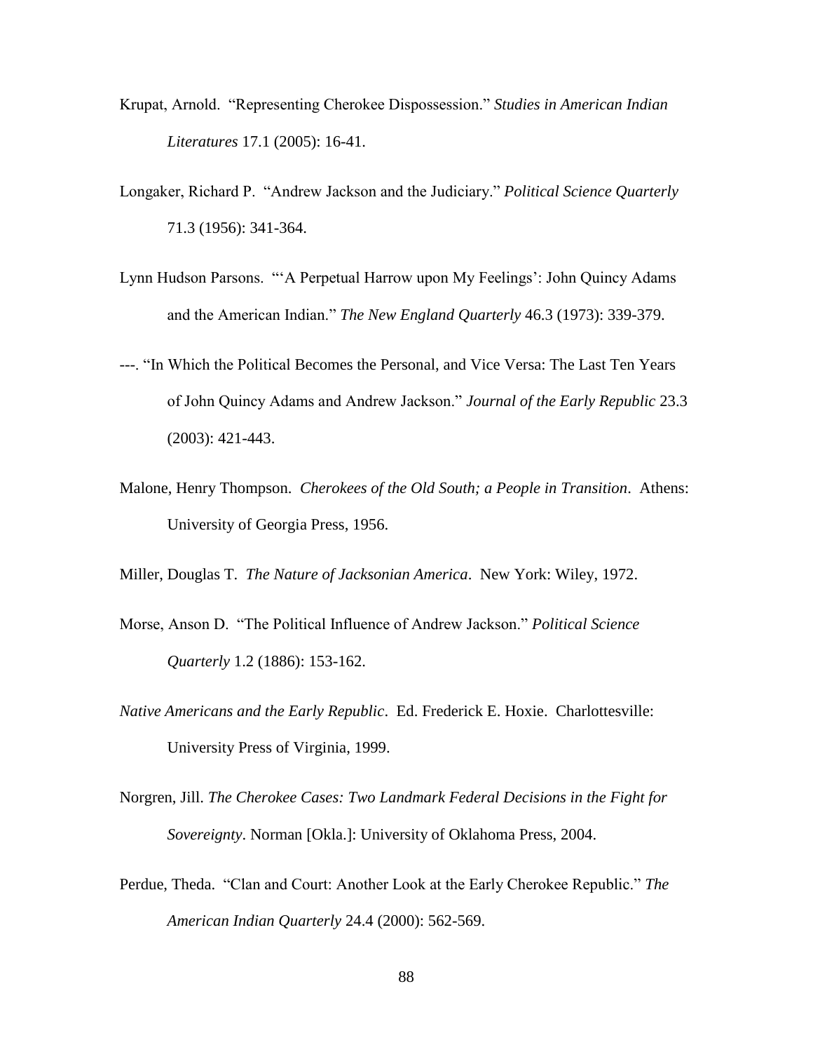Krupat, Arnold. "Representing Cherokee Dispossession." *Studies in American Indian Literatures* 17.1 (2005): 16-41.

Longaker, Richard P. "Andrew Jackson and the Judiciary." *Political Science Quarterly* 71.3 (1956): 341-364.

Lynn Hudson Parsons. "'A Perpetual Harrow upon My Feelings': John Quincy Adams and the American Indian." *The New England Quarterly* 46.3 (1973): 339-379.

---. "In Which the Political Becomes the Personal, and Vice Versa: The Last Ten Years of John Quincy Adams and Andrew Jackson." *Journal of the Early Republic* 23.3 (2003): 421-443.

Malone, Henry Thompson. *Cherokees of the Old South; a People in Transition*. Athens: University of Georgia Press, 1956.

Miller, Douglas T. *The Nature of Jacksonian America*. New York: Wiley, 1972.

Morse, Anson D. "The Political Influence of Andrew Jackson." *Political Science Quarterly* 1.2 (1886): 153-162.

*Native Americans and the Early Republic*. Ed. Frederick E. Hoxie. Charlottesville: University Press of Virginia, 1999.

Norgren, Jill. *The Cherokee Cases: Two Landmark Federal Decisions in the Fight for Sovereignty*. Norman [Okla.]: University of Oklahoma Press, 2004.

Perdue, Theda. "Clan and Court: Another Look at the Early Cherokee Republic." *The American Indian Quarterly* 24.4 (2000): 562-569.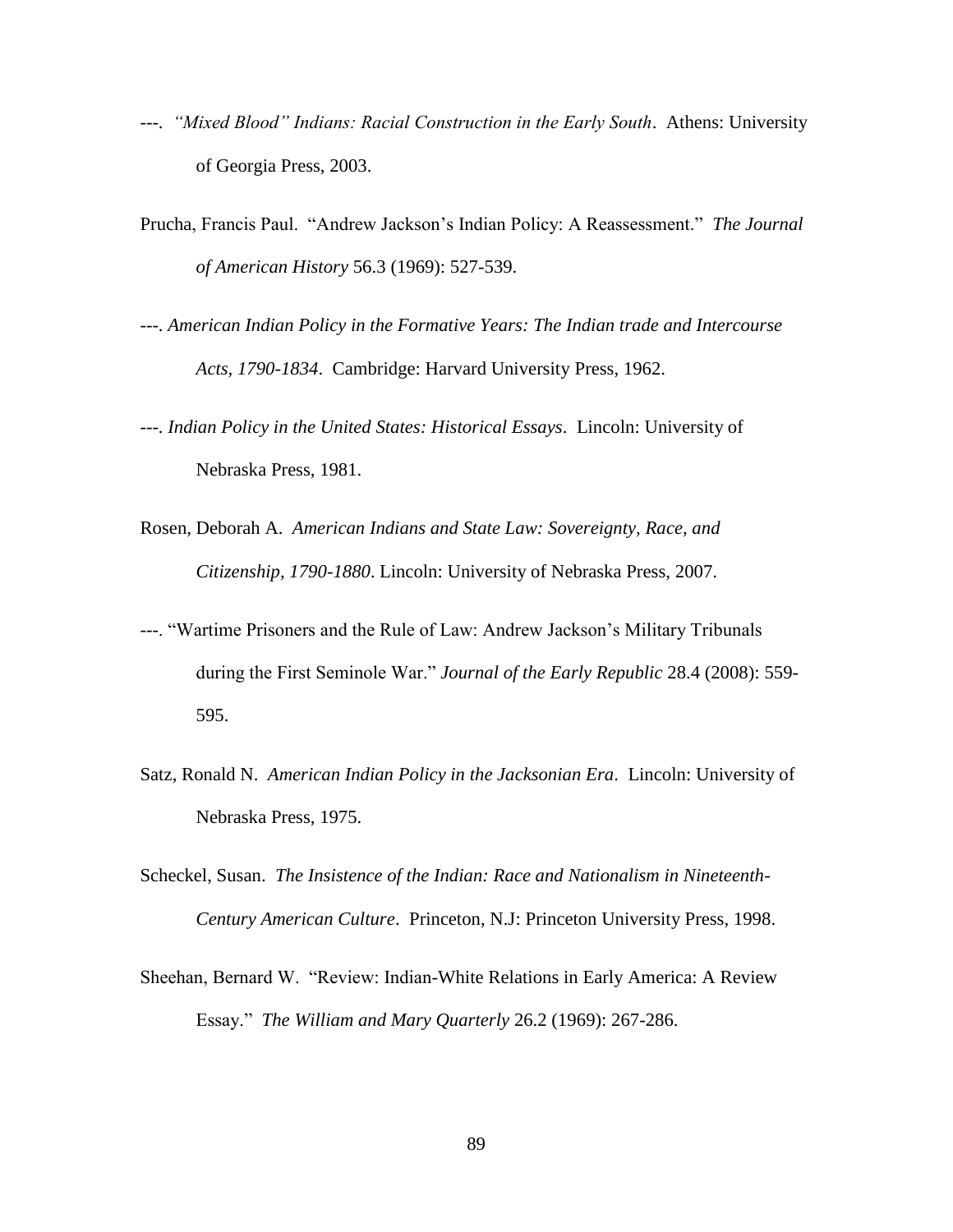---. *"Mixed Blood" Indians: Racial Construction in the Early South*. Athens: University of Georgia Press, 2003.

Prucha, Francis Paul. "Andrew Jackson's Indian Policy: A Reassessment." *The Journal of American History* 56.3 (1969): 527-539.

---. *American Indian Policy in the Formative Years: The Indian trade and Intercourse Acts, 1790-1834*. Cambridge: Harvard University Press, 1962.

---. *Indian Policy in the United States: Historical Essays*. Lincoln: University of Nebraska Press, 1981.

Rosen, Deborah A. *American Indians and State Law: Sovereignty, Race, and Citizenship, 1790-1880*. Lincoln: University of Nebraska Press, 2007.

---. "Wartime Prisoners and the Rule of Law: Andrew Jackson's Military Tribunals during the First Seminole War." *Journal of the Early Republic* 28.4 (2008): 559-595.

Satz, Ronald N. *American Indian Policy in the Jacksonian Era*. Lincoln: University of Nebraska Press, 1975.

Scheckel, Susan. *The Insistence of the Indian: Race and Nationalism in Nineteenth-Century American Culture*. Princeton, N.J: Princeton University Press, 1998.

Sheehan, Bernard W. "Review: Indian-White Relations in Early America: A Review Essay." *The William and Mary Quarterly* 26.2 (1969): 267-286.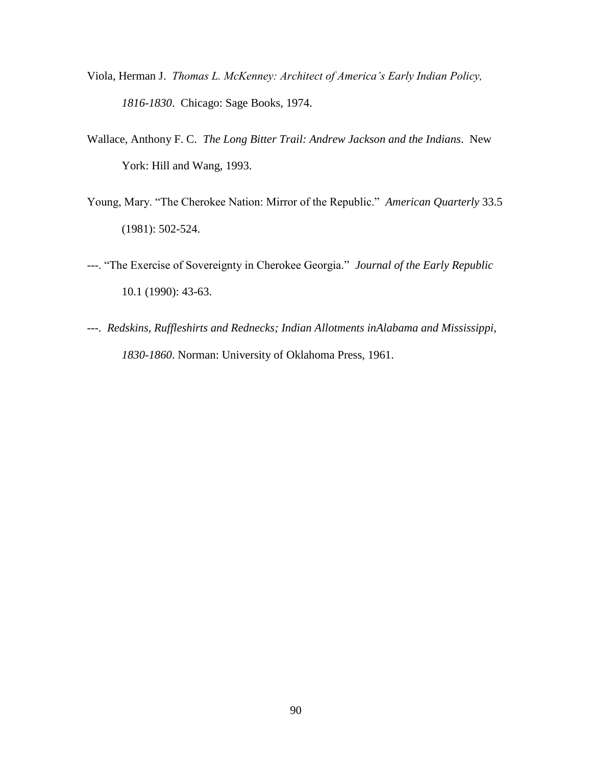Viola, Herman J. *Thomas L. McKenney: Architect of America's Early Indian Policy, 1816-1830*. Chicago: Sage Books, 1974.

Wallace, Anthony F. C. *The Long Bitter Trail: Andrew Jackson and the Indians*. New York: Hill and Wang, 1993.

Young, Mary. "The Cherokee Nation: Mirror of the Republic." *American Quarterly* 33.5 (1981): 502-524.

---. "The Exercise of Sovereignty in Cherokee Georgia." *Journal of the Early Republic* 10.1 (1990): 43-63.

---. *Redskins, Ruffleshirts and Rednecks; Indian Allotments inAlabama and Mississippi, 1830-1860*. Norman: University of Oklahoma Press, 1961.